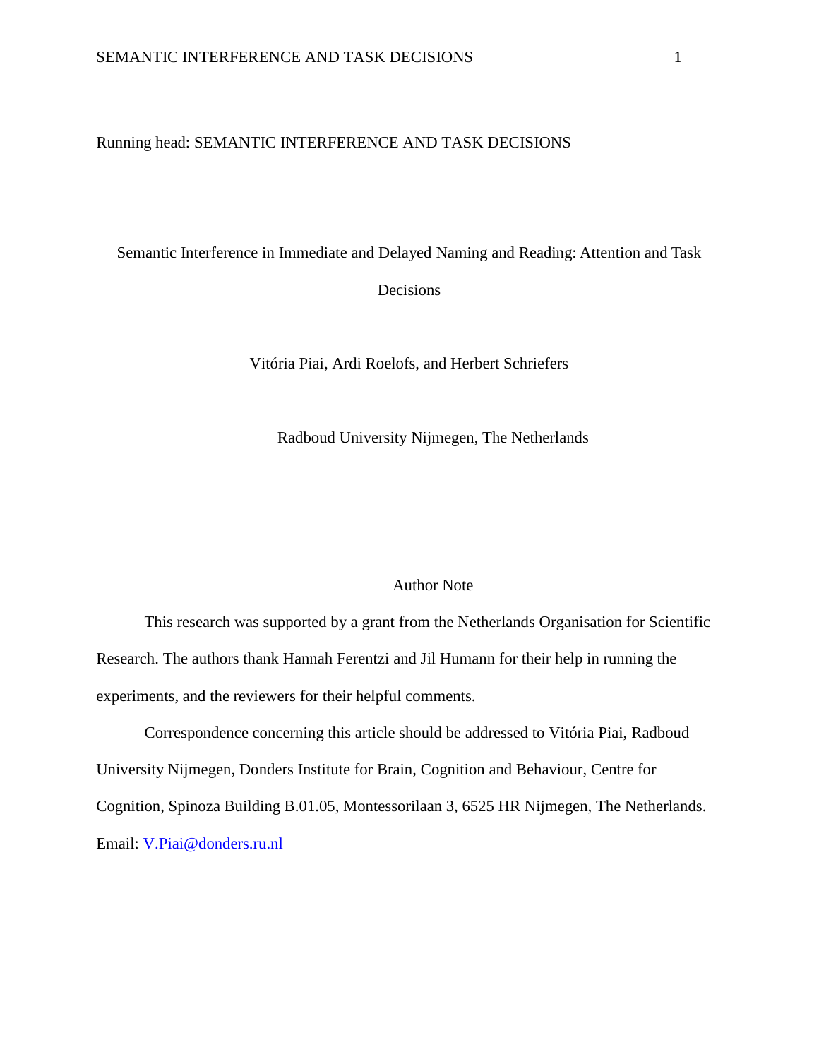Running head: SEMANTIC INTERFERENCE AND TASK DECISIONS

# Semantic Interference in Immediate and Delayed Naming and Reading: Attention and Task Decisions

Vitória Piai, Ardi Roelofs, and Herbert Schriefers

Radboud University Nijmegen, The Netherlands

## Author Note

This research was supported by a grant from the Netherlands Organisation for Scientific Research. The authors thank Hannah Ferentzi and Jil Humann for their help in running the experiments, and the reviewers for their helpful comments.

Correspondence concerning this article should be addressed to Vitória Piai, Radboud University Nijmegen, Donders Institute for Brain, Cognition and Behaviour, Centre for Cognition, Spinoza Building B.01.05, Montessorilaan 3, 6525 HR Nijmegen, The Netherlands. Email: V.Piai@donders.ru.nl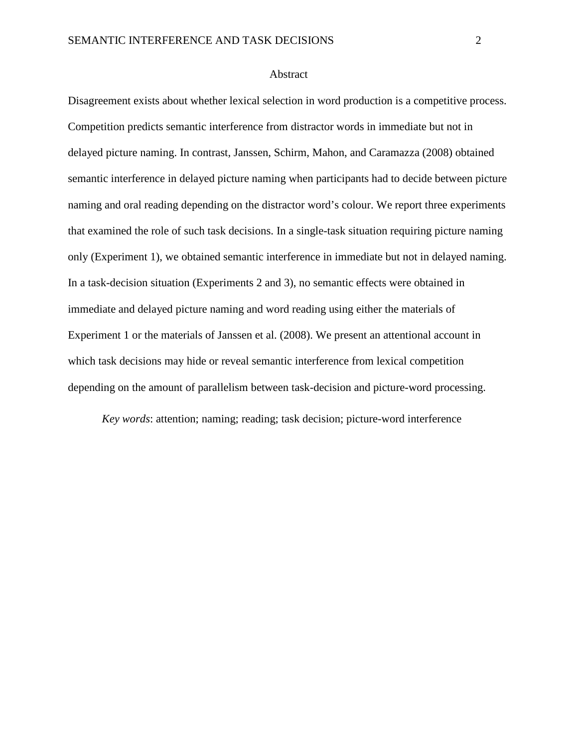## Abstract

Disagreement exists about whether lexical selection in word production is a competitive process. Competition predicts semantic interference from distractor words in immediate but not in delayed picture naming. In contrast, Janssen, Schirm, Mahon, and Caramazza (2008) obtained semantic interference in delayed picture naming when participants had to decide between picture naming and oral reading depending on the distractor word's colour. We report three experiments that examined the role of such task decisions. In a single-task situation requiring picture naming only (Experiment 1), we obtained semantic interference in immediate but not in delayed naming. In a task-decision situation (Experiments 2 and 3), no semantic effects were obtained in immediate and delayed picture naming and word reading using either the materials of Experiment 1 or the materials of Janssen et al. (2008). We present an attentional account in which task decisions may hide or reveal semantic interference from lexical competition depending on the amount of parallelism between task-decision and picture-word processing.

*Key words*: attention; naming; reading; task decision; picture-word interference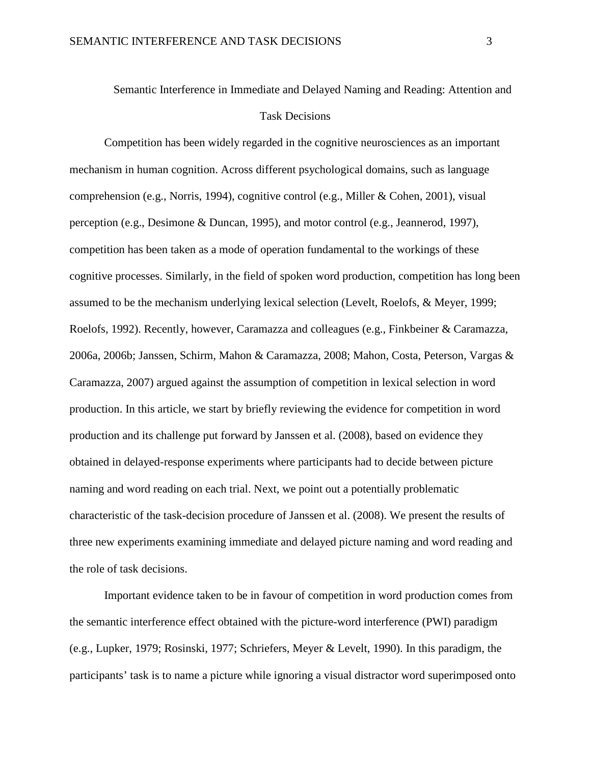# Semantic Interference in Immediate and Delayed Naming and Reading: Attention and Task Decisions

Competition has been widely regarded in the cognitive neurosciences as an important mechanism in human cognition. Across different psychological domains, such as language comprehension (e.g., Norris, 1994), cognitive control (e.g., Miller & Cohen, 2001), visual perception (e.g., Desimone & Duncan, 1995), and motor control (e.g., Jeannerod, 1997), competition has been taken as a mode of operation fundamental to the workings of these cognitive processes. Similarly, in the field of spoken word production, competition has long been assumed to be the mechanism underlying lexical selection (Levelt, Roelofs, & Meyer, 1999; Roelofs, 1992). Recently, however, Caramazza and colleagues (e.g., Finkbeiner & Caramazza, 2006a, 2006b; Janssen, Schirm, Mahon & Caramazza, 2008; Mahon, Costa, Peterson, Vargas & Caramazza, 2007) argued against the assumption of competition in lexical selection in word production. In this article, we start by briefly reviewing the evidence for competition in word production and its challenge put forward by Janssen et al. (2008), based on evidence they obtained in delayed-response experiments where participants had to decide between picture naming and word reading on each trial. Next, we point out a potentially problematic characteristic of the task-decision procedure of Janssen et al. (2008). We present the results of three new experiments examining immediate and delayed picture naming and word reading and the role of task decisions.

Important evidence taken to be in favour of competition in word production comes from the semantic interference effect obtained with the picture-word interference (PWI) paradigm (e.g., Lupker, 1979; Rosinski, 1977; Schriefers, Meyer & Levelt, 1990). In this paradigm, the participants' task is to name a picture while ignoring a visual distractor word superimposed onto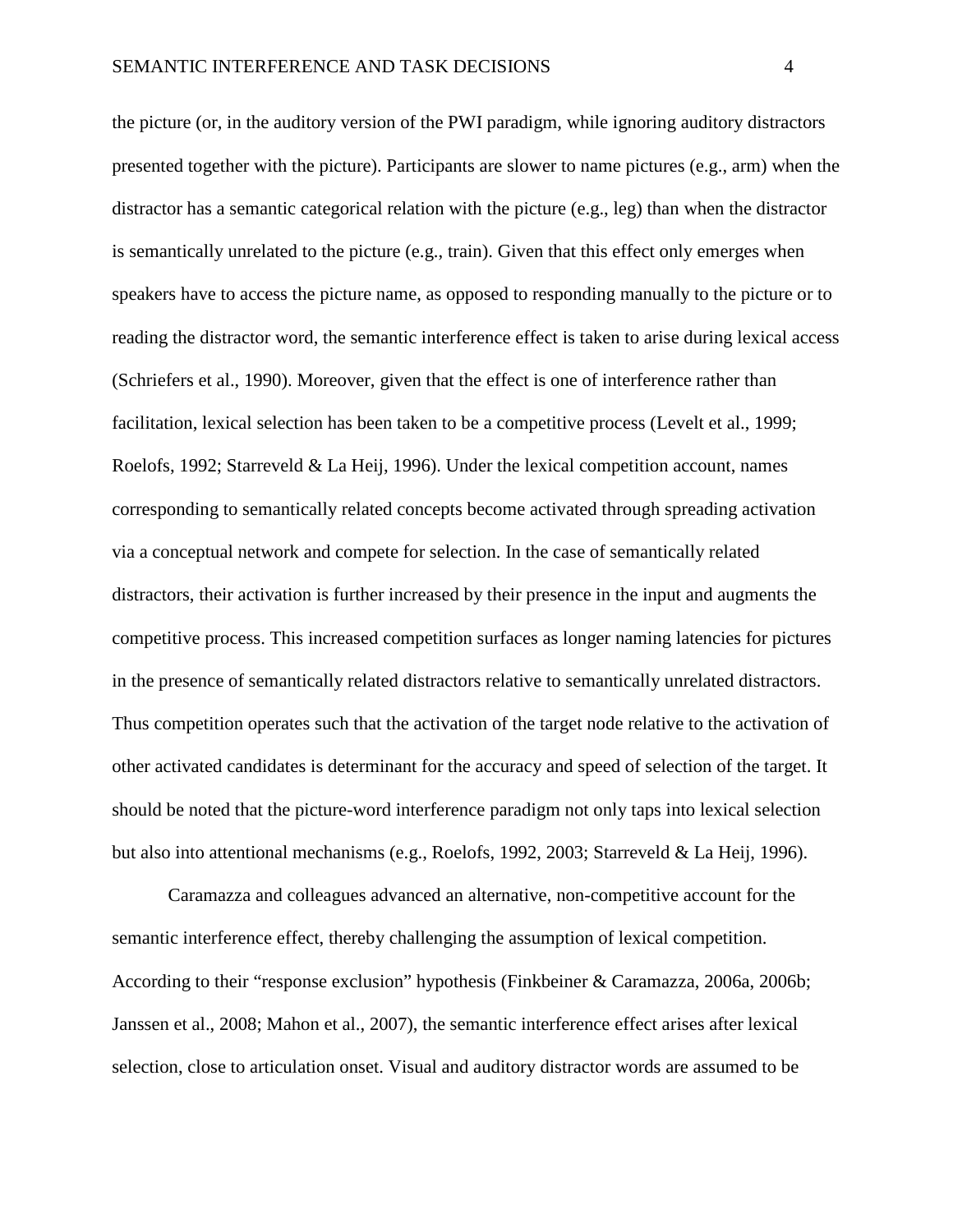the picture (or, in the auditory version of the PWI paradigm, while ignoring auditory distractors presented together with the picture). Participants are slower to name pictures (e.g., arm) when the distractor has a semantic categorical relation with the picture (e.g., leg) than when the distractor is semantically unrelated to the picture (e.g., train). Given that this effect only emerges when speakers have to access the picture name, as opposed to responding manually to the picture or to reading the distractor word, the semantic interference effect is taken to arise during lexical access (Schriefers et al., 1990). Moreover, given that the effect is one of interference rather than facilitation, lexical selection has been taken to be a competitive process (Levelt et al., 1999; Roelofs, 1992; Starreveld & La Heij, 1996). Under the lexical competition account, names corresponding to semantically related concepts become activated through spreading activation via a conceptual network and compete for selection. In the case of semantically related distractors, their activation is further increased by their presence in the input and augments the competitive process. This increased competition surfaces as longer naming latencies for pictures in the presence of semantically related distractors relative to semantically unrelated distractors. Thus competition operates such that the activation of the target node relative to the activation of other activated candidates is determinant for the accuracy and speed of selection of the target. It should be noted that the picture-word interference paradigm not only taps into lexical selection but also into attentional mechanisms (e.g., Roelofs, 1992, 2003; Starreveld & La Heij, 1996).

Caramazza and colleagues advanced an alternative, non-competitive account for the semantic interference effect, thereby challenging the assumption of lexical competition. According to their "response exclusion" hypothesis (Finkbeiner & Caramazza, 2006a, 2006b; Janssen et al., 2008; Mahon et al., 2007), the semantic interference effect arises after lexical selection, close to articulation onset. Visual and auditory distractor words are assumed to be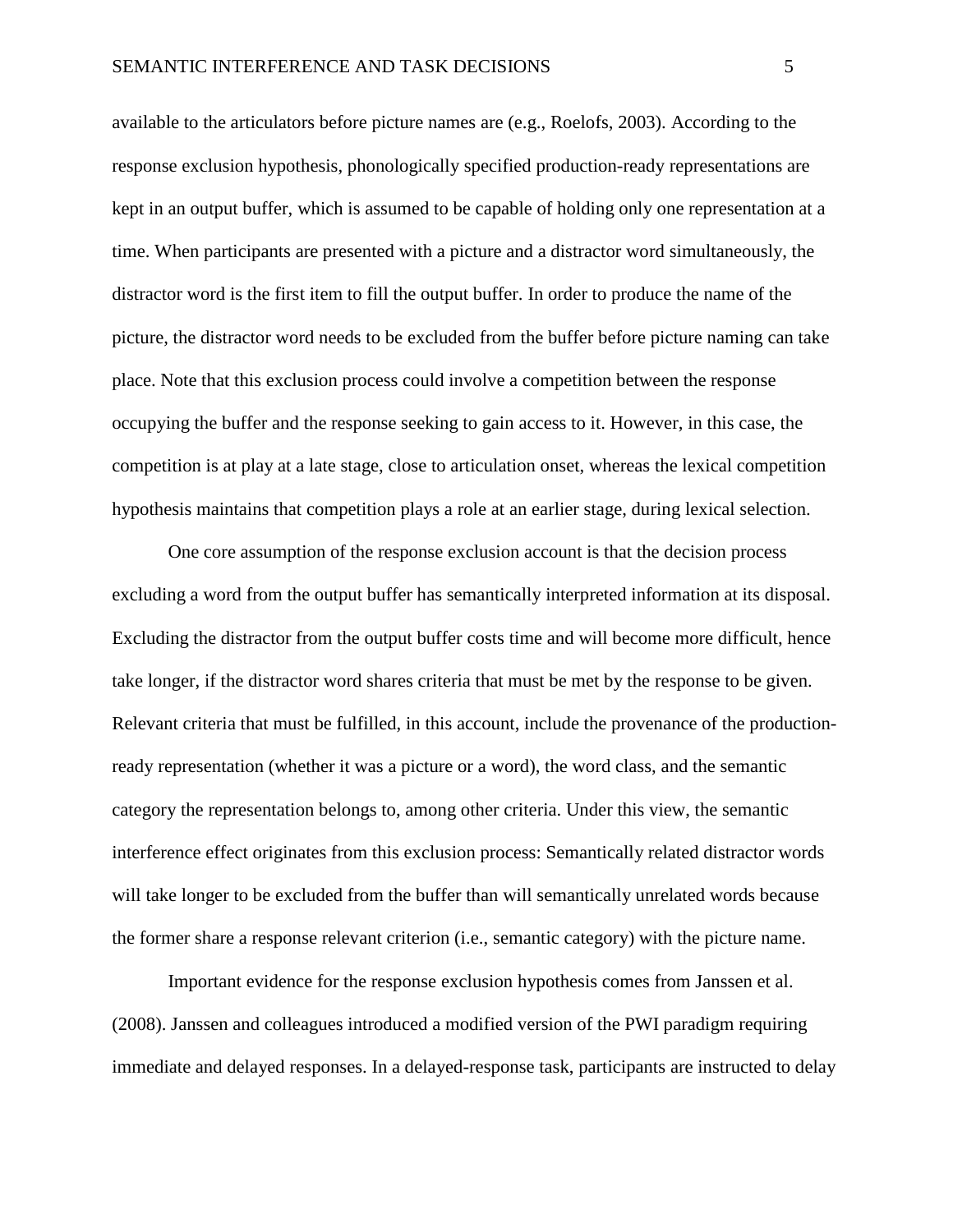available to the articulators before picture names are (e.g., Roelofs, 2003). According to the response exclusion hypothesis, phonologically specified production-ready representations are kept in an output buffer, which is assumed to be capable of holding only one representation at a time. When participants are presented with a picture and a distractor word simultaneously, the distractor word is the first item to fill the output buffer. In order to produce the name of the picture, the distractor word needs to be excluded from the buffer before picture naming can take place. Note that this exclusion process could involve a competition between the response occupying the buffer and the response seeking to gain access to it. However, in this case, the competition is at play at a late stage, close to articulation onset, whereas the lexical competition hypothesis maintains that competition plays a role at an earlier stage, during lexical selection.

One core assumption of the response exclusion account is that the decision process excluding a word from the output buffer has semantically interpreted information at its disposal. Excluding the distractor from the output buffer costs time and will become more difficult, hence take longer, if the distractor word shares criteria that must be met by the response to be given. Relevant criteria that must be fulfilled, in this account, include the provenance of the production-ready representation (whether it was a picture or a word), the word class, and the semantic category the representation belongs to, among other criteria. Under this view, the semantic interference effect originates from this exclusion process: Semantically related distractor words will take longer to be excluded from the buffer than will semantically unrelated words because the former share a response relevant criterion (i.e., semantic category) with the picture name.

Important evidence for the response exclusion hypothesis comes from Janssen et al. (2008). Janssen and colleagues introduced a modified version of the PWI paradigm requiring immediate and delayed responses. In a delayed-response task, participants are instructed to delay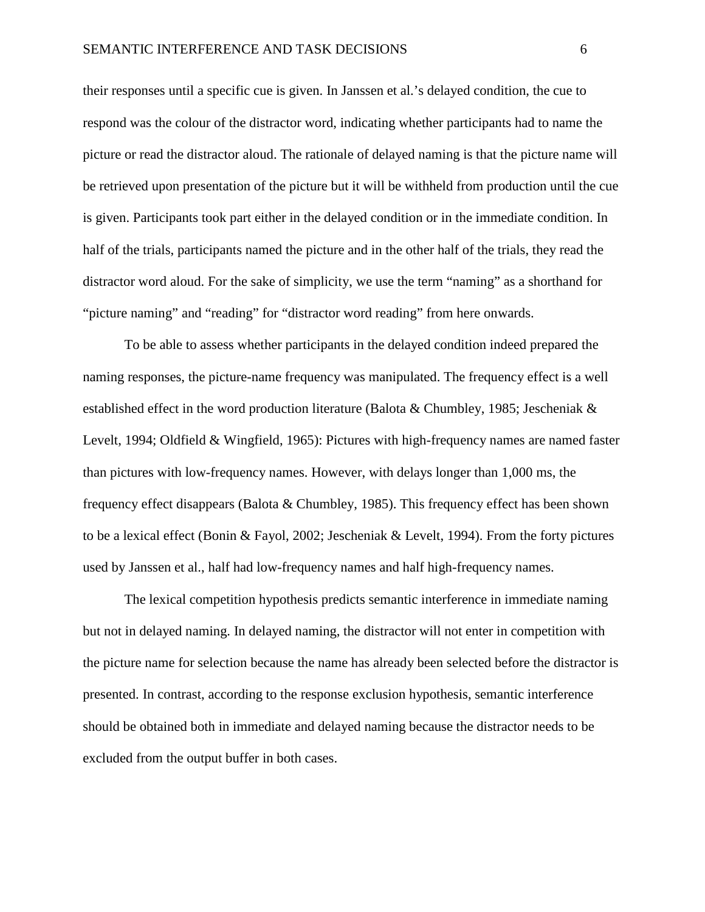their responses until a specific cue is given. In Janssen et al.'s delayed condition, the cue to respond was the colour of the distractor word, indicating whether participants had to name the picture or read the distractor aloud. The rationale of delayed naming is that the picture name will be retrieved upon presentation of the picture but it will be withheld from production until the cue is given. Participants took part either in the delayed condition or in the immediate condition. In half of the trials, participants named the picture and in the other half of the trials, they read the distractor word aloud. For the sake of simplicity, we use the term "naming" as a shorthand for "picture naming" and "reading" for "distractor word reading" from here onwards.

To be able to assess whether participants in the delayed condition indeed prepared the naming responses, the picture-name frequency was manipulated. The frequency effect is a well established effect in the word production literature (Balota & Chumbley, 1985; Jescheniak & Levelt, 1994; Oldfield & Wingfield, 1965): Pictures with high-frequency names are named faster than pictures with low-frequency names. However, with delays longer than 1,000 ms, the frequency effect disappears (Balota & Chumbley, 1985). This frequency effect has been shown to be a lexical effect (Bonin & Fayol, 2002; Jescheniak & Levelt, 1994). From the forty pictures used by Janssen et al., half had low-frequency names and half high-frequency names.

The lexical competition hypothesis predicts semantic interference in immediate naming but not in delayed naming. In delayed naming, the distractor will not enter in competition with the picture name for selection because the name has already been selected before the distractor is presented. In contrast, according to the response exclusion hypothesis, semantic interference should be obtained both in immediate and delayed naming because the distractor needs to be excluded from the output buffer in both cases.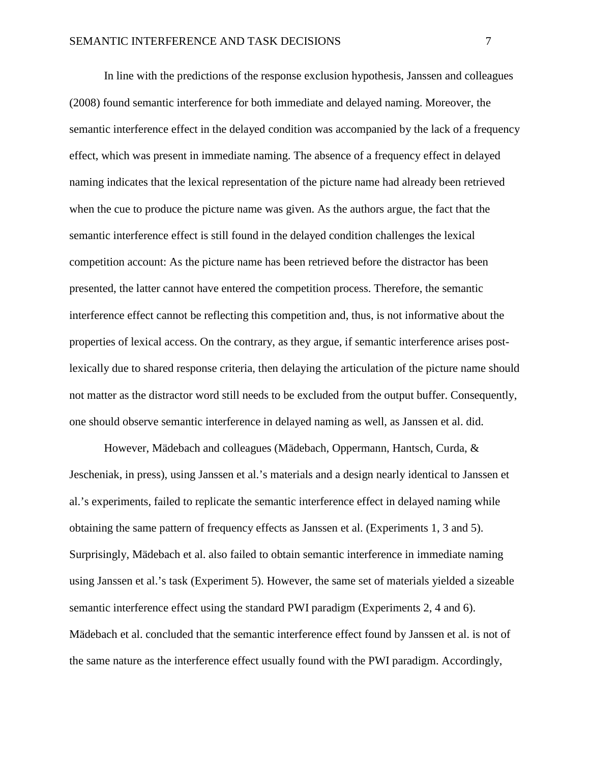In line with the predictions of the response exclusion hypothesis, Janssen and colleagues (2008) found semantic interference for both immediate and delayed naming. Moreover, the semantic interference effect in the delayed condition was accompanied by the lack of a frequency effect, which was present in immediate naming. The absence of a frequency effect in delayed naming indicates that the lexical representation of the picture name had already been retrieved when the cue to produce the picture name was given. As the authors argue, the fact that the semantic interference effect is still found in the delayed condition challenges the lexical competition account: As the picture name has been retrieved before the distractor has been presented, the latter cannot have entered the competition process. Therefore, the semantic interference effect cannot be reflecting this competition and, thus, is not informative about the properties of lexical access. On the contrary, as they argue, if semantic interference arises post-lexically due to shared response criteria, then delaying the articulation of the picture name should not matter as the distractor word still needs to be excluded from the output buffer. Consequently, one should observe semantic interference in delayed naming as well, as Janssen et al. did.

However, Mädebach and colleagues (Mädebach, Oppermann, Hantsch, Curda, & Jescheniak, in press), using Janssen et al.'s materials and a design nearly identical to Janssen et al.'s experiments, failed to replicate the semantic interference effect in delayed naming while obtaining the same pattern of frequency effects as Janssen et al. (Experiments 1, 3 and 5). Surprisingly, Mädebach et al. also failed to obtain semantic interference in immediate naming using Janssen et al.'s task (Experiment 5). However, the same set of materials yielded a sizeable semantic interference effect using the standard PWI paradigm (Experiments 2, 4 and 6). Mädebach et al. concluded that the semantic interference effect found by Janssen et al. is not of the same nature as the interference effect usually found with the PWI paradigm. Accordingly,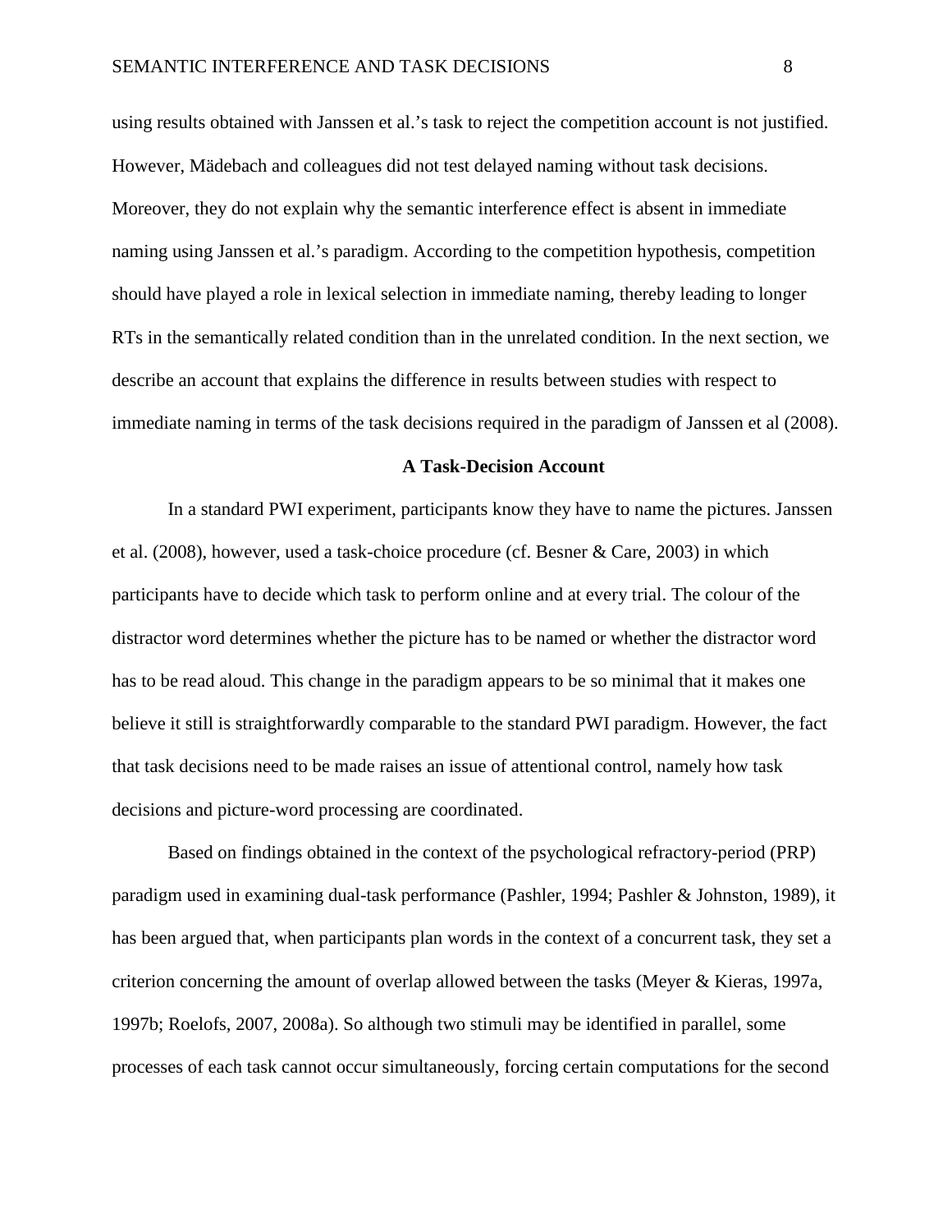using results obtained with Janssen et al.'s task to reject the competition account is not justified. However, Mädebach and colleagues did not test delayed naming without task decisions. Moreover, they do not explain why the semantic interference effect is absent in immediate naming using Janssen et al.'s paradigm. According to the competition hypothesis, competition should have played a role in lexical selection in immediate naming, thereby leading to longer RTs in the semantically related condition than in the unrelated condition. In the next section, we describe an account that explains the difference in results between studies with respect to immediate naming in terms of the task decisions required in the paradigm of Janssen et al (2008).

## A Task-Decision Account

In a standard PWI experiment, participants know they have to name the pictures. Janssen et al. (2008), however, used a task-choice procedure (cf. Besner & Care, 2003) in which participants have to decide which task to perform online and at every trial. The colour of the distractor word determines whether the picture has to be named or whether the distractor word has to be read aloud. This change in the paradigm appears to be so minimal that it makes one believe it still is straightforwardly comparable to the standard PWI paradigm. However, the fact that task decisions need to be made raises an issue of attentional control, namely how task decisions and picture-word processing are coordinated.

Based on findings obtained in the context of the psychological refractory-period (PRP) paradigm used in examining dual-task performance (Pashler, 1994; Pashler & Johnston, 1989), it has been argued that, when participants plan words in the context of a concurrent task, they set a criterion concerning the amount of overlap allowed between the tasks (Meyer & Kieras, 1997a, 1997b; Roelofs, 2007, 2008a). So although two stimuli may be identified in parallel, some processes of each task cannot occur simultaneously, forcing certain computations for the second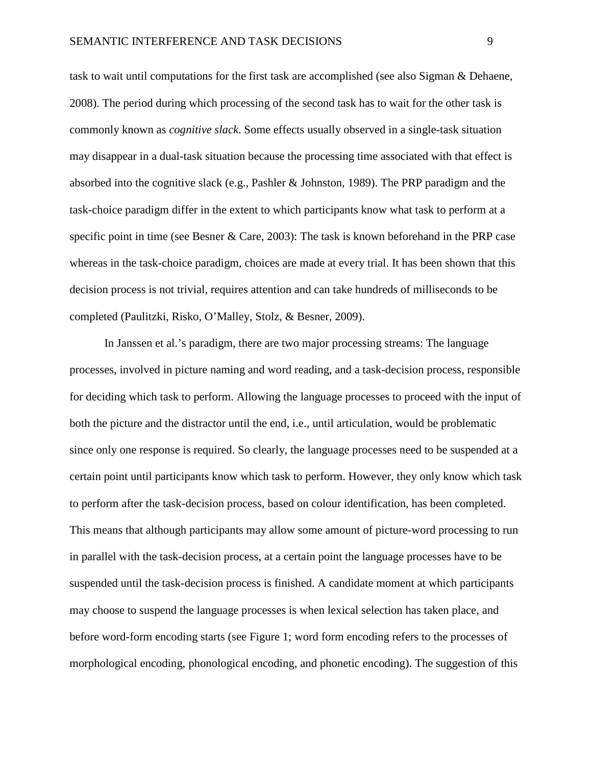task to wait until computations for the first task are accomplished (see also Sigman & Dehaene, 2008). The period during which processing of the second task has to wait for the other task is commonly known as *cognitive slack*. Some effects usually observed in a single-task situation may disappear in a dual-task situation because the processing time associated with that effect is absorbed into the cognitive slack (e.g., Pashler & Johnston, 1989). The PRP paradigm and the task-choice paradigm differ in the extent to which participants know what task to perform at a specific point in time (see Besner & Care, 2003): The task is known beforehand in the PRP case whereas in the task-choice paradigm, choices are made at every trial. It has been shown that this decision process is not trivial, requires attention and can take hundreds of milliseconds to be completed (Paulitzki, Risko, O'Malley, Stolz, & Besner, 2009).

In Janssen et al.'s paradigm, there are two major processing streams: The language processes, involved in picture naming and word reading, and a task-decision process, responsible for deciding which task to perform. Allowing the language processes to proceed with the input of both the picture and the distractor until the end, i.e., until articulation, would be problematic since only one response is required. So clearly, the language processes need to be suspended at a certain point until participants know which task to perform. However, they only know which task to perform after the task-decision process, based on colour identification, has been completed. This means that although participants may allow some amount of picture-word processing to run in parallel with the task-decision process, at a certain point the language processes have to be suspended until the task-decision process is finished. A candidate moment at which participants may choose to suspend the language processes is when lexical selection has taken place, and before word-form encoding starts (see Figure 1; word form encoding refers to the processes of morphological encoding, phonological encoding, and phonetic encoding). The suggestion of this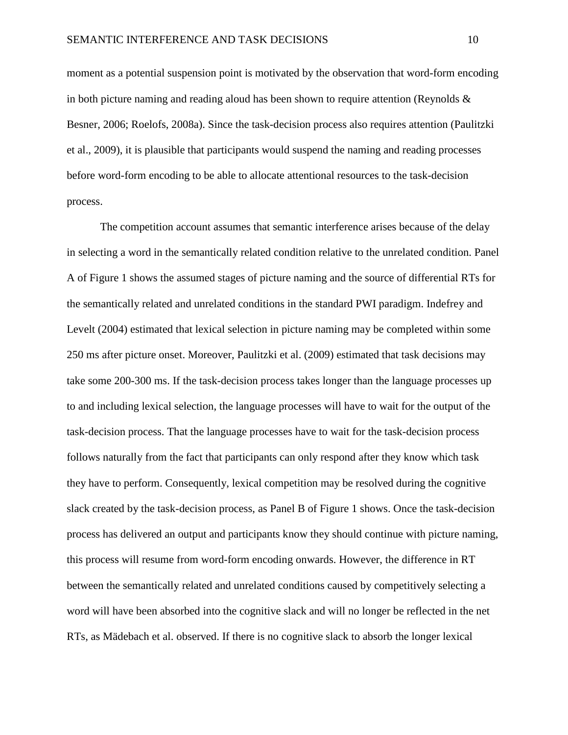moment as a potential suspension point is motivated by the observation that word-form encoding in both picture naming and reading aloud has been shown to require attention (Reynolds & Besner, 2006; Roelofs, 2008a). Since the task-decision process also requires attention (Paulitzki et al., 2009), it is plausible that participants would suspend the naming and reading processes before word-form encoding to be able to allocate attentional resources to the task-decision process.

The competition account assumes that semantic interference arises because of the delay in selecting a word in the semantically related condition relative to the unrelated condition. Panel A of Figure 1 shows the assumed stages of picture naming and the source of differential RTs for the semantically related and unrelated conditions in the standard PWI paradigm. Indefrey and Levelt (2004) estimated that lexical selection in picture naming may be completed within some 250 ms after picture onset. Moreover, Paulitzki et al. (2009) estimated that task decisions may take some 200-300 ms. If the task-decision process takes longer than the language processes up to and including lexical selection, the language processes will have to wait for the output of the task-decision process. That the language processes have to wait for the task-decision process follows naturally from the fact that participants can only respond after they know which task they have to perform. Consequently, lexical competition may be resolved during the cognitive slack created by the task-decision process, as Panel B of Figure 1 shows. Once the task-decision process has delivered an output and participants know they should continue with picture naming, this process will resume from word-form encoding onwards. However, the difference in RT between the semantically related and unrelated conditions caused by competitively selecting a word will have been absorbed into the cognitive slack and will no longer be reflected in the net RTs, as Mädebach et al. observed. If there is no cognitive slack to absorb the longer lexical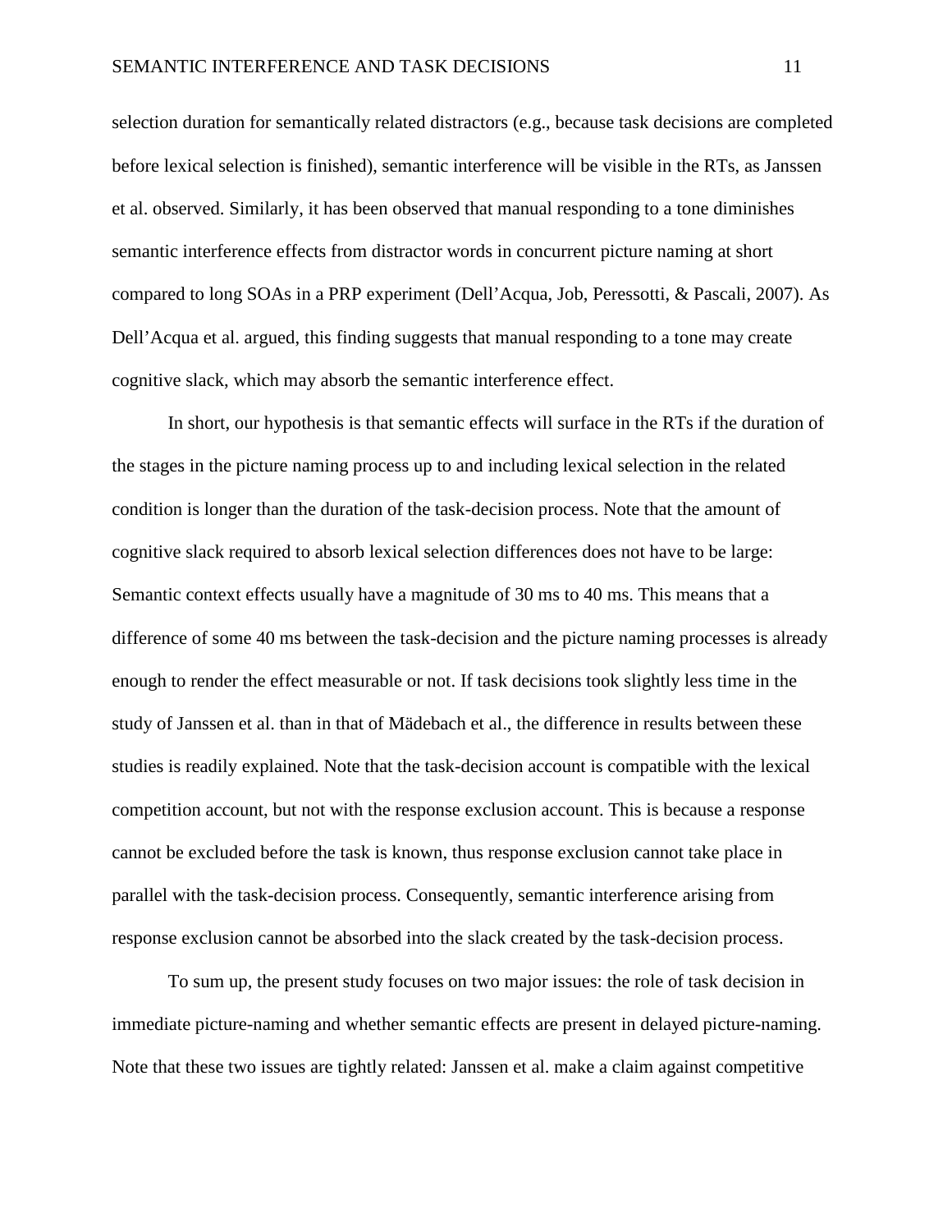selection duration for semantically related distractors (e.g., because task decisions are completed before lexical selection is finished), semantic interference will be visible in the RTs, as Janssen et al. observed. Similarly, it has been observed that manual responding to a tone diminishes semantic interference effects from distractor words in concurrent picture naming at short compared to long SOAs in a PRP experiment (Dell'Acqua, Job, Peressotti, & Pascali, 2007). As Dell'Acqua et al. argued, this finding suggests that manual responding to a tone may create cognitive slack, which may absorb the semantic interference effect.

In short, our hypothesis is that semantic effects will surface in the RTs if the duration of the stages in the picture naming process up to and including lexical selection in the related condition is longer than the duration of the task-decision process. Note that the amount of cognitive slack required to absorb lexical selection differences does not have to be large: Semantic context effects usually have a magnitude of 30 ms to 40 ms. This means that a difference of some 40 ms between the task-decision and the picture naming processes is already enough to render the effect measurable or not. If task decisions took slightly less time in the study of Janssen et al. than in that of Mädebach et al., the difference in results between these studies is readily explained. Note that the task-decision account is compatible with the lexical competition account, but not with the response exclusion account. This is because a response cannot be excluded before the task is known, thus response exclusion cannot take place in parallel with the task-decision process. Consequently, semantic interference arising from response exclusion cannot be absorbed into the slack created by the task-decision process.

To sum up, the present study focuses on two major issues: the role of task decision in immediate picture-naming and whether semantic effects are present in delayed picture-naming. Note that these two issues are tightly related: Janssen et al. make a claim against competitive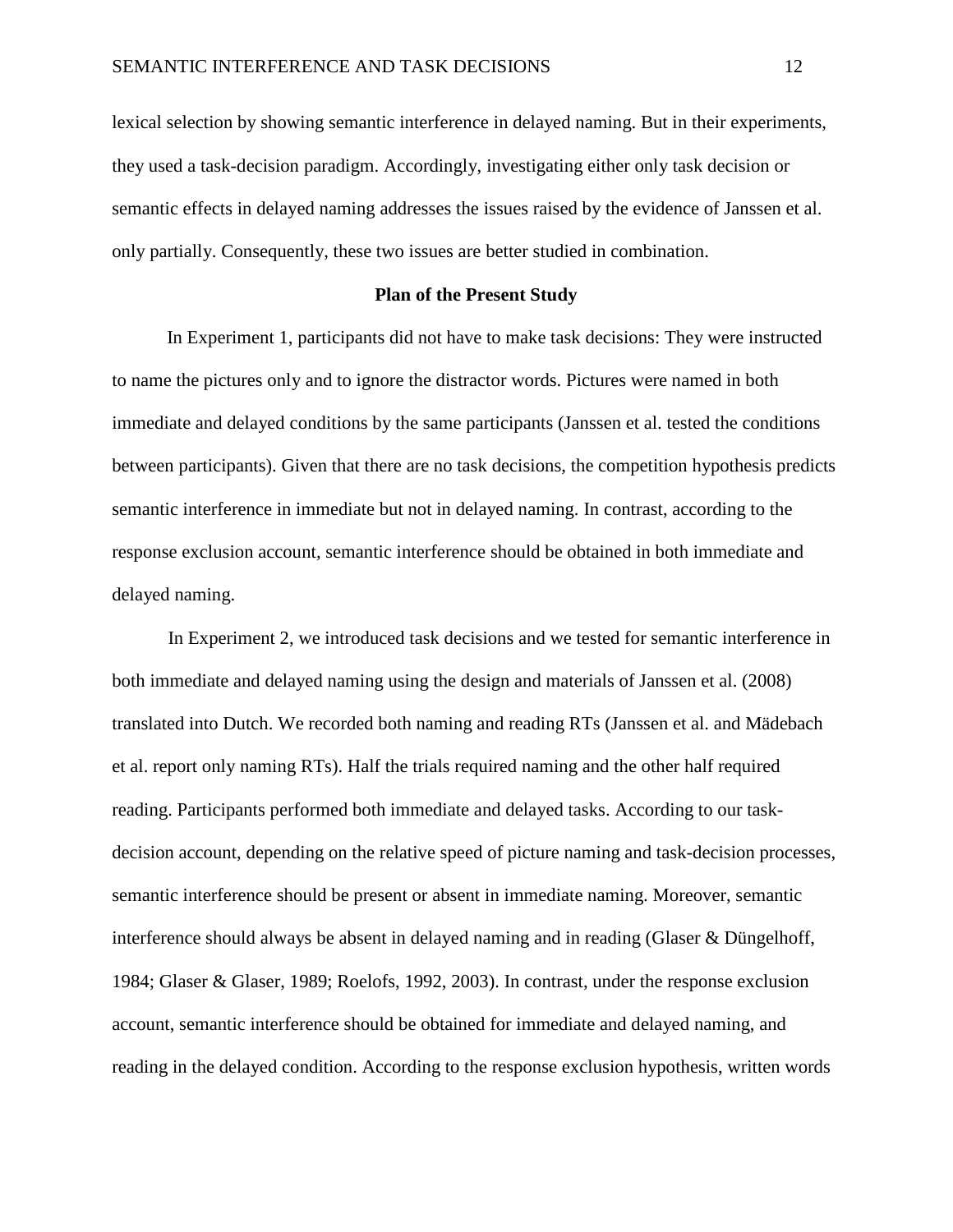lexical selection by showing semantic interference in delayed naming. But in their experiments, they used a task-decision paradigm. Accordingly, investigating either only task decision or semantic effects in delayed naming addresses the issues raised by the evidence of Janssen et al. only partially. Consequently, these two issues are better studied in combination.

## Plan of the Present Study

In Experiment 1, participants did not have to make task decisions: They were instructed to name the pictures only and to ignore the distractor words. Pictures were named in both immediate and delayed conditions by the same participants (Janssen et al. tested the conditions between participants). Given that there are no task decisions, the competition hypothesis predicts semantic interference in immediate but not in delayed naming. In contrast, according to the response exclusion account, semantic interference should be obtained in both immediate and delayed naming.

In Experiment 2, we introduced task decisions and we tested for semantic interference in both immediate and delayed naming using the design and materials of Janssen et al. (2008) translated into Dutch. We recorded both naming and reading RTs (Janssen et al. and Mädebach et al. report only naming RTs). Half the trials required naming and the other half required reading. Participants performed both immediate and delayed tasks. According to our task-decision account, depending on the relative speed of picture naming and task-decision processes, semantic interference should be present or absent in immediate naming. Moreover, semantic interference should always be absent in delayed naming and in reading (Glaser & Düngelhoff, 1984; Glaser & Glaser, 1989; Roelofs, 1992, 2003). In contrast, under the response exclusion account, semantic interference should be obtained for immediate and delayed naming, and reading in the delayed condition. According to the response exclusion hypothesis, written words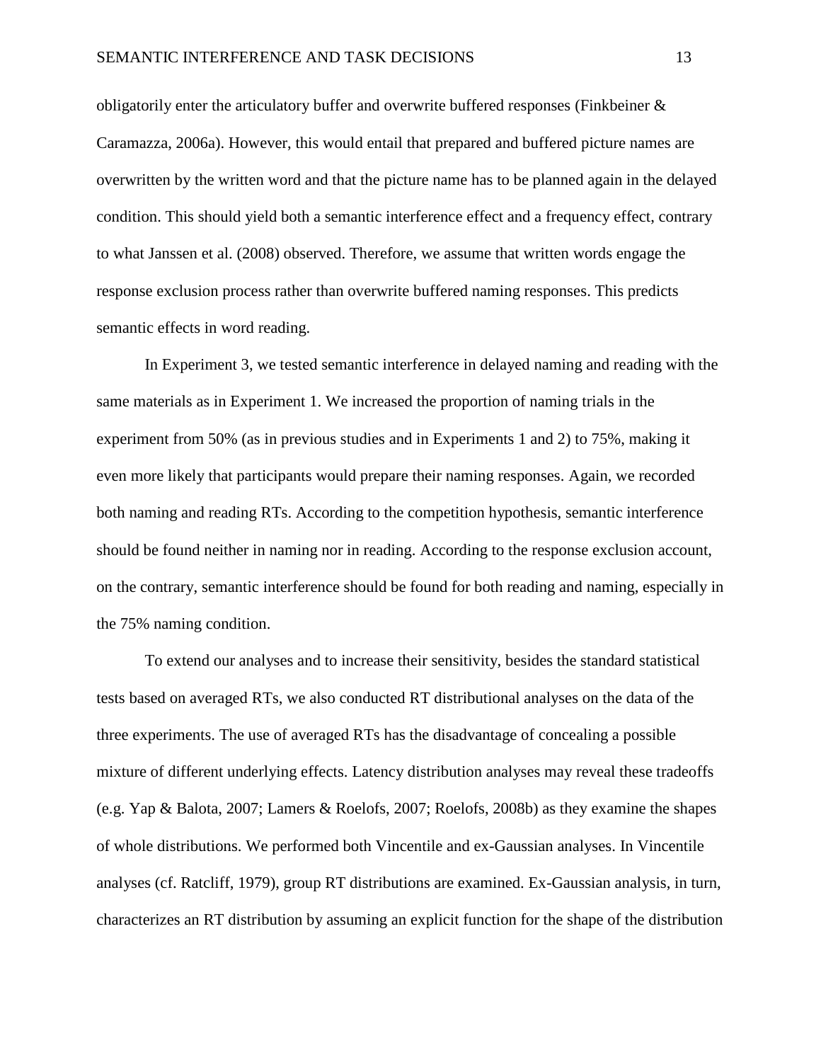obligatorily enter the articulatory buffer and overwrite buffered responses (Finkbeiner & Caramazza, 2006a). However, this would entail that prepared and buffered picture names are overwritten by the written word and that the picture name has to be planned again in the delayed condition. This should yield both a semantic interference effect and a frequency effect, contrary to what Janssen et al. (2008) observed. Therefore, we assume that written words engage the response exclusion process rather than overwrite buffered naming responses. This predicts semantic effects in word reading.

In Experiment 3, we tested semantic interference in delayed naming and reading with the same materials as in Experiment 1. We increased the proportion of naming trials in the experiment from 50% (as in previous studies and in Experiments 1 and 2) to 75%, making it even more likely that participants would prepare their naming responses. Again, we recorded both naming and reading RTs. According to the competition hypothesis, semantic interference should be found neither in naming nor in reading. According to the response exclusion account, on the contrary, semantic interference should be found for both reading and naming, especially in the 75% naming condition.

To extend our analyses and to increase their sensitivity, besides the standard statistical tests based on averaged RTs, we also conducted RT distributional analyses on the data of the three experiments. The use of averaged RTs has the disadvantage of concealing a possible mixture of different underlying effects. Latency distribution analyses may reveal these tradeoffs (e.g. Yap & Balota, 2007; Lamers & Roelofs, 2007; Roelofs, 2008b) as they examine the shapes of whole distributions. We performed both Vincentile and ex-Gaussian analyses. In Vincentile analyses (cf. Ratcliff, 1979), group RT distributions are examined. Ex-Gaussian analysis, in turn, characterizes an RT distribution by assuming an explicit function for the shape of the distribution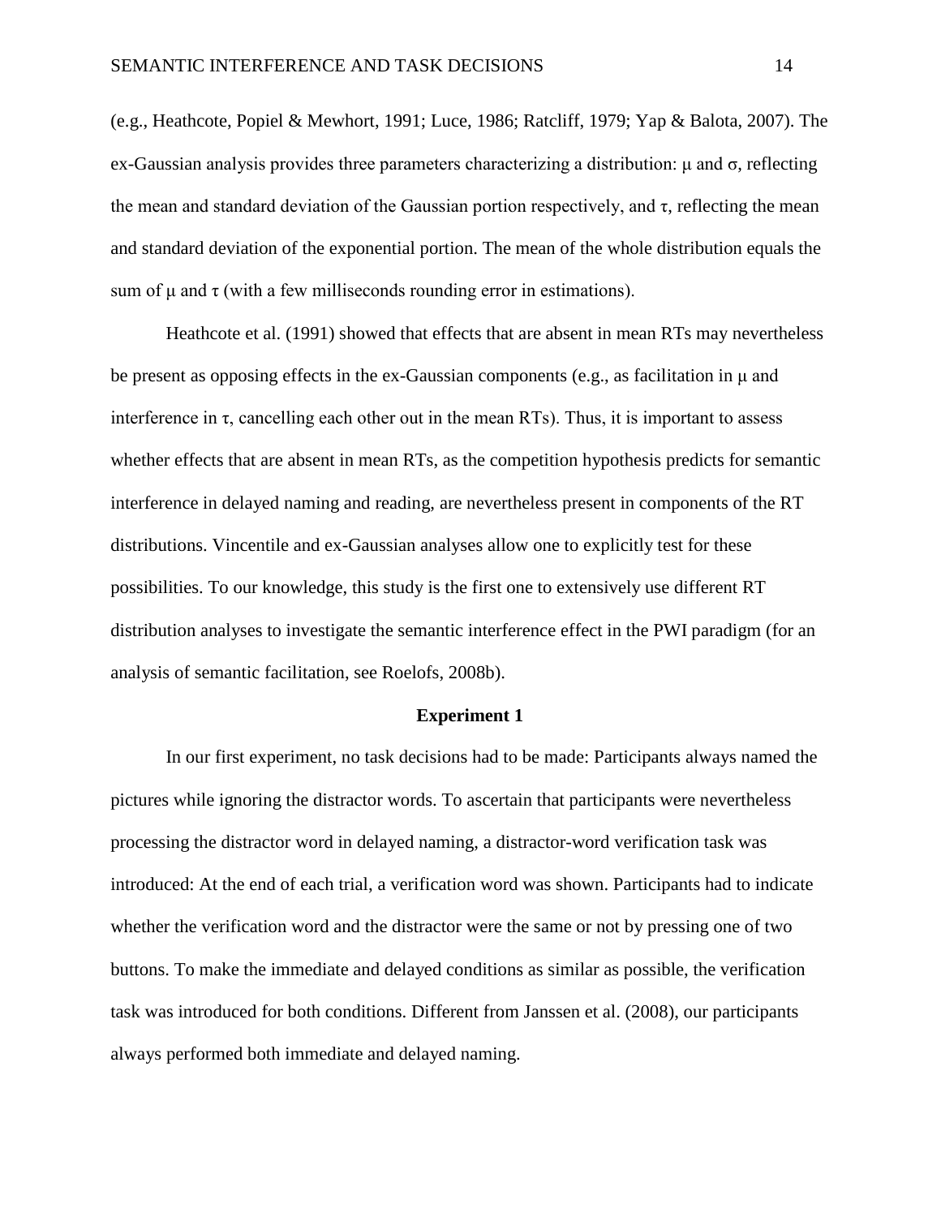(e.g., Heathcote, Popiel & Mewhort, 1991; Luce, 1986; Ratcliff, 1979; Yap & Balota, 2007). The ex-Gaussian analysis provides three parameters characterizing a distribution: $\mu$ and $\sigma$, reflecting the mean and standard deviation of the Gaussian portion respectively, and $\tau$, reflecting the mean and standard deviation of the exponential portion. The mean of the whole distribution equals the sum of $\mu$ and $\tau$ (with a few milliseconds rounding error in estimations).

Heathcote et al. (1991) showed that effects that are absent in mean RTs may nevertheless be present as opposing effects in the ex-Gaussian components (e.g., as facilitation in $\mu$ and interference in $\tau$, cancelling each other out in the mean RTs). Thus, it is important to assess whether effects that are absent in mean RTs, as the competition hypothesis predicts for semantic interference in delayed naming and reading, are nevertheless present in components of the RT distributions. Vincentile and ex-Gaussian analyses allow one to explicitly test for these possibilities. To our knowledge, this study is the first one to extensively use different RT distribution analyses to investigate the semantic interference effect in the PWI paradigm (for an analysis of semantic facilitation, see Roelofs, 2008b).

## Experiment 1

In our first experiment, no task decisions had to be made: Participants always named the pictures while ignoring the distractor words. To ascertain that participants were nevertheless processing the distractor word in delayed naming, a distractor-word verification task was introduced: At the end of each trial, a verification word was shown. Participants had to indicate whether the verification word and the distractor were the same or not by pressing one of two buttons. To make the immediate and delayed conditions as similar as possible, the verification task was introduced for both conditions. Different from Janssen et al. (2008), our participants always performed both immediate and delayed naming.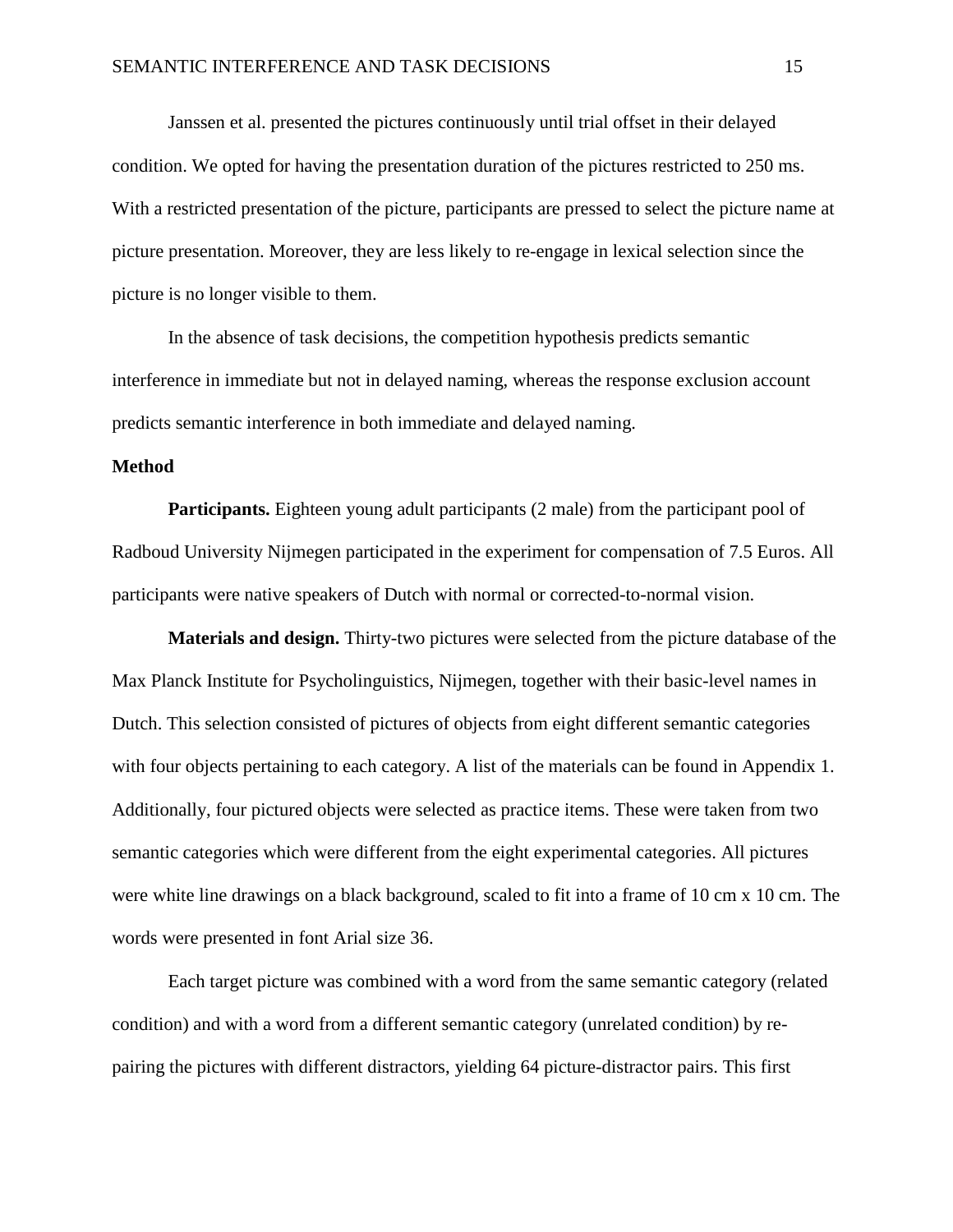Janssen et al. presented the pictures continuously until trial offset in their delayed condition. We opted for having the presentation duration of the pictures restricted to 250 ms. With a restricted presentation of the picture, participants are pressed to select the picture name at picture presentation. Moreover, they are less likely to re-engage in lexical selection since the picture is no longer visible to them.

In the absence of task decisions, the competition hypothesis predicts semantic interference in immediate but not in delayed naming, whereas the response exclusion account predicts semantic interference in both immediate and delayed naming.

## Method

**Participants.** Eighteen young adult participants (2 male) from the participant pool of Radboud University Nijmegen participated in the experiment for compensation of 7.5 Euros. All participants were native speakers of Dutch with normal or corrected-to-normal vision.

**Materials and design.** Thirty-two pictures were selected from the picture database of the Max Planck Institute for Psycholinguistics, Nijmegen, together with their basic-level names in Dutch. This selection consisted of pictures of objects from eight different semantic categories with four objects pertaining to each category. A list of the materials can be found in Appendix 1. Additionally, four pictured objects were selected as practice items. These were taken from two semantic categories which were different from the eight experimental categories. All pictures were white line drawings on a black background, scaled to fit into a frame of 10 cm x 10 cm. The words were presented in font Arial size 36.

Each target picture was combined with a word from the same semantic category (related condition) and with a word from a different semantic category (unrelated condition) by re-pairing the pictures with different distractors, yielding 64 picture-distractor pairs. This first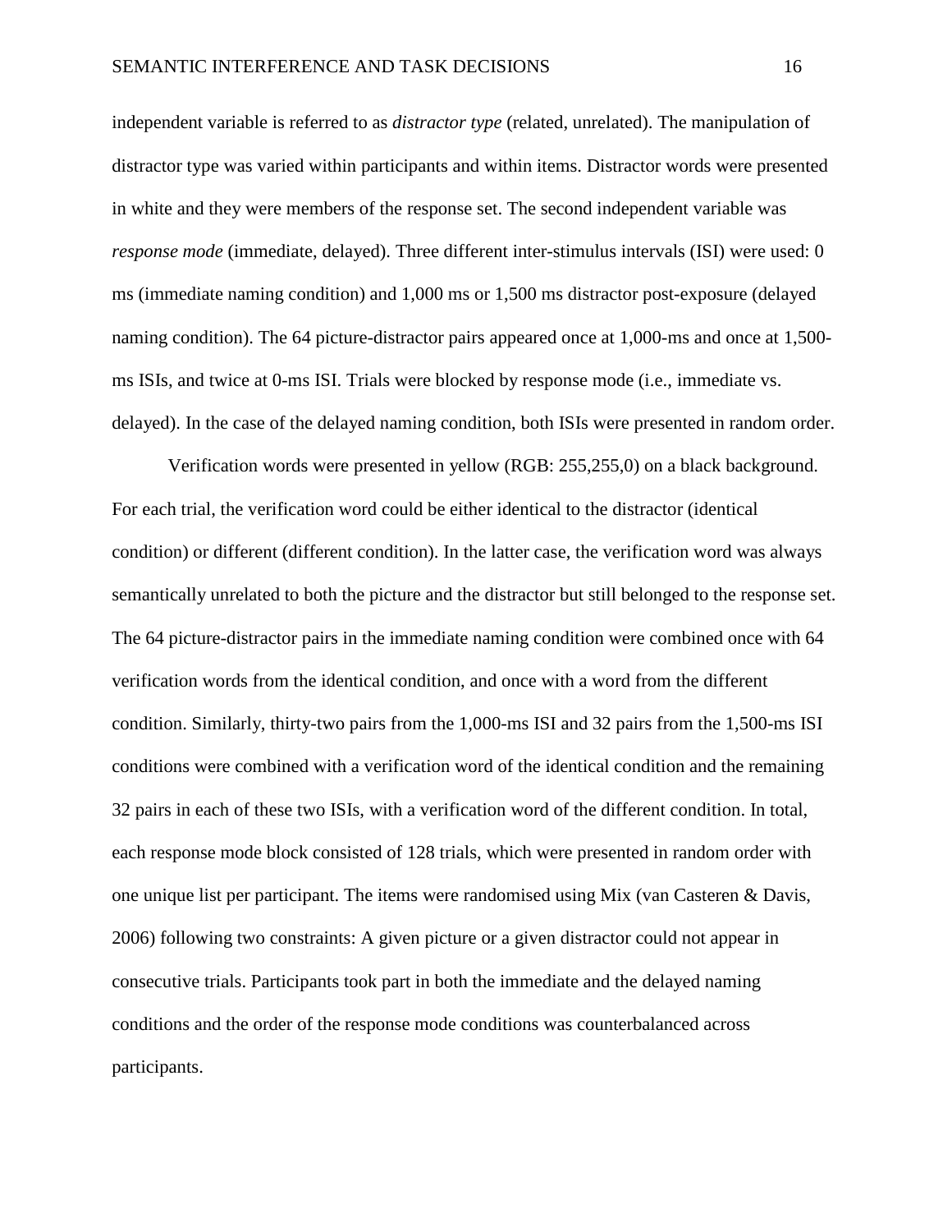independent variable is referred to as *distractor type* (related, unrelated). The manipulation of distractor type was varied within participants and within items. Distractor words were presented in white and they were members of the response set. The second independent variable was *response mode* (immediate, delayed). Three different inter-stimulus intervals (ISI) were used: 0 ms (immediate naming condition) and 1,000 ms or 1,500 ms distractor post-exposure (delayed naming condition). The 64 picture-distractor pairs appeared once at 1,000-ms and once at 1,500-ms ISIs, and twice at 0-ms ISI. Trials were blocked by response mode (i.e., immediate vs. delayed). In the case of the delayed naming condition, both ISIs were presented in random order.

Verification words were presented in yellow (RGB: 255,255,0) on a black background. For each trial, the verification word could be either identical to the distractor (identical condition) or different (different condition). In the latter case, the verification word was always semantically unrelated to both the picture and the distractor but still belonged to the response set. The 64 picture-distractor pairs in the immediate naming condition were combined once with 64 verification words from the identical condition, and once with a word from the different condition. Similarly, thirty-two pairs from the 1,000-ms ISI and 32 pairs from the 1,500-ms ISI conditions were combined with a verification word of the identical condition and the remaining 32 pairs in each of these two ISIs, with a verification word of the different condition. In total, each response mode block consisted of 128 trials, which were presented in random order with one unique list per participant. The items were randomised using Mix (van Casteren & Davis, 2006) following two constraints: A given picture or a given distractor could not appear in consecutive trials. Participants took part in both the immediate and the delayed naming conditions and the order of the response mode conditions was counterbalanced across participants.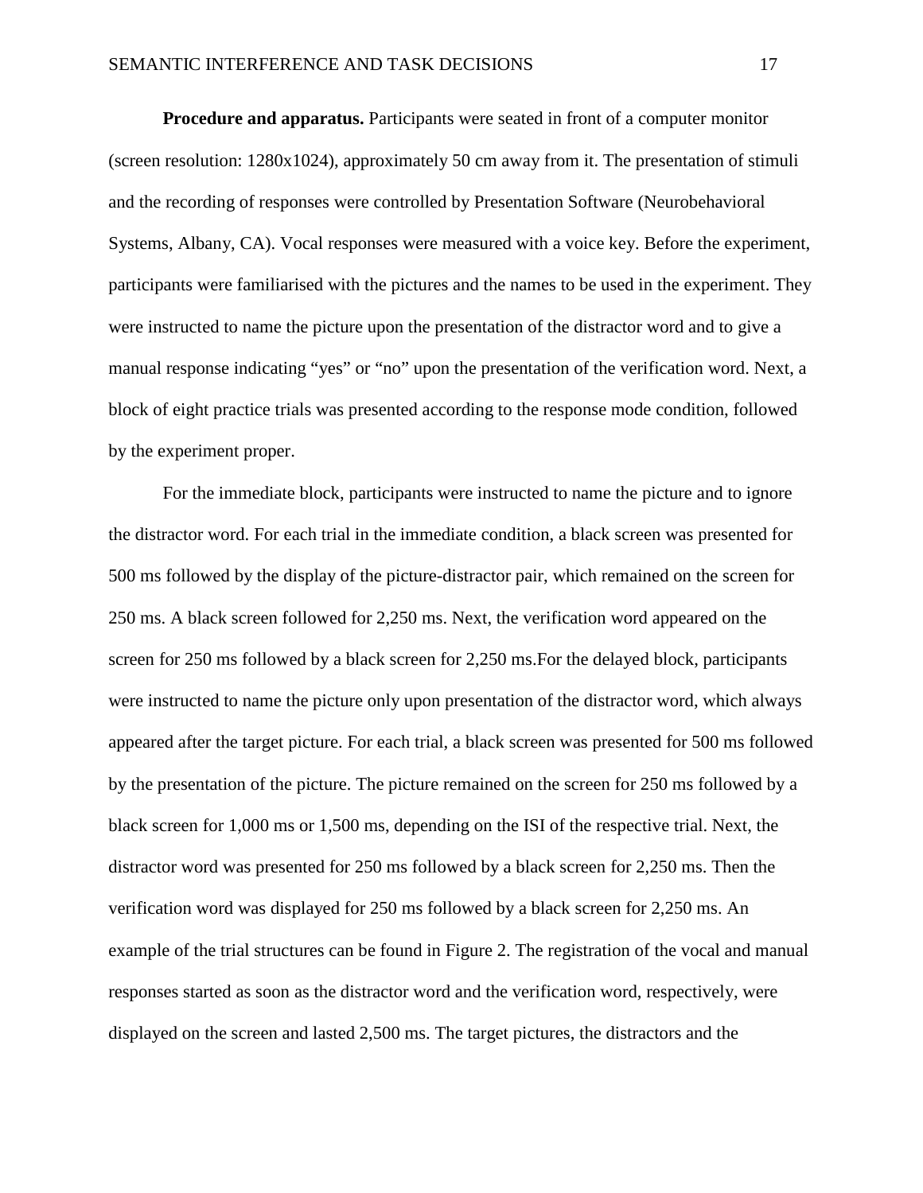**Procedure and apparatus.** Participants were seated in front of a computer monitor (screen resolution: 1280x1024), approximately 50 cm away from it. The presentation of stimuli and the recording of responses were controlled by Presentation Software (Neurobehavioral Systems, Albany, CA). Vocal responses were measured with a voice key. Before the experiment, participants were familiarised with the pictures and the names to be used in the experiment. They were instructed to name the picture upon the presentation of the distractor word and to give a manual response indicating "yes" or "no" upon the presentation of the verification word. Next, a block of eight practice trials was presented according to the response mode condition, followed by the experiment proper.

For the immediate block, participants were instructed to name the picture and to ignore the distractor word. For each trial in the immediate condition, a black screen was presented for 500 ms followed by the display of the picture-distractor pair, which remained on the screen for 250 ms. A black screen followed for 2,250 ms. Next, the verification word appeared on the screen for 250 ms followed by a black screen for 2,250 ms.For the delayed block, participants were instructed to name the picture only upon presentation of the distractor word, which always appeared after the target picture. For each trial, a black screen was presented for 500 ms followed by the presentation of the picture. The picture remained on the screen for 250 ms followed by a black screen for 1,000 ms or 1,500 ms, depending on the ISI of the respective trial. Next, the distractor word was presented for 250 ms followed by a black screen for 2,250 ms. Then the verification word was displayed for 250 ms followed by a black screen for 2,250 ms. An example of the trial structures can be found in Figure 2. The registration of the vocal and manual responses started as soon as the distractor word and the verification word, respectively, were displayed on the screen and lasted 2,500 ms. The target pictures, the distractors and the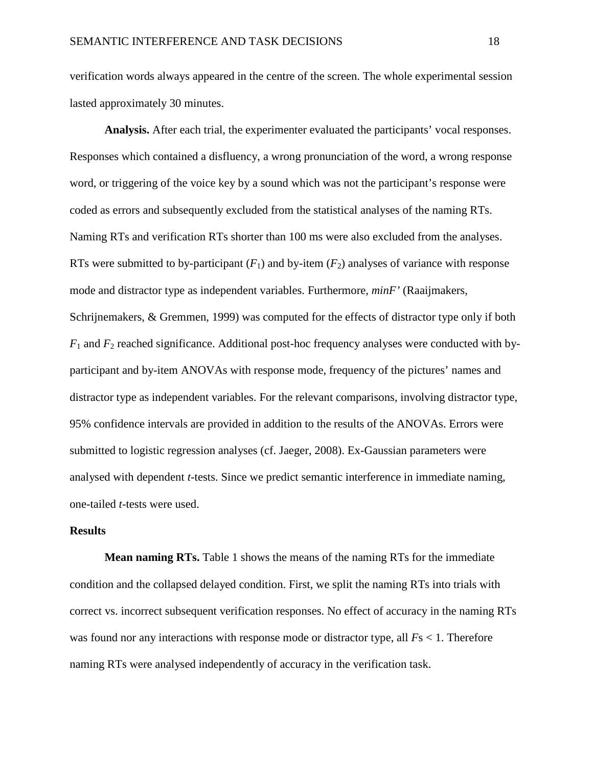verification words always appeared in the centre of the screen. The whole experimental session lasted approximately 30 minutes.

**Analysis.** After each trial, the experimenter evaluated the participants' vocal responses. Responses which contained a disfluency, a wrong pronunciation of the word, a wrong response word, or triggering of the voice key by a sound which was not the participant's response were coded as errors and subsequently excluded from the statistical analyses of the naming RTs. Naming RTs and verification RTs shorter than 100 ms were also excluded from the analyses. RTs were submitted to by-participant ($F_1$) and by-item ($F_2$) analyses of variance with response mode and distractor type as independent variables. Furthermore, *minF'* (Raaijmakers, Schrijnemakers, & Gremmen, 1999) was computed for the effects of distractor type only if both $F_1$ and $F_2$ reached significance. Additional post-hoc frequency analyses were conducted with by-participant and by-item ANOVAs with response mode, frequency of the pictures' names and distractor type as independent variables. For the relevant comparisons, involving distractor type, 95% confidence intervals are provided in addition to the results of the ANOVAs. Errors were submitted to logistic regression analyses (cf. Jaeger, 2008). Ex-Gaussian parameters were analysed with dependent *t*-tests. Since we predict semantic interference in immediate naming, one-tailed *t*-tests were used.

## Results

**Mean naming RTs.** Table 1 shows the means of the naming RTs for the immediate condition and the collapsed delayed condition. First, we split the naming RTs into trials with correct vs. incorrect subsequent verification responses. No effect of accuracy in the naming RTs was found nor any interactions with response mode or distractor type, all $F$s $< 1$. Therefore naming RTs were analysed independently of accuracy in the verification task.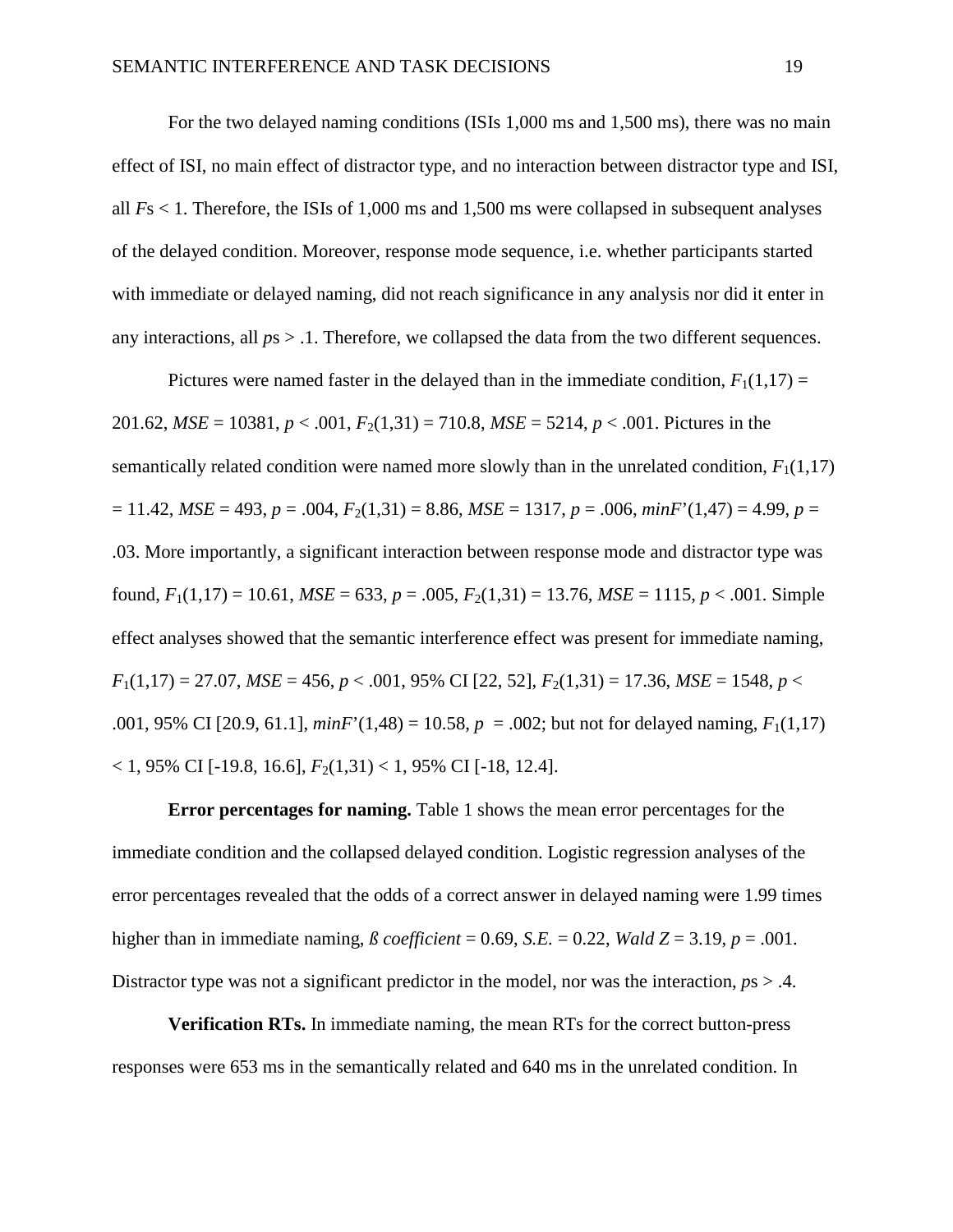For the two delayed naming conditions (ISIs 1,000 ms and 1,500 ms), there was no main effect of ISI, no main effect of distractor type, and no interaction between distractor type and ISI, all *F*s < 1. Therefore, the ISIs of 1,000 ms and 1,500 ms were collapsed in subsequent analyses of the delayed condition. Moreover, response mode sequence, i.e. whether participants started with immediate or delayed naming, did not reach significance in any analysis nor did it enter in any interactions, all *p*s > .1. Therefore, we collapsed the data from the two different sequences.

Pictures were named faster in the delayed than in the immediate condition, $F_1(1,17) = 201.62$, $MSE = 10381$, $p < .001$, $F_2(1,31) = 710.8$, $MSE = 5214$, $p < .001$. Pictures in the semantically related condition were named more slowly than in the unrelated condition, $F_1(1,17) = 11.42$, $MSE = 493$, $p = .004$, $F_2(1,31) = 8.86$, $MSE = 1317$, $p = .006$, $minF'(1,47) = 4.99$, $p = .03$. More importantly, a significant interaction between response mode and distractor type was found, $F_1(1,17) = 10.61$, $MSE = 633$, $p = .005$, $F_2(1,31) = 13.76$, $MSE = 1115$, $p < .001$. Simple effect analyses showed that the semantic interference effect was present for immediate naming, $F_1(1,17) = 27.07$, $MSE = 456$, $p < .001$, 95% CI [22, 52], $F_2(1,31) = 17.36$, $MSE = 1548$, $p < .001$, 95% CI [20.9, 61.1], $minF'(1,48) = 10.58$, $p = .002$; but not for delayed naming, $F_1(1,17) < 1$, 95% CI [-19.8, 16.6], $F_2(1,31) < 1$, 95% CI [-18, 12.4].

**Error percentages for naming.** Table 1 shows the mean error percentages for the immediate condition and the collapsed delayed condition. Logistic regression analyses of the error percentages revealed that the odds of a correct answer in delayed naming were 1.99 times higher than in immediate naming, *ß coefficient* = 0.69, *S.E.* = 0.22, *Wald Z* = 3.19, $p = .001$. Distractor type was not a significant predictor in the model, nor was the interaction, *p*s > .4.

**Verification RTs.** In immediate naming, the mean RTs for the correct button-press responses were 653 ms in the semantically related and 640 ms in the unrelated condition. In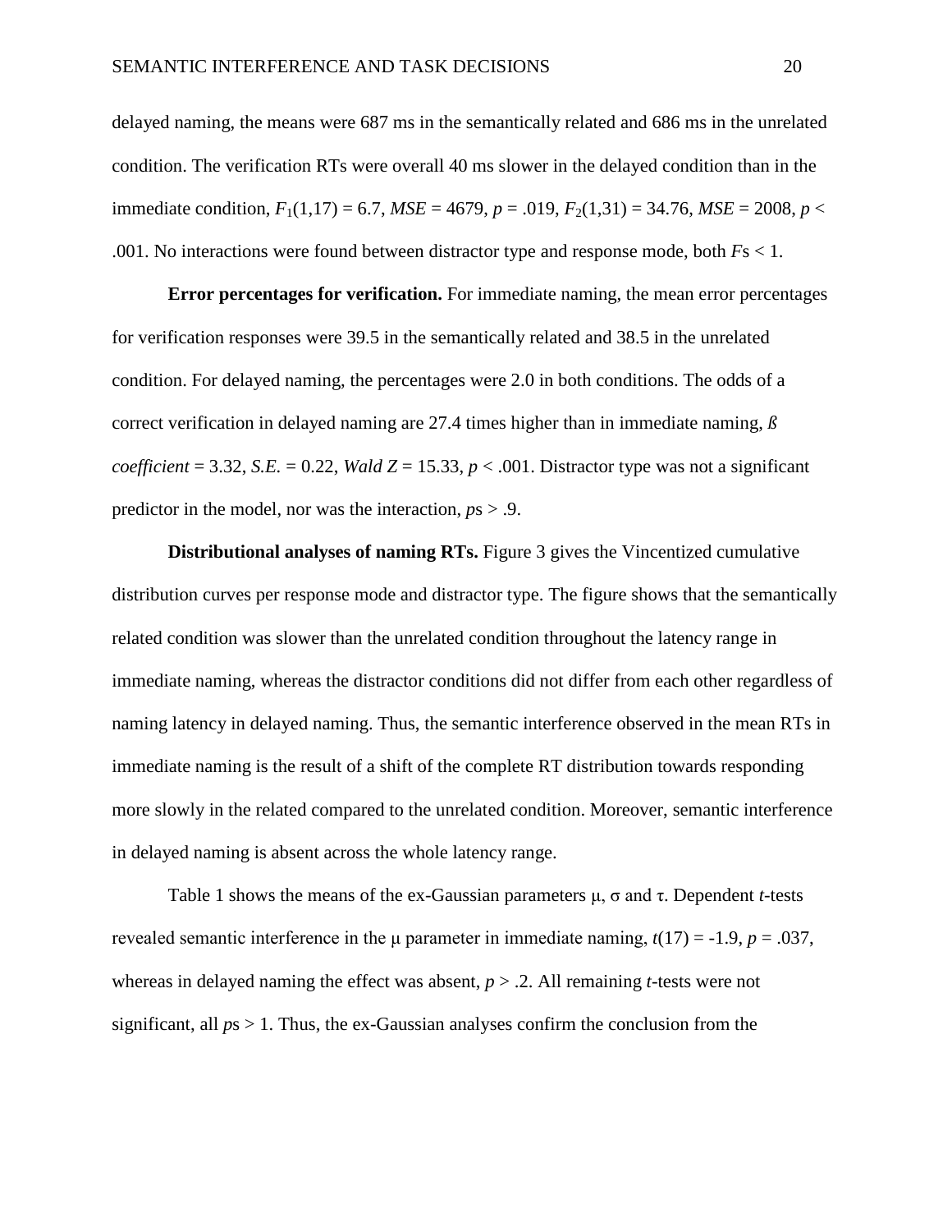delayed naming, the means were 687 ms in the semantically related and 686 ms in the unrelated condition. The verification RTs were overall 40 ms slower in the delayed condition than in the immediate condition, $F_1(1,17) = 6.7$, $MSE = 4679$, $p = .019$, $F_2(1,31) = 34.76$, $MSE = 2008$, $p < .001$. No interactions were found between distractor type and response mode, both *F*s < 1.

**Error percentages for verification.** For immediate naming, the mean error percentages for verification responses were 39.5 in the semantically related and 38.5 in the unrelated condition. For delayed naming, the percentages were 2.0 in both conditions. The odds of a correct verification in delayed naming are 27.4 times higher than in immediate naming, *ß coefficient* = 3.32, *S.E.* = 0.22, *Wald Z* = 15.33, $p < .001$. Distractor type was not a significant predictor in the model, nor was the interaction, *p*s > .9.

**Distributional analyses of naming RTs.** Figure 3 gives the Vincentized cumulative distribution curves per response mode and distractor type. The figure shows that the semantically related condition was slower than the unrelated condition throughout the latency range in immediate naming, whereas the distractor conditions did not differ from each other regardless of naming latency in delayed naming. Thus, the semantic interference observed in the mean RTs in immediate naming is the result of a shift of the complete RT distribution towards responding more slowly in the related compared to the unrelated condition. Moreover, semantic interference in delayed naming is absent across the whole latency range.

Table 1 shows the means of the ex-Gaussian parameters $\mu$, $\sigma$ and $\tau$. Dependent *t*-tests revealed semantic interference in the $\mu$ parameter in immediate naming, $t(17) = -1.9$, $p = .037$, whereas in delayed naming the effect was absent, $p > .2$. All remaining *t*-tests were not significant, all *p*s > 1. Thus, the ex-Gaussian analyses confirm the conclusion from the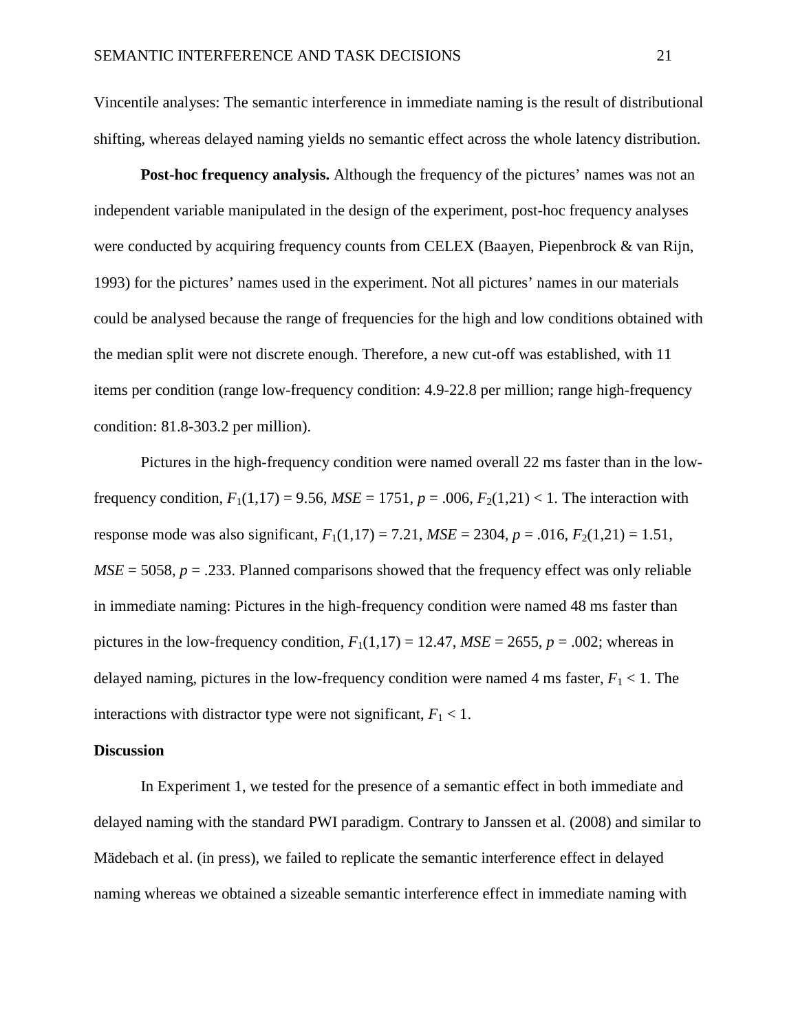Vincentile analyses: The semantic interference in immediate naming is the result of distributional shifting, whereas delayed naming yields no semantic effect across the whole latency distribution.

**Post-hoc frequency analysis.** Although the frequency of the pictures' names was not an independent variable manipulated in the design of the experiment, post-hoc frequency analyses were conducted by acquiring frequency counts from CELEX (Baayen, Piepenbrock & van Rijn, 1993) for the pictures' names used in the experiment. Not all pictures' names in our materials could be analysed because the range of frequencies for the high and low conditions obtained with the median split were not discrete enough. Therefore, a new cut-off was established, with 11 items per condition (range low-frequency condition: 4.9-22.8 per million; range high-frequency condition: 81.8-303.2 per million).

Pictures in the high-frequency condition were named overall 22 ms faster than in the low-frequency condition, $F_1(1,17) = 9.56$, $MSE = 1751$, $p = .006$, $F_2(1,21) < 1$. The interaction with response mode was also significant, $F_1(1,17) = 7.21$, $MSE = 2304$, $p = .016$, $F_2(1,21) = 1.51$, $MSE = 5058$, $p = .233$. Planned comparisons showed that the frequency effect was only reliable in immediate naming: Pictures in the high-frequency condition were named 48 ms faster than pictures in the low-frequency condition, $F_1(1,17) = 12.47$, $MSE = 2655$, $p = .002$; whereas in delayed naming, pictures in the low-frequency condition were named 4 ms faster, $F_1 < 1$. The interactions with distractor type were not significant, $F_1 < 1$.

## Discussion

In Experiment 1, we tested for the presence of a semantic effect in both immediate and delayed naming with the standard PWI paradigm. Contrary to Janssen et al. (2008) and similar to Mädebach et al. (in press), we failed to replicate the semantic interference effect in delayed naming whereas we obtained a sizeable semantic interference effect in immediate naming with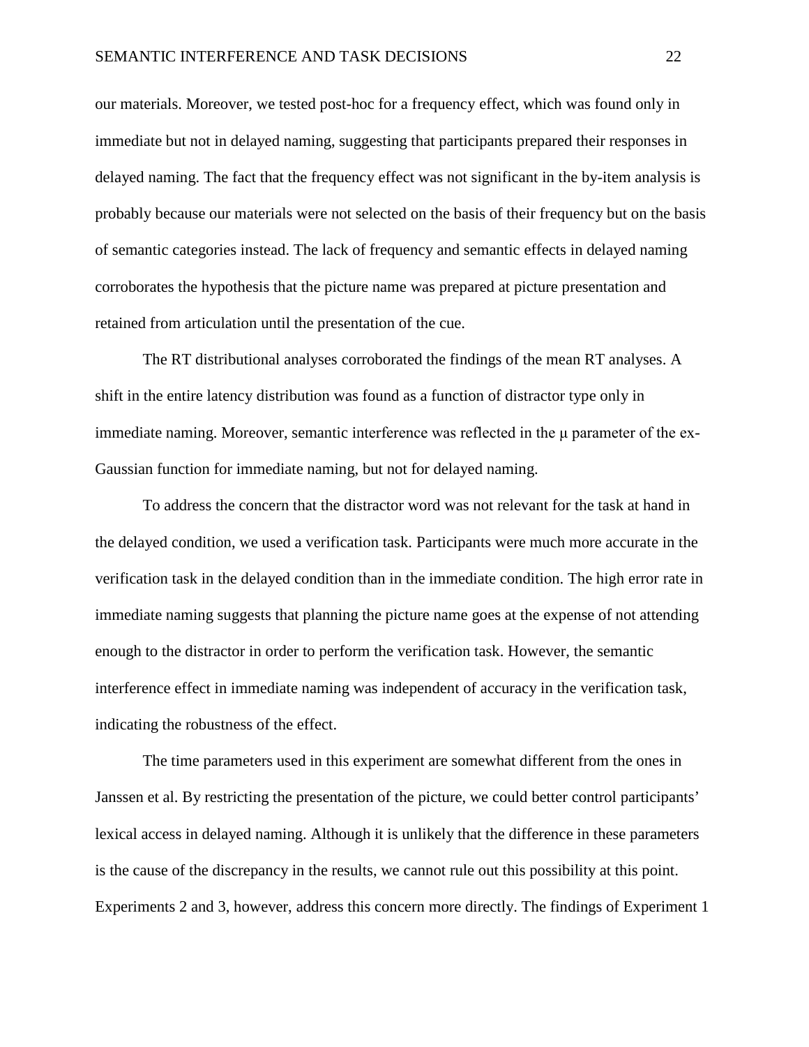our materials. Moreover, we tested post-hoc for a frequency effect, which was found only in immediate but not in delayed naming, suggesting that participants prepared their responses in delayed naming. The fact that the frequency effect was not significant in the by-item analysis is probably because our materials were not selected on the basis of their frequency but on the basis of semantic categories instead. The lack of frequency and semantic effects in delayed naming corroborates the hypothesis that the picture name was prepared at picture presentation and retained from articulation until the presentation of the cue.

The RT distributional analyses corroborated the findings of the mean RT analyses. A shift in the entire latency distribution was found as a function of distractor type only in immediate naming. Moreover, semantic interference was reflected in the $\mu$ parameter of the ex-Gaussian function for immediate naming, but not for delayed naming.

To address the concern that the distractor word was not relevant for the task at hand in the delayed condition, we used a verification task. Participants were much more accurate in the verification task in the delayed condition than in the immediate condition. The high error rate in immediate naming suggests that planning the picture name goes at the expense of not attending enough to the distractor in order to perform the verification task. However, the semantic interference effect in immediate naming was independent of accuracy in the verification task, indicating the robustness of the effect.

The time parameters used in this experiment are somewhat different from the ones in Janssen et al. By restricting the presentation of the picture, we could better control participants' lexical access in delayed naming. Although it is unlikely that the difference in these parameters is the cause of the discrepancy in the results, we cannot rule out this possibility at this point. Experiments 2 and 3, however, address this concern more directly. The findings of Experiment 1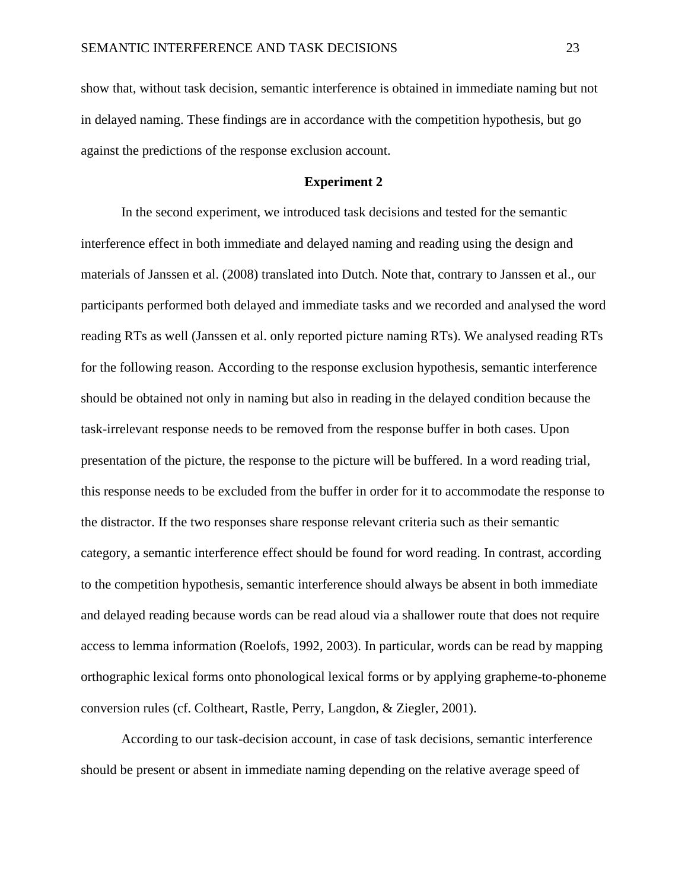show that, without task decision, semantic interference is obtained in immediate naming but not in delayed naming. These findings are in accordance with the competition hypothesis, but go against the predictions of the response exclusion account.

## Experiment 2

In the second experiment, we introduced task decisions and tested for the semantic interference effect in both immediate and delayed naming and reading using the design and materials of Janssen et al. (2008) translated into Dutch. Note that, contrary to Janssen et al., our participants performed both delayed and immediate tasks and we recorded and analysed the word reading RTs as well (Janssen et al. only reported picture naming RTs). We analysed reading RTs for the following reason. According to the response exclusion hypothesis, semantic interference should be obtained not only in naming but also in reading in the delayed condition because the task-irrelevant response needs to be removed from the response buffer in both cases. Upon presentation of the picture, the response to the picture will be buffered. In a word reading trial, this response needs to be excluded from the buffer in order for it to accommodate the response to the distractor. If the two responses share response relevant criteria such as their semantic category, a semantic interference effect should be found for word reading. In contrast, according to the competition hypothesis, semantic interference should always be absent in both immediate and delayed reading because words can be read aloud via a shallower route that does not require access to lemma information (Roelofs, 1992, 2003). In particular, words can be read by mapping orthographic lexical forms onto phonological lexical forms or by applying grapheme-to-phoneme conversion rules (cf. Coltheart, Rastle, Perry, Langdon, & Ziegler, 2001).

According to our task-decision account, in case of task decisions, semantic interference should be present or absent in immediate naming depending on the relative average speed of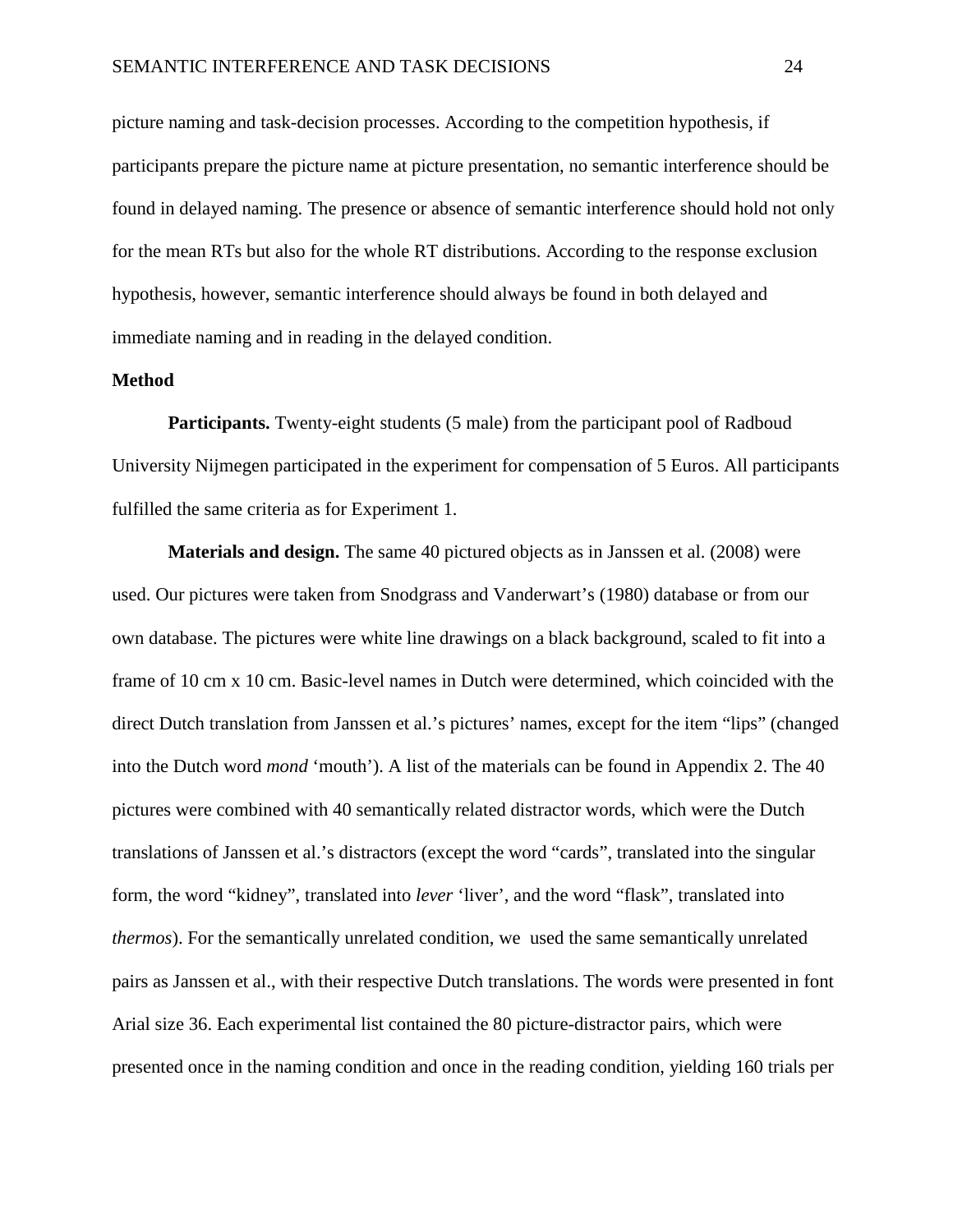picture naming and task-decision processes. According to the competition hypothesis, if participants prepare the picture name at picture presentation, no semantic interference should be found in delayed naming. The presence or absence of semantic interference should hold not only for the mean RTs but also for the whole RT distributions. According to the response exclusion hypothesis, however, semantic interference should always be found in both delayed and immediate naming and in reading in the delayed condition.

## Method

**Participants.** Twenty-eight students (5 male) from the participant pool of Radboud University Nijmegen participated in the experiment for compensation of 5 Euros. All participants fulfilled the same criteria as for Experiment 1.

**Materials and design.** The same 40 pictured objects as in Janssen et al. (2008) were used. Our pictures were taken from Snodgrass and Vanderwart's (1980) database or from our own database. The pictures were white line drawings on a black background, scaled to fit into a frame of 10 cm x 10 cm. Basic-level names in Dutch were determined, which coincided with the direct Dutch translation from Janssen et al.'s pictures' names, except for the item "lips" (changed into the Dutch word *mond* 'mouth'). A list of the materials can be found in Appendix 2. The 40 pictures were combined with 40 semantically related distractor words, which were the Dutch translations of Janssen et al.'s distractors (except the word "cards", translated into the singular form, the word "kidney", translated into *lever* 'liver', and the word "flask", translated into *thermos*). For the semantically unrelated condition, we used the same semantically unrelated pairs as Janssen et al., with their respective Dutch translations. The words were presented in font Arial size 36. Each experimental list contained the 80 picture-distractor pairs, which were presented once in the naming condition and once in the reading condition, yielding 160 trials per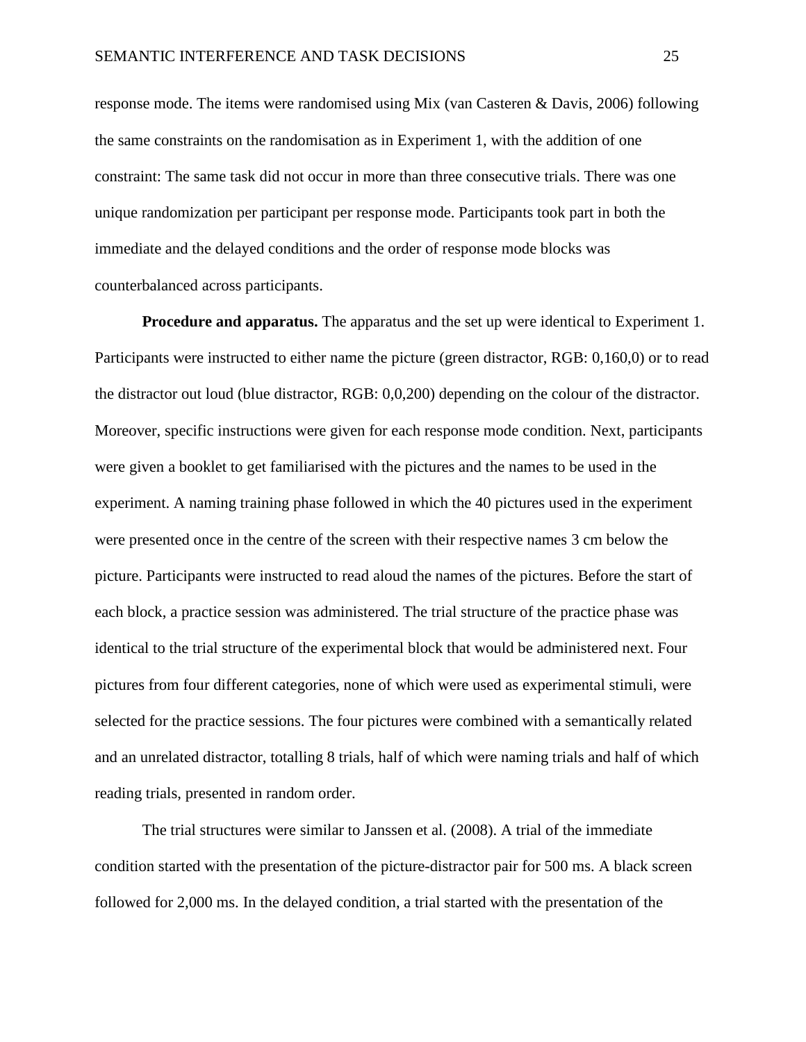response mode. The items were randomised using Mix (van Casteren & Davis, 2006) following the same constraints on the randomisation as in Experiment 1, with the addition of one constraint: The same task did not occur in more than three consecutive trials. There was one unique randomization per participant per response mode. Participants took part in both the immediate and the delayed conditions and the order of response mode blocks was counterbalanced across participants.

**Procedure and apparatus.** The apparatus and the set up were identical to Experiment 1. Participants were instructed to either name the picture (green distractor, RGB: 0,160,0) or to read the distractor out loud (blue distractor, RGB: 0,0,200) depending on the colour of the distractor. Moreover, specific instructions were given for each response mode condition. Next, participants were given a booklet to get familiarised with the pictures and the names to be used in the experiment. A naming training phase followed in which the 40 pictures used in the experiment were presented once in the centre of the screen with their respective names 3 cm below the picture. Participants were instructed to read aloud the names of the pictures. Before the start of each block, a practice session was administered. The trial structure of the practice phase was identical to the trial structure of the experimental block that would be administered next. Four pictures from four different categories, none of which were used as experimental stimuli, were selected for the practice sessions. The four pictures were combined with a semantically related and an unrelated distractor, totalling 8 trials, half of which were naming trials and half of which reading trials, presented in random order.

The trial structures were similar to Janssen et al. (2008). A trial of the immediate condition started with the presentation of the picture-distractor pair for 500 ms. A black screen followed for 2,000 ms. In the delayed condition, a trial started with the presentation of the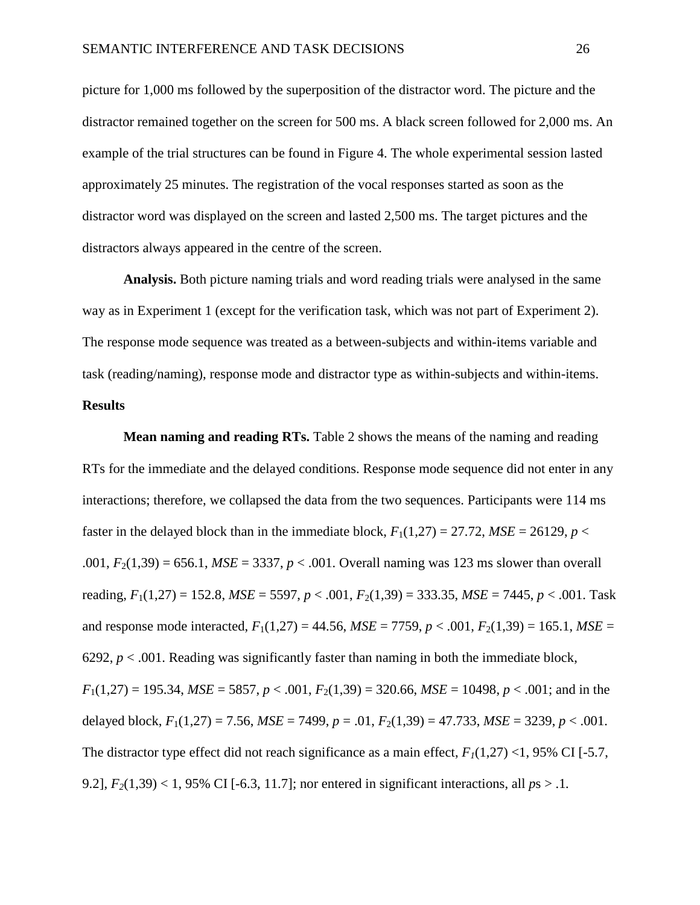picture for 1,000 ms followed by the superposition of the distractor word. The picture and the distractor remained together on the screen for 500 ms. A black screen followed for 2,000 ms. An example of the trial structures can be found in Figure 4. The whole experimental session lasted approximately 25 minutes. The registration of the vocal responses started as soon as the distractor word was displayed on the screen and lasted 2,500 ms. The target pictures and the distractors always appeared in the centre of the screen.

**Analysis.** Both picture naming trials and word reading trials were analysed in the same way as in Experiment 1 (except for the verification task, which was not part of Experiment 2). The response mode sequence was treated as a between-subjects and within-items variable and task (reading/naming), response mode and distractor type as within-subjects and within-items.

**Results**

**Mean naming and reading RTs.** Table 2 shows the means of the naming and reading RTs for the immediate and the delayed conditions. Response mode sequence did not enter in any interactions; therefore, we collapsed the data from the two sequences. Participants were 114 ms faster in the delayed block than in the immediate block, $F_1(1,27) = 27.72$, $MSE = 26129$, $p < .001$, $F_2(1,39) = 656.1$, $MSE = 3337$, $p < .001$. Overall naming was 123 ms slower than overall reading, $F_1(1,27) = 152.8$, $MSE = 5597$, $p < .001$, $F_2(1,39) = 333.35$, $MSE = 7445$, $p < .001$. Task and response mode interacted, $F_1(1,27) = 44.56$, $MSE = 7759$, $p < .001$, $F_2(1,39) = 165.1$, $MSE = 6292$, $p < .001$. Reading was significantly faster than naming in both the immediate block, $F_1(1,27) = 195.34$, $MSE = 5857$, $p < .001$, $F_2(1,39) = 320.66$, $MSE = 10498$, $p < .001$; and in the delayed block, $F_1(1,27) = 7.56$, $MSE = 7499$, $p = .01$, $F_2(1,39) = 47.733$, $MSE = 3239$, $p < .001$. The distractor type effect did not reach significance as a main effect, $F_1(1,27) < 1$, 95% CI [-5.7, 9.2], $F_2(1,39) < 1$, 95% CI [-6.3, 11.7]; nor entered in significant interactions, all *p*s > .1.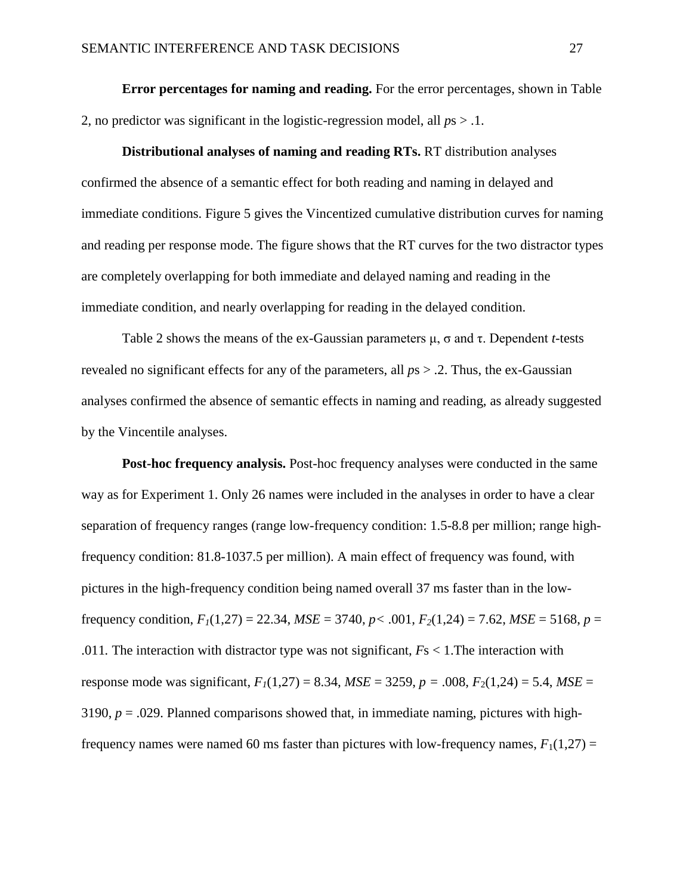**Error percentages for naming and reading.** For the error percentages, shown in Table 2, no predictor was significant in the logistic-regression model, all *p*s > .1.

**Distributional analyses of naming and reading RTs.** RT distribution analyses confirmed the absence of a semantic effect for both reading and naming in delayed and immediate conditions. Figure 5 gives the Vincentized cumulative distribution curves for naming and reading per response mode. The figure shows that the RT curves for the two distractor types are completely overlapping for both immediate and delayed naming and reading in the immediate condition, and nearly overlapping for reading in the delayed condition.

Table 2 shows the means of the ex-Gaussian parameters μ, σ and τ. Dependent *t*-tests revealed no significant effects for any of the parameters, all *p*s > .2. Thus, the ex-Gaussian analyses confirmed the absence of semantic effects in naming and reading, as already suggested by the Vincentile analyses.

**Post-hoc frequency analysis.** Post-hoc frequency analyses were conducted in the same way as for Experiment 1. Only 26 names were included in the analyses in order to have a clear separation of frequency ranges (range low-frequency condition: 1.5-8.8 per million; range high-frequency condition: 81.8-1037.5 per million). A main effect of frequency was found, with pictures in the high-frequency condition being named overall 37 ms faster than in the low-frequency condition, $F_1(1,27) = 22.34$, $MSE = 3740$, $p < .001$, $F_2(1,24) = 7.62$, $MSE = 5168$, $p = .011$. The interaction with distractor type was not significant, *F*s < 1.The interaction with response mode was significant, $F_1(1,27) = 8.34$, $MSE = 3259$, $p = .008$, $F_2(1,24) = 5.4$, $MSE = 3190$, $p = .029$. Planned comparisons showed that, in immediate naming, pictures with high-frequency names were named 60 ms faster than pictures with low-frequency names, $F_1(1,27) =$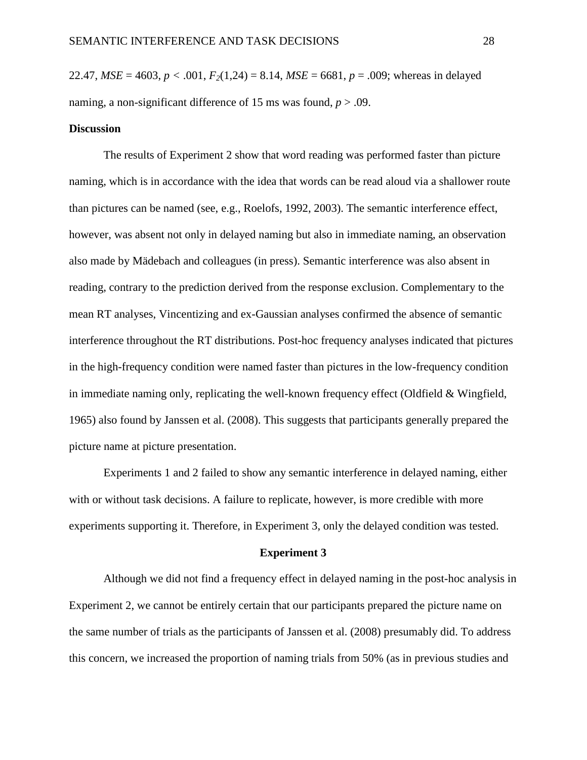22.47, $MSE = 4603$, $p < .001$, $F_2(1,24) = 8.14$, $MSE = 6681$, $p = .009$; whereas in delayed naming, a non-significant difference of 15 ms was found, $p > .09$.

### Discussion

The results of Experiment 2 show that word reading was performed faster than picture naming, which is in accordance with the idea that words can be read aloud via a shallower route than pictures can be named (see, e.g., Roelofs, 1992, 2003). The semantic interference effect, however, was absent not only in delayed naming but also in immediate naming, an observation also made by Mädebach and colleagues (in press). Semantic interference was also absent in reading, contrary to the prediction derived from the response exclusion. Complementary to the mean RT analyses, Vincentizing and ex-Gaussian analyses confirmed the absence of semantic interference throughout the RT distributions. Post-hoc frequency analyses indicated that pictures in the high-frequency condition were named faster than pictures in the low-frequency condition in immediate naming only, replicating the well-known frequency effect (Oldfield & Wingfield, 1965) also found by Janssen et al. (2008). This suggests that participants generally prepared the picture name at picture presentation.

Experiments 1 and 2 failed to show any semantic interference in delayed naming, either with or without task decisions. A failure to replicate, however, is more credible with more experiments supporting it. Therefore, in Experiment 3, only the delayed condition was tested.

## Experiment 3

Although we did not find a frequency effect in delayed naming in the post-hoc analysis in Experiment 2, we cannot be entirely certain that our participants prepared the picture name on the same number of trials as the participants of Janssen et al. (2008) presumably did. To address this concern, we increased the proportion of naming trials from 50% (as in previous studies and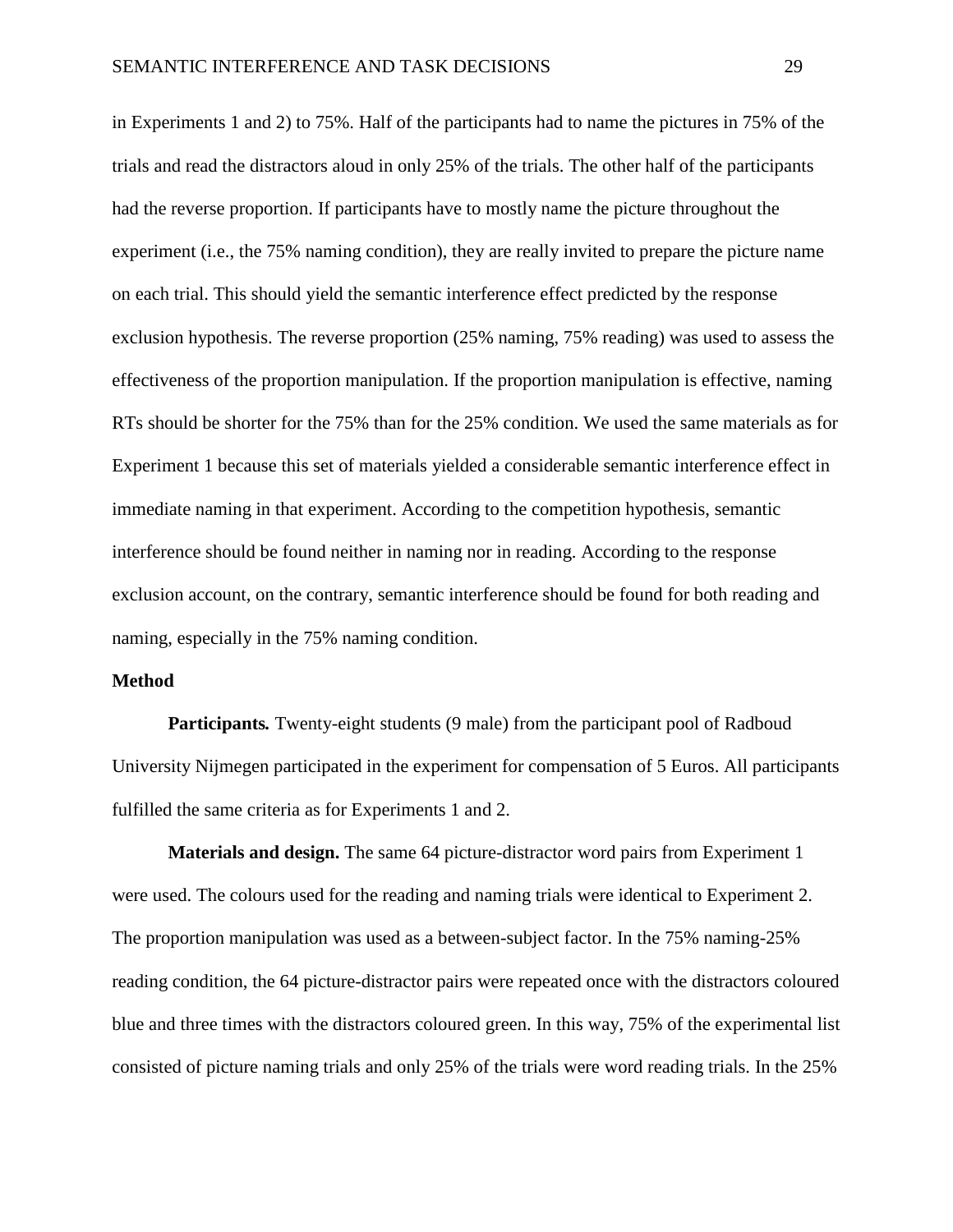in Experiments 1 and 2) to 75%. Half of the participants had to name the pictures in 75% of the trials and read the distractors aloud in only 25% of the trials. The other half of the participants had the reverse proportion. If participants have to mostly name the picture throughout the experiment (i.e., the 75% naming condition), they are really invited to prepare the picture name on each trial. This should yield the semantic interference effect predicted by the response exclusion hypothesis. The reverse proportion (25% naming, 75% reading) was used to assess the effectiveness of the proportion manipulation. If the proportion manipulation is effective, naming RTs should be shorter for the 75% than for the 25% condition. We used the same materials as for Experiment 1 because this set of materials yielded a considerable semantic interference effect in immediate naming in that experiment. According to the competition hypothesis, semantic interference should be found neither in naming nor in reading. According to the response exclusion account, on the contrary, semantic interference should be found for both reading and naming, especially in the 75% naming condition.

## Method

**Participants.** Twenty-eight students (9 male) from the participant pool of Radboud University Nijmegen participated in the experiment for compensation of 5 Euros. All participants fulfilled the same criteria as for Experiments 1 and 2.

**Materials and design.** The same 64 picture-distractor word pairs from Experiment 1 were used. The colours used for the reading and naming trials were identical to Experiment 2. The proportion manipulation was used as a between-subject factor. In the 75% naming-25% reading condition, the 64 picture-distractor pairs were repeated once with the distractors coloured blue and three times with the distractors coloured green. In this way, 75% of the experimental list consisted of picture naming trials and only 25% of the trials were word reading trials. In the 25%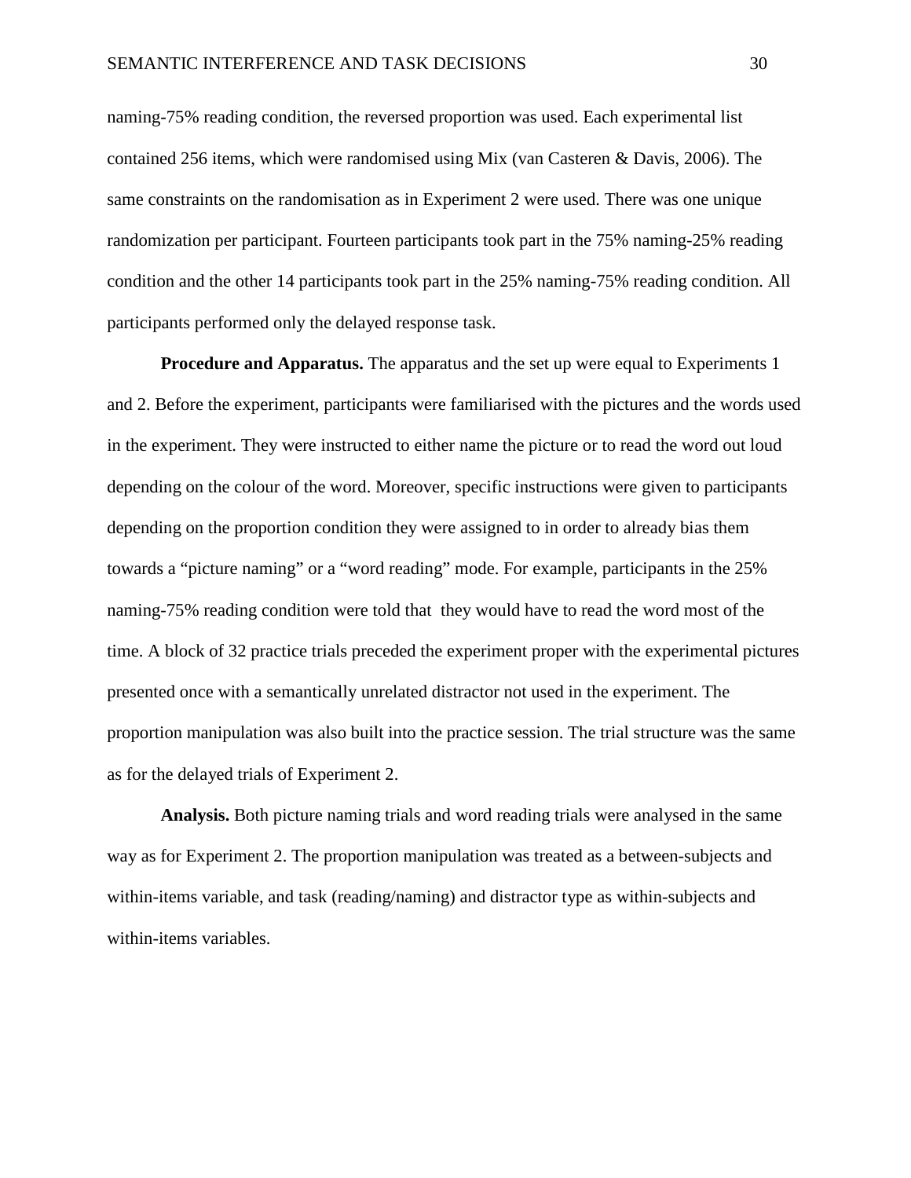naming-75% reading condition, the reversed proportion was used. Each experimental list contained 256 items, which were randomised using Mix (van Casteren & Davis, 2006). The same constraints on the randomisation as in Experiment 2 were used. There was one unique randomization per participant. Fourteen participants took part in the 75% naming-25% reading condition and the other 14 participants took part in the 25% naming-75% reading condition. All participants performed only the delayed response task.

**Procedure and Apparatus.** The apparatus and the set up were equal to Experiments 1 and 2. Before the experiment, participants were familiarised with the pictures and the words used in the experiment. They were instructed to either name the picture or to read the word out loud depending on the colour of the word. Moreover, specific instructions were given to participants depending on the proportion condition they were assigned to in order to already bias them towards a "picture naming" or a "word reading" mode. For example, participants in the 25% naming-75% reading condition were told that they would have to read the word most of the time. A block of 32 practice trials preceded the experiment proper with the experimental pictures presented once with a semantically unrelated distractor not used in the experiment. The proportion manipulation was also built into the practice session. The trial structure was the same as for the delayed trials of Experiment 2.

**Analysis.** Both picture naming trials and word reading trials were analysed in the same way as for Experiment 2. The proportion manipulation was treated as a between-subjects and within-items variable, and task (reading/naming) and distractor type as within-subjects and within-items variables.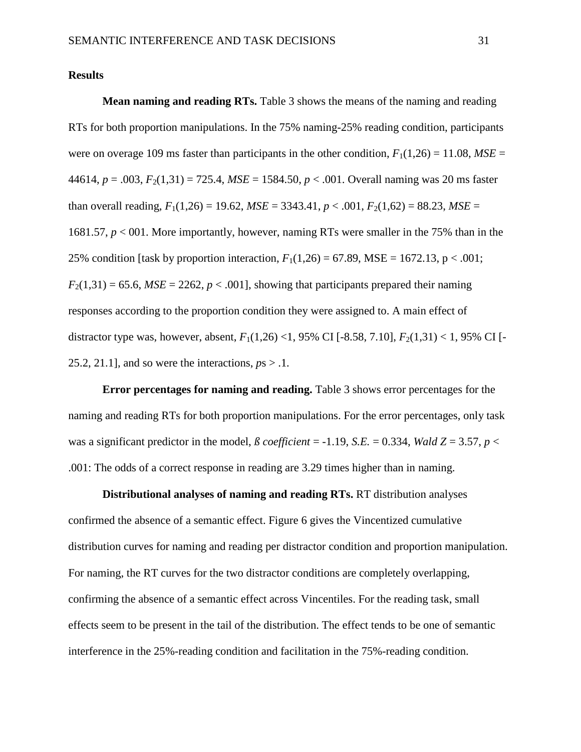**Results**

**Mean naming and reading RTs.** Table 3 shows the means of the naming and reading RTs for both proportion manipulations. In the 75% naming-25% reading condition, participants were on overage 109 ms faster than participants in the other condition, $F_1(1,26) = 11.08$, $MSE = 44614$, $p = .003$, $F_2(1,31) = 725.4$, $MSE = 1584.50$, $p < .001$. Overall naming was 20 ms faster than overall reading, $F_1(1,26) = 19.62$, $MSE = 3343.41$, $p < .001$, $F_2(1,62) = 88.23$, $MSE = 1681.57$, $p < 001$. More importantly, however, naming RTs were smaller in the 75% than in the 25% condition [task by proportion interaction, $F_1(1,26) = 67.89$, MSE = 1672.13, p < .001; $F_2(1,31) = 65.6$, $MSE = 2262$, $p < .001$], showing that participants prepared their naming responses according to the proportion condition they were assigned to. A main effect of distractor type was, however, absent, $F_1(1,26) <1$, 95% CI [-8.58, 7.10], $F_2(1,31) < 1$, 95% CI [-25.2, 21.1], and so were the interactions, *p*s > .1.

**Error percentages for naming and reading.** Table 3 shows error percentages for the naming and reading RTs for both proportion manipulations. For the error percentages, only task was a significant predictor in the model, *ß coefficient* = -1.19, *S.E.* = 0.334, *Wald Z* = 3.57, $p < .001$: The odds of a correct response in reading are 3.29 times higher than in naming.

**Distributional analyses of naming and reading RTs.** RT distribution analyses confirmed the absence of a semantic effect. Figure 6 gives the Vincentized cumulative distribution curves for naming and reading per distractor condition and proportion manipulation. For naming, the RT curves for the two distractor conditions are completely overlapping, confirming the absence of a semantic effect across Vincentiles. For the reading task, small effects seem to be present in the tail of the distribution. The effect tends to be one of semantic interference in the 25%-reading condition and facilitation in the 75%-reading condition.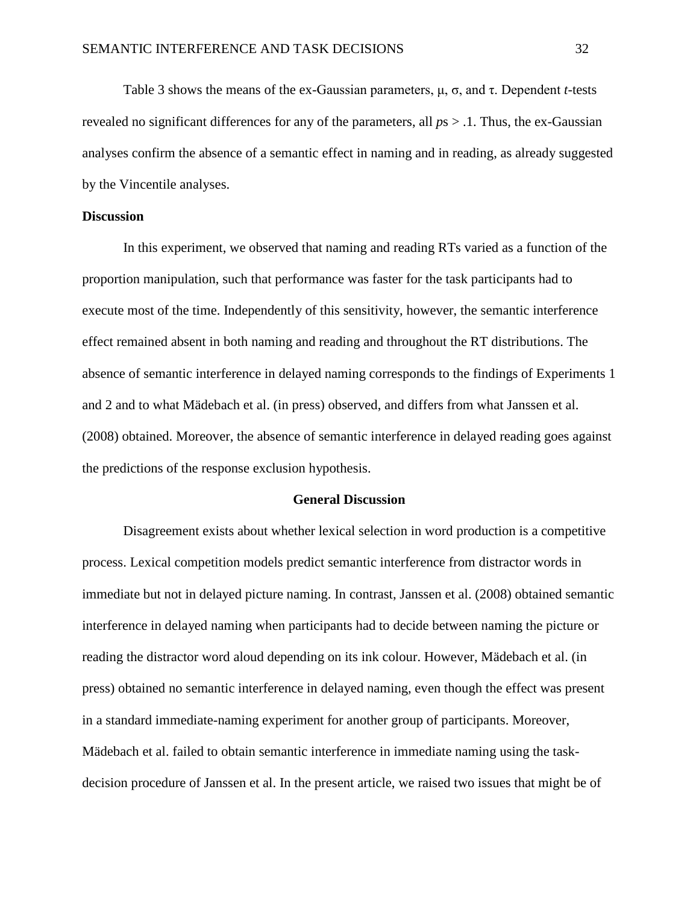Table 3 shows the means of the ex-Gaussian parameters, $\mu$, $\sigma$, and $\tau$. Dependent *t*-tests revealed no significant differences for any of the parameters, all *p*s > .1. Thus, the ex-Gaussian analyses confirm the absence of a semantic effect in naming and in reading, as already suggested by the Vincentile analyses.

**Discussion**

In this experiment, we observed that naming and reading RTs varied as a function of the proportion manipulation, such that performance was faster for the task participants had to execute most of the time. Independently of this sensitivity, however, the semantic interference effect remained absent in both naming and reading and throughout the RT distributions. The absence of semantic interference in delayed naming corresponds to the findings of Experiments 1 and 2 and to what Mädebach et al. (in press) observed, and differs from what Janssen et al. (2008) obtained. Moreover, the absence of semantic interference in delayed reading goes against the predictions of the response exclusion hypothesis.

## General Discussion

Disagreement exists about whether lexical selection in word production is a competitive process. Lexical competition models predict semantic interference from distractor words in immediate but not in delayed picture naming. In contrast, Janssen et al. (2008) obtained semantic interference in delayed naming when participants had to decide between naming the picture or reading the distractor word aloud depending on its ink colour. However, Mädebach et al. (in press) obtained no semantic interference in delayed naming, even though the effect was present in a standard immediate-naming experiment for another group of participants. Moreover, Mädebach et al. failed to obtain semantic interference in immediate naming using the task-decision procedure of Janssen et al. In the present article, we raised two issues that might be of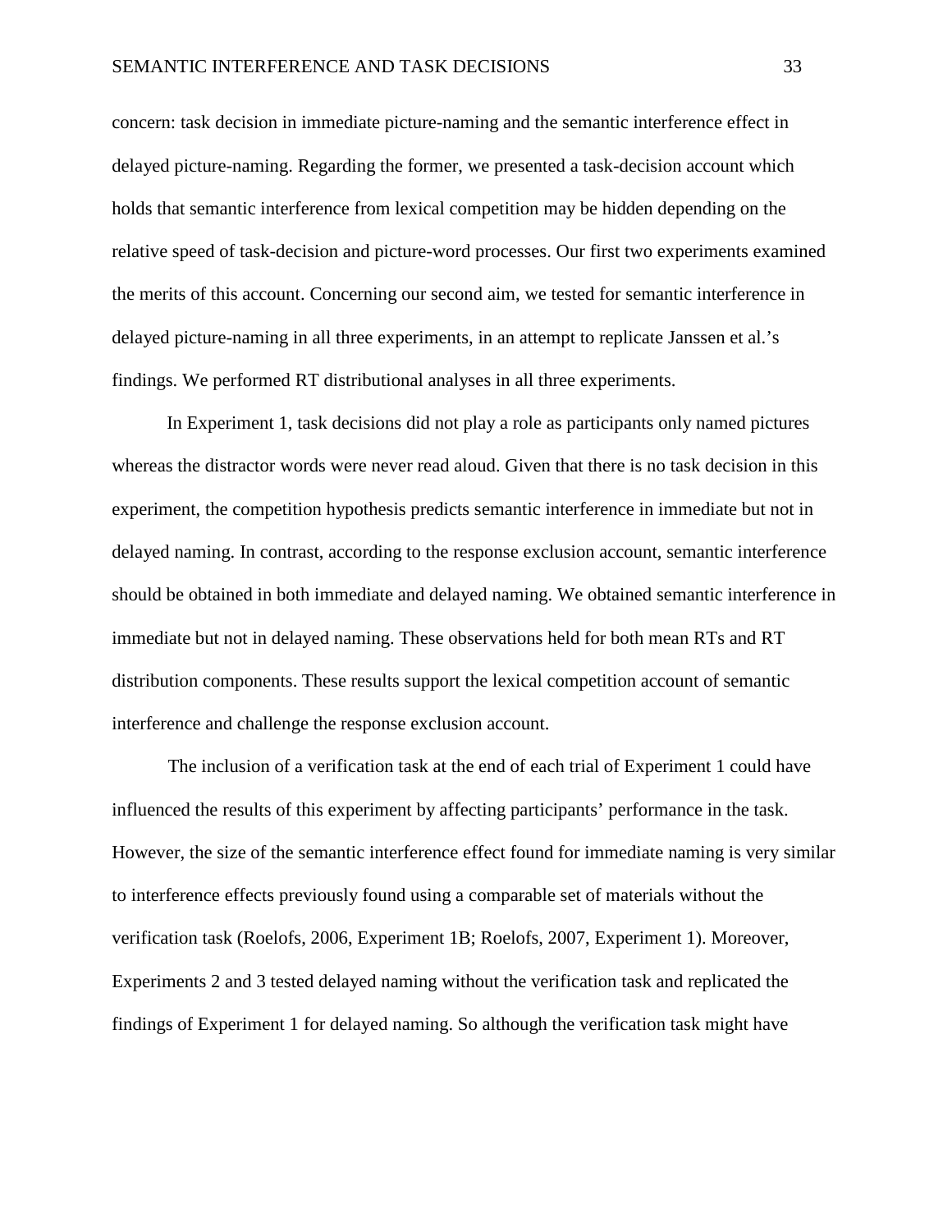concern: task decision in immediate picture-naming and the semantic interference effect in delayed picture-naming. Regarding the former, we presented a task-decision account which holds that semantic interference from lexical competition may be hidden depending on the relative speed of task-decision and picture-word processes. Our first two experiments examined the merits of this account. Concerning our second aim, we tested for semantic interference in delayed picture-naming in all three experiments, in an attempt to replicate Janssen et al.'s findings. We performed RT distributional analyses in all three experiments.

In Experiment 1, task decisions did not play a role as participants only named pictures whereas the distractor words were never read aloud. Given that there is no task decision in this experiment, the competition hypothesis predicts semantic interference in immediate but not in delayed naming. In contrast, according to the response exclusion account, semantic interference should be obtained in both immediate and delayed naming. We obtained semantic interference in immediate but not in delayed naming. These observations held for both mean RTs and RT distribution components. These results support the lexical competition account of semantic interference and challenge the response exclusion account.

The inclusion of a verification task at the end of each trial of Experiment 1 could have influenced the results of this experiment by affecting participants' performance in the task. However, the size of the semantic interference effect found for immediate naming is very similar to interference effects previously found using a comparable set of materials without the verification task (Roelofs, 2006, Experiment 1B; Roelofs, 2007, Experiment 1). Moreover, Experiments 2 and 3 tested delayed naming without the verification task and replicated the findings of Experiment 1 for delayed naming. So although the verification task might have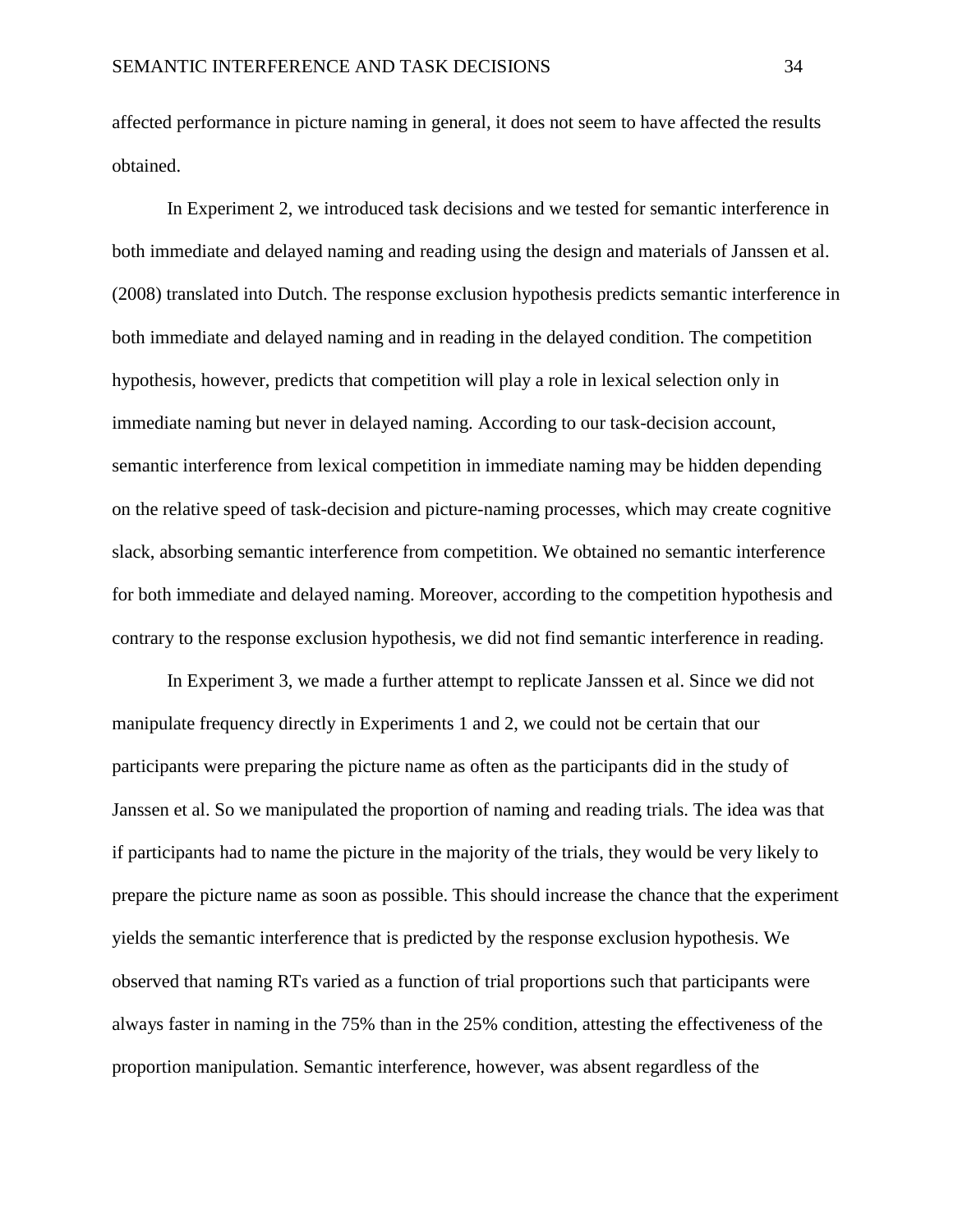affected performance in picture naming in general, it does not seem to have affected the results obtained.

In Experiment 2, we introduced task decisions and we tested for semantic interference in both immediate and delayed naming and reading using the design and materials of Janssen et al. (2008) translated into Dutch. The response exclusion hypothesis predicts semantic interference in both immediate and delayed naming and in reading in the delayed condition. The competition hypothesis, however, predicts that competition will play a role in lexical selection only in immediate naming but never in delayed naming. According to our task-decision account, semantic interference from lexical competition in immediate naming may be hidden depending on the relative speed of task-decision and picture-naming processes, which may create cognitive slack, absorbing semantic interference from competition. We obtained no semantic interference for both immediate and delayed naming. Moreover, according to the competition hypothesis and contrary to the response exclusion hypothesis, we did not find semantic interference in reading.

In Experiment 3, we made a further attempt to replicate Janssen et al. Since we did not manipulate frequency directly in Experiments 1 and 2, we could not be certain that our participants were preparing the picture name as often as the participants did in the study of Janssen et al. So we manipulated the proportion of naming and reading trials. The idea was that if participants had to name the picture in the majority of the trials, they would be very likely to prepare the picture name as soon as possible. This should increase the chance that the experiment yields the semantic interference that is predicted by the response exclusion hypothesis. We observed that naming RTs varied as a function of trial proportions such that participants were always faster in naming in the 75% than in the 25% condition, attesting the effectiveness of the proportion manipulation. Semantic interference, however, was absent regardless of the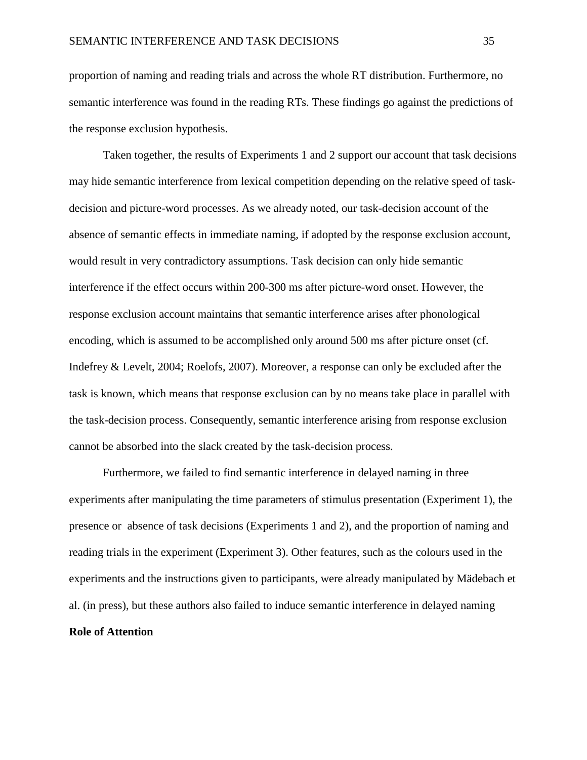proportion of naming and reading trials and across the whole RT distribution. Furthermore, no semantic interference was found in the reading RTs. These findings go against the predictions of the response exclusion hypothesis.

Taken together, the results of Experiments 1 and 2 support our account that task decisions may hide semantic interference from lexical competition depending on the relative speed of task-decision and picture-word processes. As we already noted, our task-decision account of the absence of semantic effects in immediate naming, if adopted by the response exclusion account, would result in very contradictory assumptions. Task decision can only hide semantic interference if the effect occurs within 200-300 ms after picture-word onset. However, the response exclusion account maintains that semantic interference arises after phonological encoding, which is assumed to be accomplished only around 500 ms after picture onset (cf. Indefrey & Levelt, 2004; Roelofs, 2007). Moreover, a response can only be excluded after the task is known, which means that response exclusion can by no means take place in parallel with the task-decision process. Consequently, semantic interference arising from response exclusion cannot be absorbed into the slack created by the task-decision process.

Furthermore, we failed to find semantic interference in delayed naming in three experiments after manipulating the time parameters of stimulus presentation (Experiment 1), the presence or absence of task decisions (Experiments 1 and 2), and the proportion of naming and reading trials in the experiment (Experiment 3). Other features, such as the colours used in the experiments and the instructions given to participants, were already manipulated by Mädebach et al. (in press), but these authors also failed to induce semantic interference in delayed naming

**Role of Attention**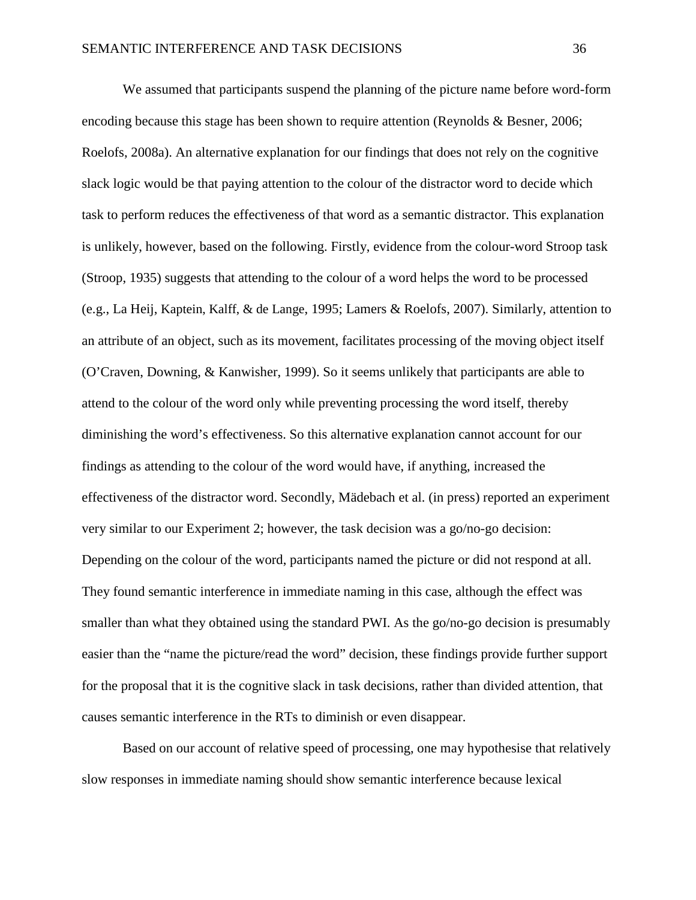We assumed that participants suspend the planning of the picture name before word-form encoding because this stage has been shown to require attention (Reynolds & Besner, 2006; Roelofs, 2008a). An alternative explanation for our findings that does not rely on the cognitive slack logic would be that paying attention to the colour of the distractor word to decide which task to perform reduces the effectiveness of that word as a semantic distractor. This explanation is unlikely, however, based on the following. Firstly, evidence from the colour-word Stroop task (Stroop, 1935) suggests that attending to the colour of a word helps the word to be processed (e.g., La Heij, Kaptein, Kalff, & de Lange, 1995; Lamers & Roelofs, 2007). Similarly, attention to an attribute of an object, such as its movement, facilitates processing of the moving object itself (O'Craven, Downing, & Kanwisher, 1999). So it seems unlikely that participants are able to attend to the colour of the word only while preventing processing the word itself, thereby diminishing the word's effectiveness. So this alternative explanation cannot account for our findings as attending to the colour of the word would have, if anything, increased the effectiveness of the distractor word. Secondly, Mädebach et al. (in press) reported an experiment very similar to our Experiment 2; however, the task decision was a go/no-go decision: Depending on the colour of the word, participants named the picture or did not respond at all. They found semantic interference in immediate naming in this case, although the effect was smaller than what they obtained using the standard PWI. As the go/no-go decision is presumably easier than the "name the picture/read the word" decision, these findings provide further support for the proposal that it is the cognitive slack in task decisions, rather than divided attention, that causes semantic interference in the RTs to diminish or even disappear.

Based on our account of relative speed of processing, one may hypothesise that relatively slow responses in immediate naming should show semantic interference because lexical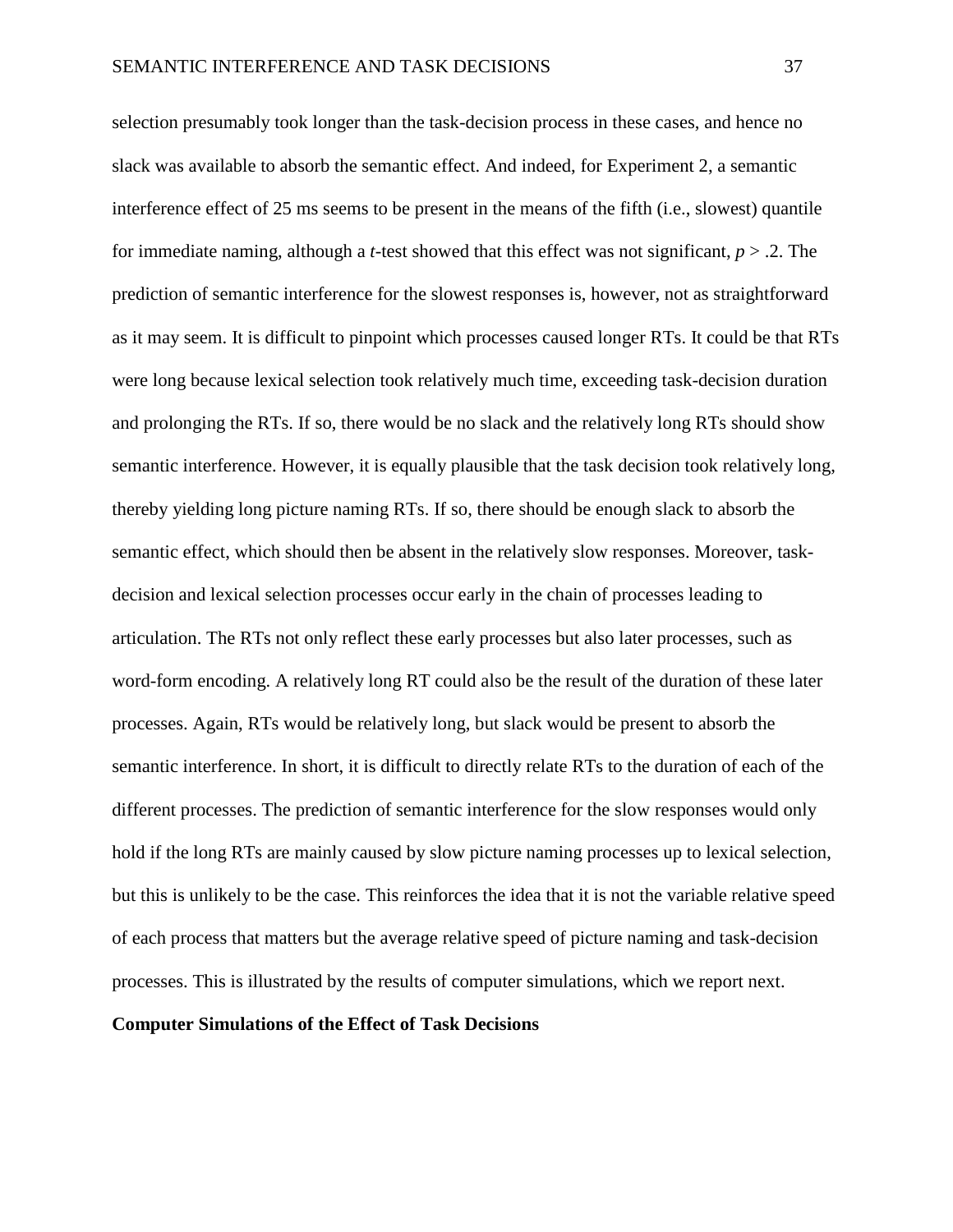selection presumably took longer than the task-decision process in these cases, and hence no slack was available to absorb the semantic effect. And indeed, for Experiment 2, a semantic interference effect of 25 ms seems to be present in the means of the fifth (i.e., slowest) quantile for immediate naming, although a *t*-test showed that this effect was not significant, $p > .2$. The prediction of semantic interference for the slowest responses is, however, not as straightforward as it may seem. It is difficult to pinpoint which processes caused longer RTs. It could be that RTs were long because lexical selection took relatively much time, exceeding task-decision duration and prolonging the RTs. If so, there would be no slack and the relatively long RTs should show semantic interference. However, it is equally plausible that the task decision took relatively long, thereby yielding long picture naming RTs. If so, there should be enough slack to absorb the semantic effect, which should then be absent in the relatively slow responses. Moreover, task-decision and lexical selection processes occur early in the chain of processes leading to articulation. The RTs not only reflect these early processes but also later processes, such as word-form encoding. A relatively long RT could also be the result of the duration of these later processes. Again, RTs would be relatively long, but slack would be present to absorb the semantic interference. In short, it is difficult to directly relate RTs to the duration of each of the different processes. The prediction of semantic interference for the slow responses would only hold if the long RTs are mainly caused by slow picture naming processes up to lexical selection, but this is unlikely to be the case. This reinforces the idea that it is not the variable relative speed of each process that matters but the average relative speed of picture naming and task-decision processes. This is illustrated by the results of computer simulations, which we report next.

## Computer Simulations of the Effect of Task Decisions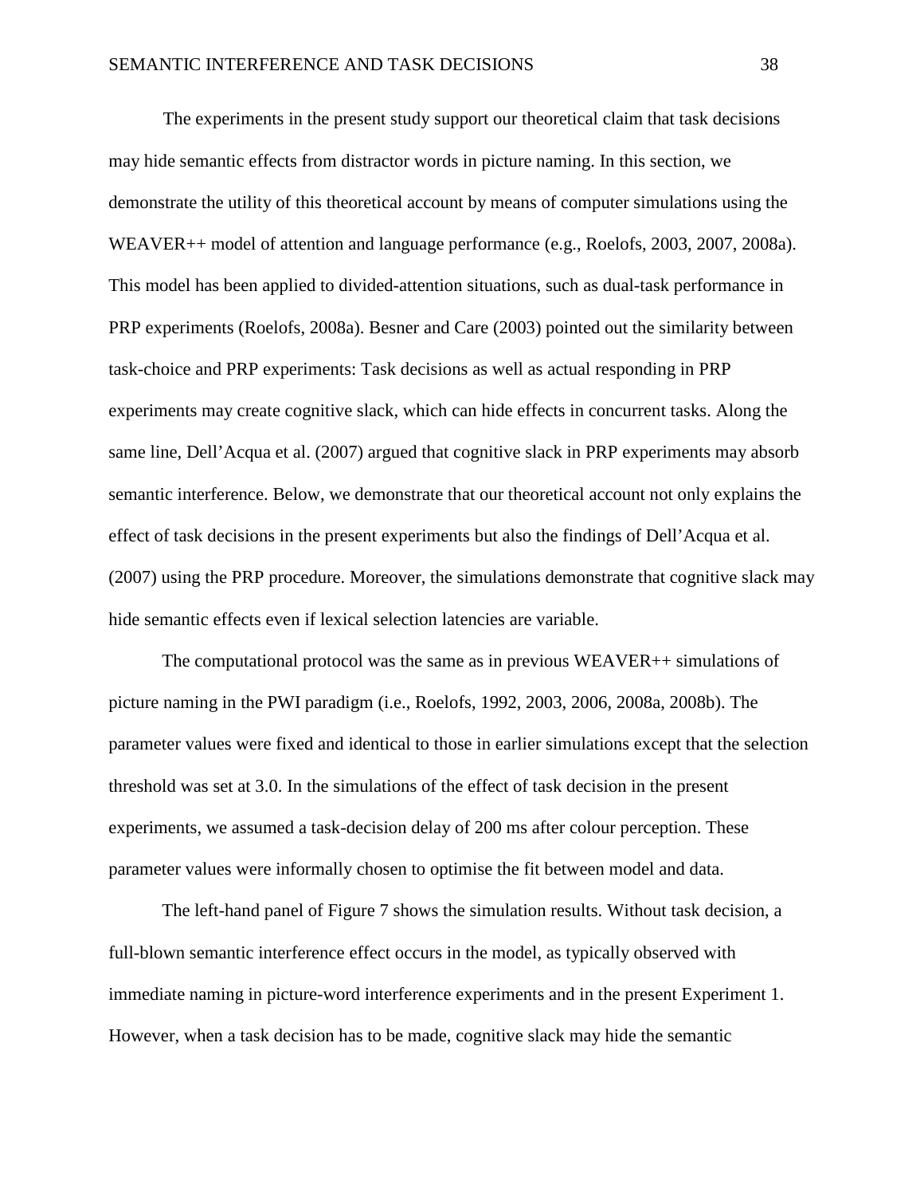The experiments in the present study support our theoretical claim that task decisions may hide semantic effects from distractor words in picture naming. In this section, we demonstrate the utility of this theoretical account by means of computer simulations using the WEAVER++ model of attention and language performance (e.g., Roelofs, 2003, 2007, 2008a). This model has been applied to divided-attention situations, such as dual-task performance in PRP experiments (Roelofs, 2008a). Besner and Care (2003) pointed out the similarity between task-choice and PRP experiments: Task decisions as well as actual responding in PRP experiments may create cognitive slack, which can hide effects in concurrent tasks. Along the same line, Dell'Acqua et al. (2007) argued that cognitive slack in PRP experiments may absorb semantic interference. Below, we demonstrate that our theoretical account not only explains the effect of task decisions in the present experiments but also the findings of Dell'Acqua et al. (2007) using the PRP procedure. Moreover, the simulations demonstrate that cognitive slack may hide semantic effects even if lexical selection latencies are variable.

The computational protocol was the same as in previous WEAVER++ simulations of picture naming in the PWI paradigm (i.e., Roelofs, 1992, 2003, 2006, 2008a, 2008b). The parameter values were fixed and identical to those in earlier simulations except that the selection threshold was set at 3.0. In the simulations of the effect of task decision in the present experiments, we assumed a task-decision delay of 200 ms after colour perception. These parameter values were informally chosen to optimise the fit between model and data.

The left-hand panel of Figure 7 shows the simulation results. Without task decision, a full-blown semantic interference effect occurs in the model, as typically observed with immediate naming in picture-word interference experiments and in the present Experiment 1. However, when a task decision has to be made, cognitive slack may hide the semantic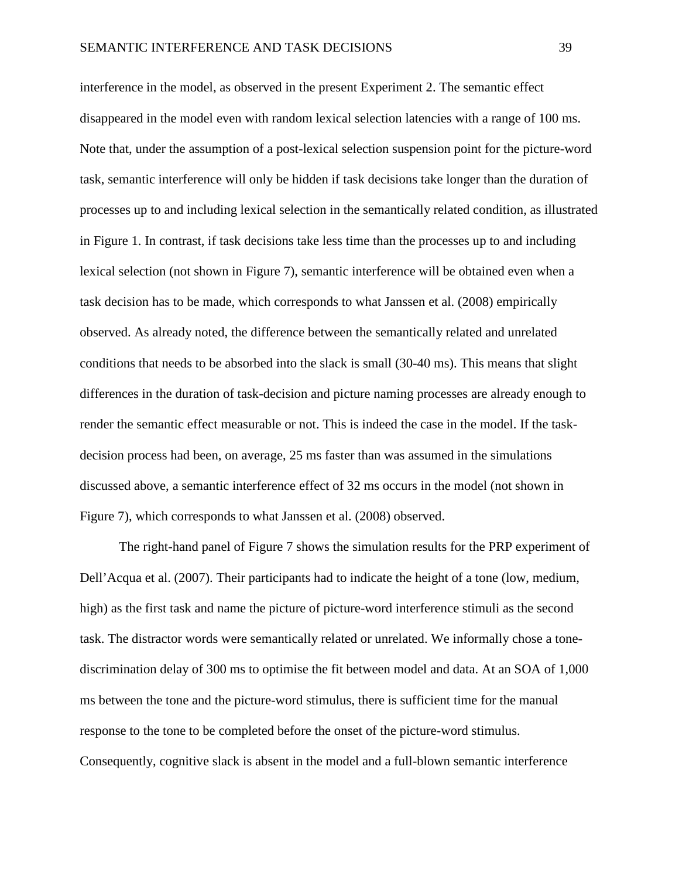interference in the model, as observed in the present Experiment 2. The semantic effect disappeared in the model even with random lexical selection latencies with a range of 100 ms. Note that, under the assumption of a post-lexical selection suspension point for the picture-word task, semantic interference will only be hidden if task decisions take longer than the duration of processes up to and including lexical selection in the semantically related condition, as illustrated in Figure 1. In contrast, if task decisions take less time than the processes up to and including lexical selection (not shown in Figure 7), semantic interference will be obtained even when a task decision has to be made, which corresponds to what Janssen et al. (2008) empirically observed. As already noted, the difference between the semantically related and unrelated conditions that needs to be absorbed into the slack is small (30-40 ms). This means that slight differences in the duration of task-decision and picture naming processes are already enough to render the semantic effect measurable or not. This is indeed the case in the model. If the task-decision process had been, on average, 25 ms faster than was assumed in the simulations discussed above, a semantic interference effect of 32 ms occurs in the model (not shown in Figure 7), which corresponds to what Janssen et al. (2008) observed.

The right-hand panel of Figure 7 shows the simulation results for the PRP experiment of Dell'Acqua et al. (2007). Their participants had to indicate the height of a tone (low, medium, high) as the first task and name the picture of picture-word interference stimuli as the second task. The distractor words were semantically related or unrelated. We informally chose a tone-discrimination delay of 300 ms to optimise the fit between model and data. At an SOA of 1,000 ms between the tone and the picture-word stimulus, there is sufficient time for the manual response to the tone to be completed before the onset of the picture-word stimulus. Consequently, cognitive slack is absent in the model and a full-blown semantic interference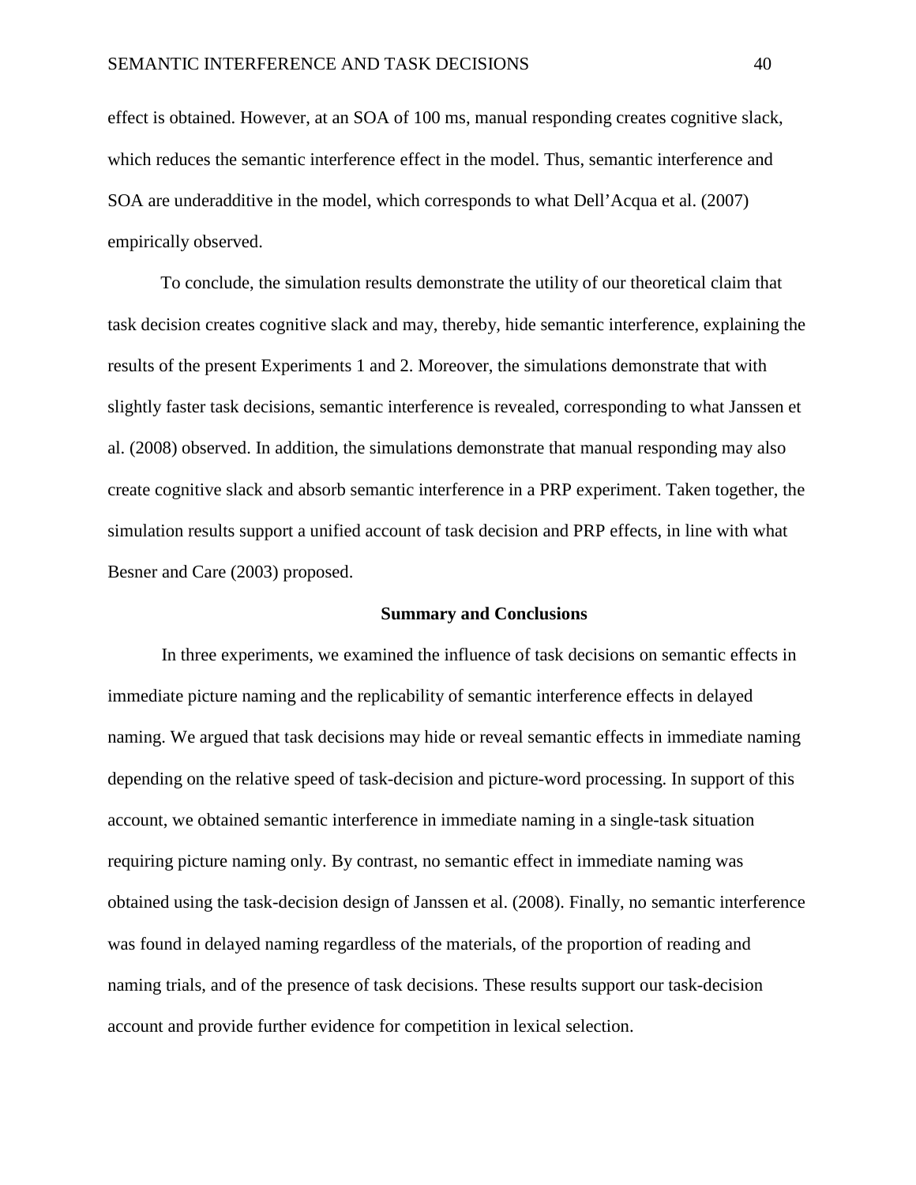effect is obtained. However, at an SOA of 100 ms, manual responding creates cognitive slack, which reduces the semantic interference effect in the model. Thus, semantic interference and SOA are underadditive in the model, which corresponds to what Dell'Acqua et al. (2007) empirically observed.

To conclude, the simulation results demonstrate the utility of our theoretical claim that task decision creates cognitive slack and may, thereby, hide semantic interference, explaining the results of the present Experiments 1 and 2. Moreover, the simulations demonstrate that with slightly faster task decisions, semantic interference is revealed, corresponding to what Janssen et al. (2008) observed. In addition, the simulations demonstrate that manual responding may also create cognitive slack and absorb semantic interference in a PRP experiment. Taken together, the simulation results support a unified account of task decision and PRP effects, in line with what Besner and Care (2003) proposed.

## Summary and Conclusions

In three experiments, we examined the influence of task decisions on semantic effects in immediate picture naming and the replicability of semantic interference effects in delayed naming. We argued that task decisions may hide or reveal semantic effects in immediate naming depending on the relative speed of task-decision and picture-word processing. In support of this account, we obtained semantic interference in immediate naming in a single-task situation requiring picture naming only. By contrast, no semantic effect in immediate naming was obtained using the task-decision design of Janssen et al. (2008). Finally, no semantic interference was found in delayed naming regardless of the materials, of the proportion of reading and naming trials, and of the presence of task decisions. These results support our task-decision account and provide further evidence for competition in lexical selection.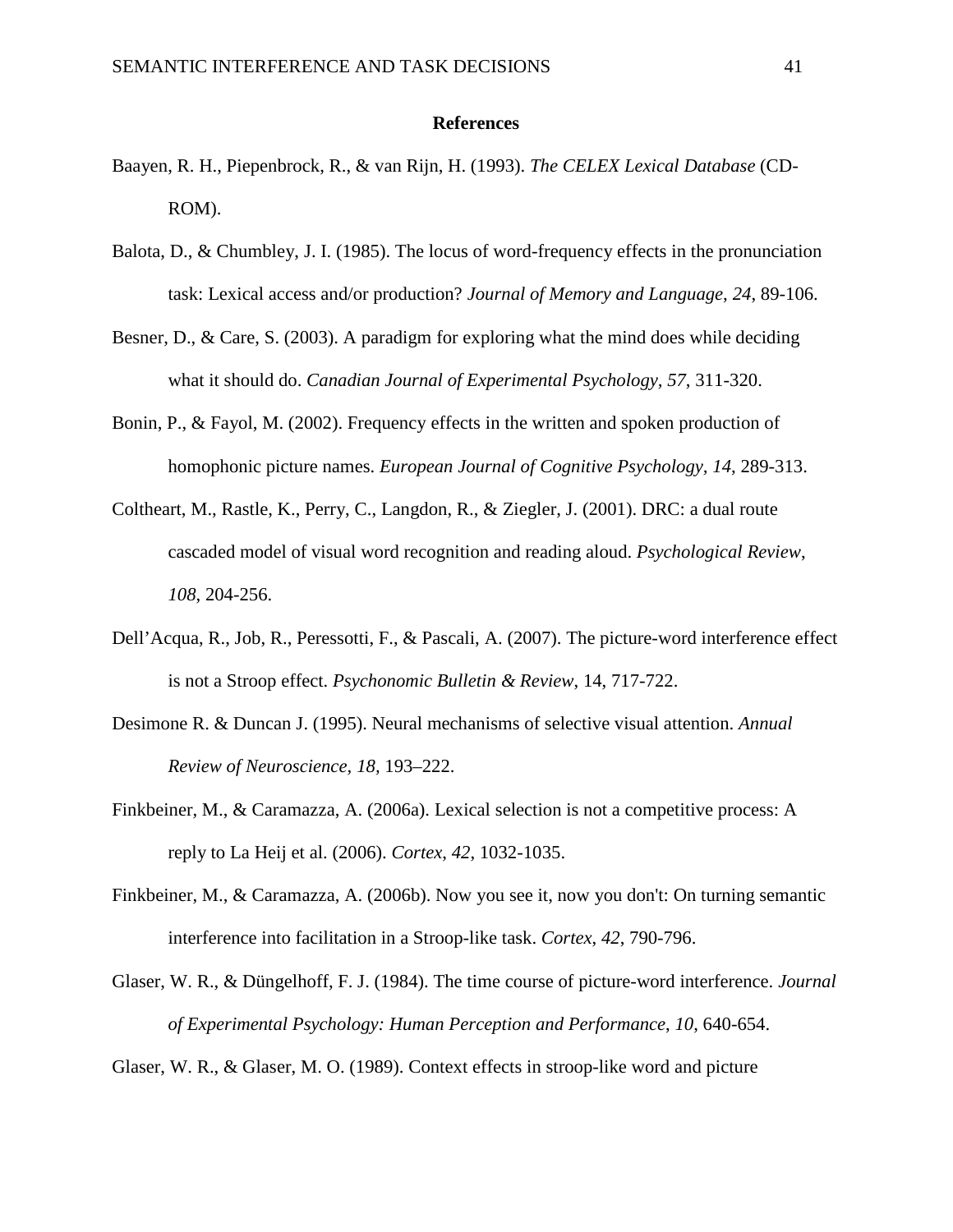## References

Baayen, R. H., Piepenbrock, R., & van Rijn, H. (1993). *The CELEX Lexical Database* (CD-ROM).

Balota, D., & Chumbley, J. I. (1985). The locus of word-frequency effects in the pronunciation task: Lexical access and/or production? *Journal of Memory and Language*, *24*, 89-106.

Besner, D., & Care, S. (2003). A paradigm for exploring what the mind does while deciding what it should do. *Canadian Journal of Experimental Psychology*, *57*, 311-320.

Bonin, P., & Fayol, M. (2002). Frequency effects in the written and spoken production of homophonic picture names. *European Journal of Cognitive Psychology, 14*, 289-313.

Coltheart, M., Rastle, K., Perry, C., Langdon, R., & Ziegler, J. (2001). DRC: a dual route cascaded model of visual word recognition and reading aloud. *Psychological Review*, *108*, 204-256.

Dell'Acqua, R., Job, R., Peressotti, F., & Pascali, A. (2007). The picture-word interference effect is not a Stroop effect. *Psychonomic Bulletin & Review*, 14, 717-722.

Desimone R. & Duncan J. (1995). Neural mechanisms of selective visual attention. *Annual Review of Neuroscience, 18,* 193–222.

Finkbeiner, M., & Caramazza, A. (2006a). Lexical selection is not a competitive process: A reply to La Heij et al. (2006). *Cortex*, *42*, 1032-1035.

Finkbeiner, M., & Caramazza, A. (2006b). Now you see it, now you don't: On turning semantic interference into facilitation in a Stroop-like task. *Cortex, 42*, 790-796.

Glaser, W. R., & Düngelhoff, F. J. (1984). The time course of picture-word interference. *Journal of Experimental Psychology: Human Perception and Performance*, *10*, 640-654.

Glaser, W. R., & Glaser, M. O. (1989). Context effects in stroop-like word and picture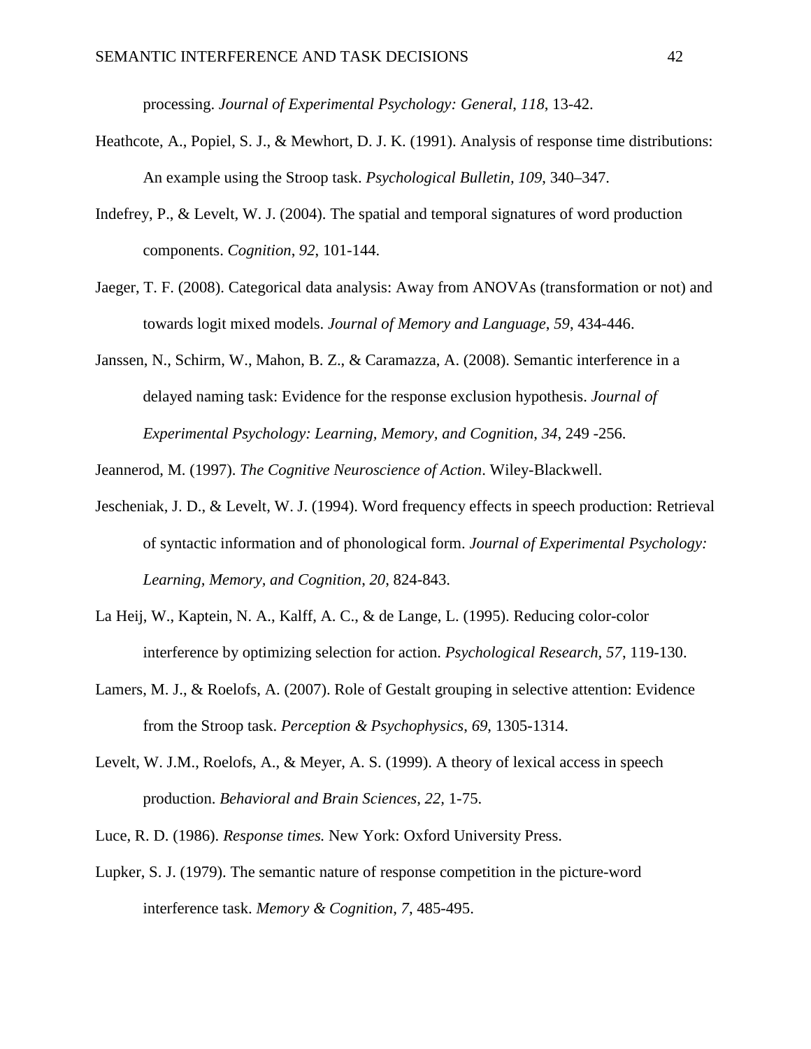processing. *Journal of Experimental Psychology: General*, *118*, 13-42.

Heathcote, A., Popiel, S. J., & Mewhort, D. J. K. (1991). Analysis of response time distributions: An example using the Stroop task. *Psychological Bulletin, 109*, 340–347.

Indefrey, P., & Levelt, W. J. (2004). The spatial and temporal signatures of word production components. *Cognition*, *92*, 101-144.

Jaeger, T. F. (2008). Categorical data analysis: Away from ANOVAs (transformation or not) and towards logit mixed models. *Journal of Memory and Language*, *59*, 434-446.

Janssen, N., Schirm, W., Mahon, B. Z., & Caramazza, A. (2008). Semantic interference in a delayed naming task: Evidence for the response exclusion hypothesis. *Journal of Experimental Psychology: Learning, Memory, and Cognition*, *34*, 249 -256.

Jeannerod, M. (1997). *The Cognitive Neuroscience of Action*. Wiley-Blackwell.

Jescheniak, J. D., & Levelt, W. J. (1994). Word frequency effects in speech production: Retrieval of syntactic information and of phonological form. *Journal of Experimental Psychology: Learning, Memory, and Cognition*, *20*, 824-843.

La Heij, W., Kaptein, N. A., Kalff, A. C., & de Lange, L. (1995). Reducing color-color interference by optimizing selection for action. *Psychological Research, 57*, 119-130.

Lamers, M. J., & Roelofs, A. (2007). Role of Gestalt grouping in selective attention: Evidence from the Stroop task. *Perception & Psychophysics*, *69*, 1305-1314.

Levelt, W. J.M., Roelofs, A., & Meyer, A. S. (1999). A theory of lexical access in speech production. *Behavioral and Brain Sciences*, *22,* 1-75.

Luce, R. D. (1986). *Response times.* New York: Oxford University Press.

Lupker, S. J. (1979). The semantic nature of response competition in the picture-word interference task. *Memory & Cognition*, *7*, 485-495.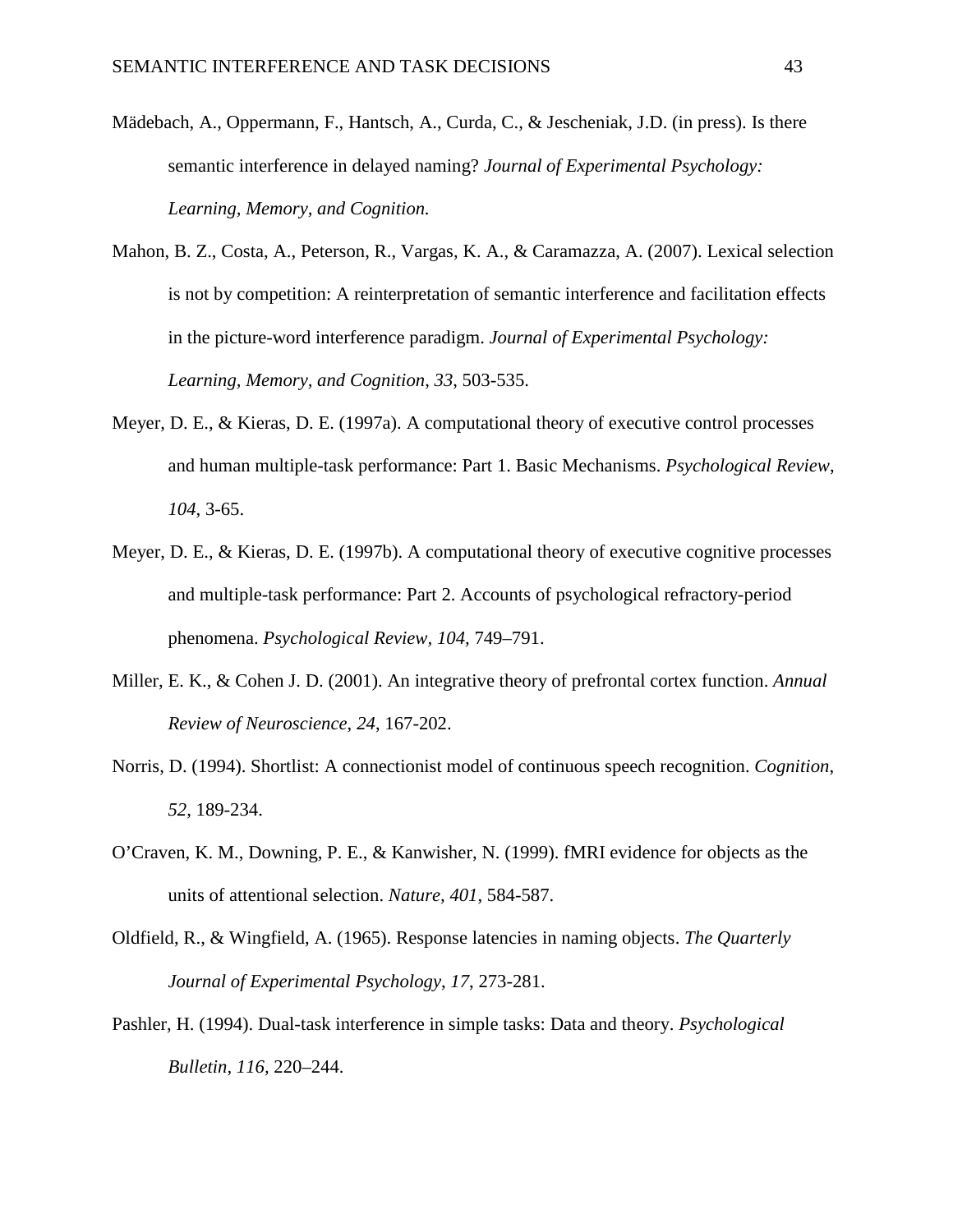Mädebach, A., Oppermann, F., Hantsch, A., Curda, C., & Jescheniak, J.D. (in press). Is there semantic interference in delayed naming? *Journal of Experimental Psychology: Learning, Memory, and Cognition.*

Mahon, B. Z., Costa, A., Peterson, R., Vargas, K. A., & Caramazza, A. (2007). Lexical selection is not by competition: A reinterpretation of semantic interference and facilitation effects in the picture-word interference paradigm. *Journal of Experimental Psychology: Learning, Memory, and Cognition*, *33*, 503-535.

Meyer, D. E., & Kieras, D. E. (1997a). A computational theory of executive control processes and human multiple-task performance: Part 1. Basic Mechanisms. *Psychological Review*, *104*, 3-65.

Meyer, D. E., & Kieras, D. E. (1997b). A computational theory of executive cognitive processes and multiple-task performance: Part 2. Accounts of psychological refractory-period phenomena. *Psychological Review, 104,* 749–791.

Miller, E. K., & Cohen J. D. (2001). An integrative theory of prefrontal cortex function. *Annual Review of Neuroscience*, *24*, 167-202.

Norris, D. (1994). Shortlist: A connectionist model of continuous speech recognition. *Cognition*, *52*, 189-234.

O'Craven, K. M., Downing, P. E., & Kanwisher, N. (1999). fMRI evidence for objects as the units of attentional selection. *Nature, 401*, 584-587.

Oldfield, R., & Wingfield, A. (1965). Response latencies in naming objects. *The Quarterly Journal of Experimental Psychology*, *17*, 273-281.

Pashler, H. (1994). Dual-task interference in simple tasks: Data and theory. *Psychological Bulletin, 116,* 220–244.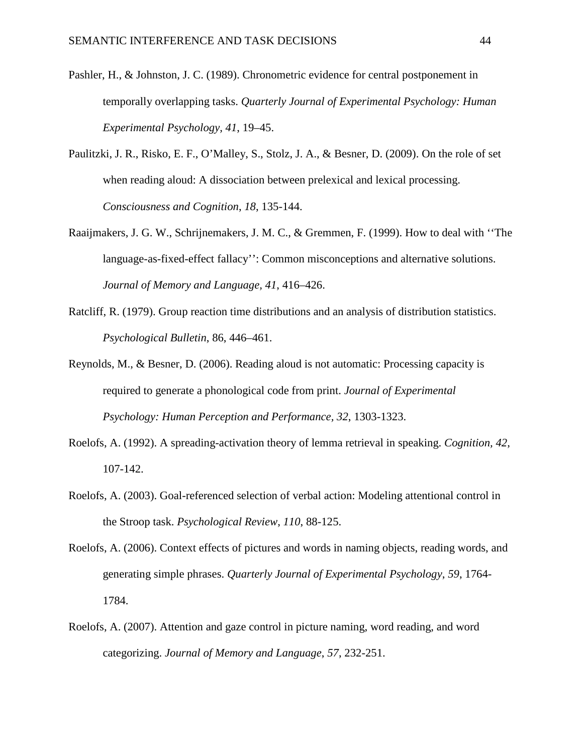Pashler, H., & Johnston, J. C. (1989). Chronometric evidence for central postponement in temporally overlapping tasks. *Quarterly Journal of Experimental Psychology: Human Experimental Psychology, 41*, 19–45.

Paulitzki, J. R., Risko, E. F., O'Malley, S., Stolz, J. A., & Besner, D. (2009). On the role of set when reading aloud: A dissociation between prelexical and lexical processing. *Consciousness and Cognition*, *18*, 135-144.

Raaijmakers, J. G. W., Schrijnemakers, J. M. C., & Gremmen, F. (1999). How to deal with ''The language-as-fixed-effect fallacy'': Common misconceptions and alternative solutions. *Journal of Memory and Language, 41*, 416–426.

Ratcliff, R. (1979). Group reaction time distributions and an analysis of distribution statistics. *Psychological Bulletin*, 86, 446–461.

Reynolds, M., & Besner, D. (2006). Reading aloud is not automatic: Processing capacity is required to generate a phonological code from print. *Journal of Experimental Psychology: Human Perception and Performance, 32*, 1303-1323.

Roelofs, A. (1992). A spreading-activation theory of lemma retrieval in speaking. *Cognition, 42*, 107-142.

Roelofs, A. (2003). Goal-referenced selection of verbal action: Modeling attentional control in the Stroop task. *Psychological Review*, *110*, 88-125.

Roelofs, A. (2006). Context effects of pictures and words in naming objects, reading words, and generating simple phrases. *Quarterly Journal of Experimental Psychology*, *59*, 1764-1784.

Roelofs, A. (2007). Attention and gaze control in picture naming, word reading, and word categorizing. *Journal of Memory and Language*, *57*, 232-251.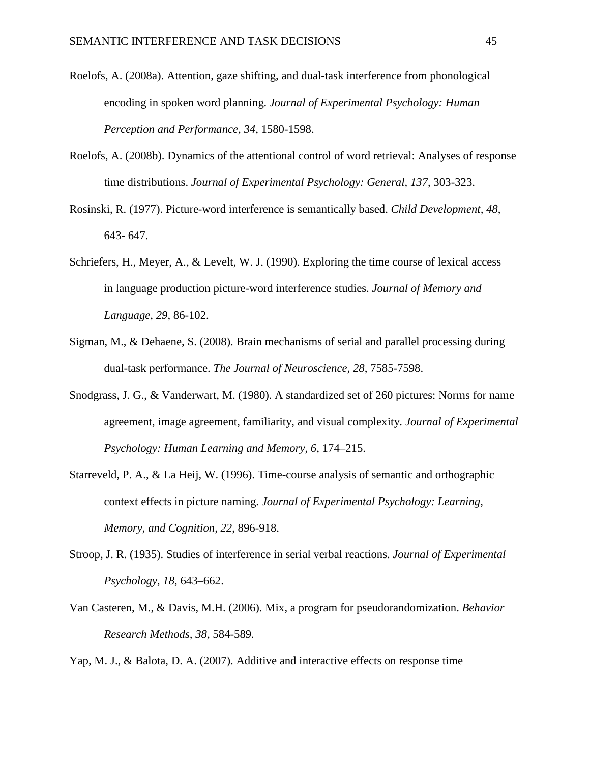Roelofs, A. (2008a). Attention, gaze shifting, and dual-task interference from phonological encoding in spoken word planning. *Journal of Experimental Psychology: Human Perception and Performance, 34*, 1580-1598.

Roelofs, A. (2008b). Dynamics of the attentional control of word retrieval: Analyses of response time distributions. *Journal of Experimental Psychology: General, 137*, 303-323.

Rosinski, R. (1977). Picture-word interference is semantically based. *Child Development, 48*, 643- 647.

Schriefers, H., Meyer, A., & Levelt, W. J. (1990). Exploring the time course of lexical access in language production picture-word interference studies. *Journal of Memory and Language*, *29*, 86-102.

Sigman, M., & Dehaene, S. (2008). Brain mechanisms of serial and parallel processing during dual-task performance. *The Journal of Neuroscience, 28*, 7585-7598.

Snodgrass, J. G., & Vanderwart, M. (1980). A standardized set of 260 pictures: Norms for name agreement, image agreement, familiarity, and visual complexity. *Journal of Experimental Psychology: Human Learning and Memory, 6*, 174–215.

Starreveld, P. A., & La Heij, W. (1996). Time-course analysis of semantic and orthographic context effects in picture naming. *Journal of Experimental Psychology: Learning, Memory, and Cognition, 22*, 896-918.

Stroop, J. R. (1935). Studies of interference in serial verbal reactions. *Journal of Experimental Psychology, 18*, 643–662.

Van Casteren, M., & Davis, M.H. (2006). Mix, a program for pseudorandomization. *Behavior Research Methods, 38*, 584-589.

Yap, M. J., & Balota, D. A. (2007). Additive and interactive effects on response time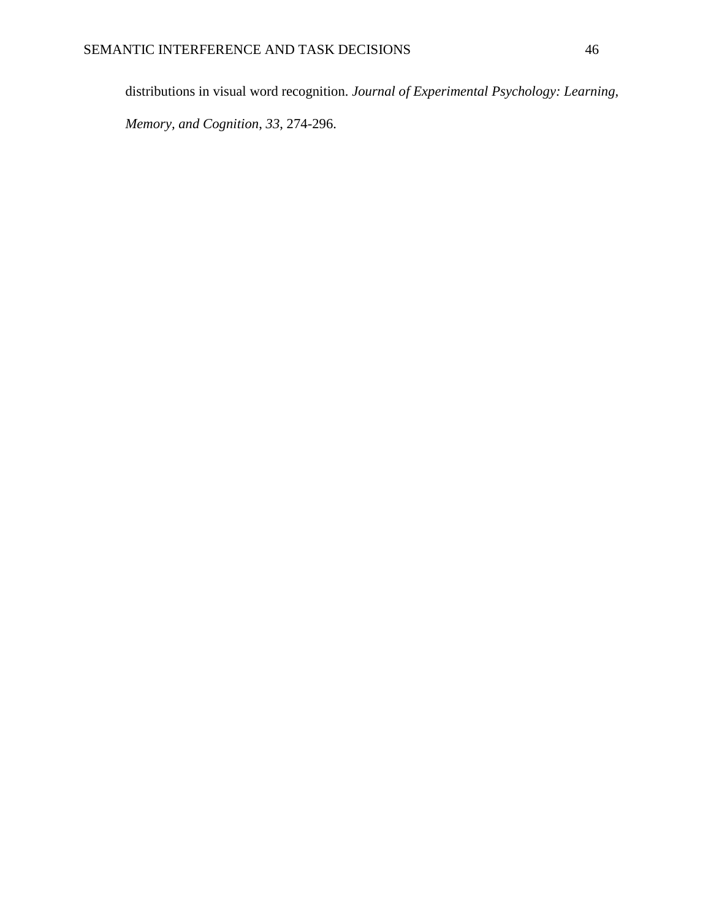distributions in visual word recognition. *Journal of Experimental Psychology: Learning, Memory, and Cognition*, *33*, 274-296.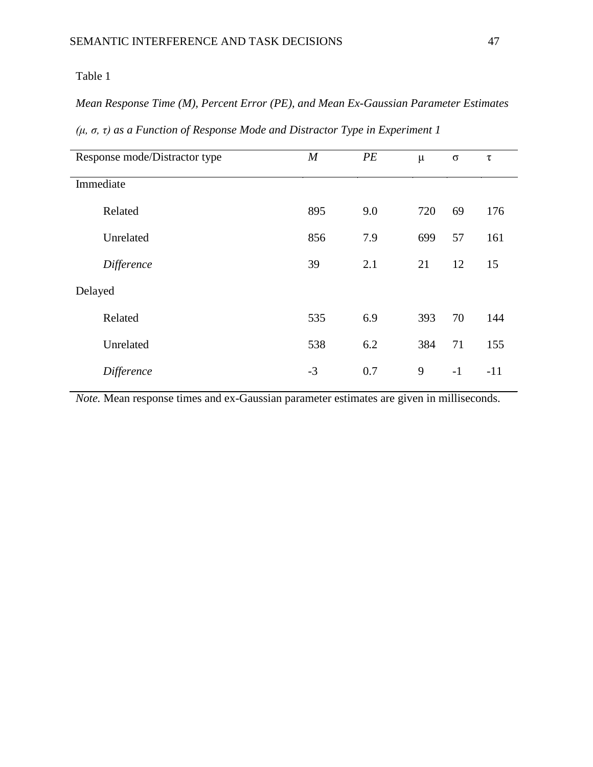Table 1

*Mean Response Time (M), Percent Error (PE), and Mean Ex-Gaussian Parameter Estimates (μ, σ, τ) as a Function of Response Mode and Distractor Type in Experiment 1*

| Response mode/Distractor type | *M* | *PE* | μ | σ | τ |
|---|---|---|---|---|---|
| Immediate | | | | | |
| Related | 895 | 9.0 | 720 | 69 | 176 |
| Unrelated | 856 | 7.9 | 699 | 57 | 161 |
| *Difference* | 39 | 2.1 | 21 | 12 | 15 |
| Delayed | | | | | |
| Related | 535 | 6.9 | 393 | 70 | 144 |
| Unrelated | 538 | 6.2 | 384 | 71 | 155 |
| *Difference* | -3 | 0.7 | 9 | -1 | -11 |

*Note.* Mean response times and ex-Gaussian parameter estimates are given in milliseconds.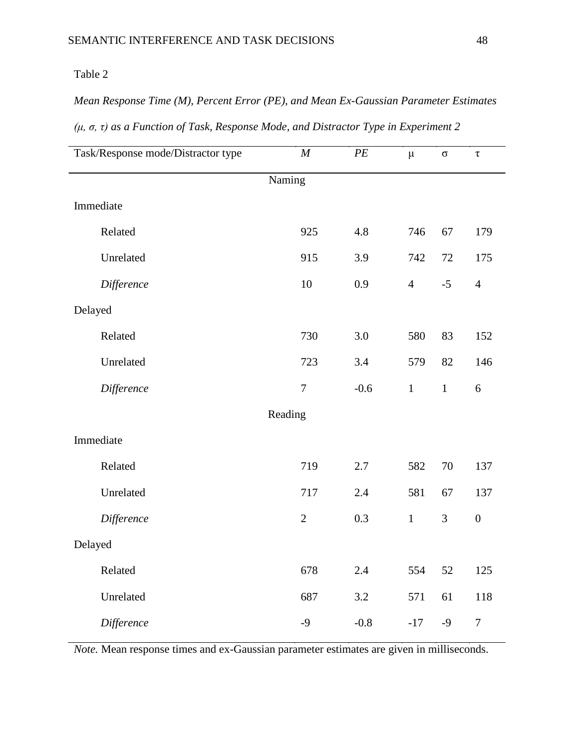Table 2

*Mean Response Time (M), Percent Error (PE), and Mean Ex-Gaussian Parameter Estimates (μ, σ, τ) as a Function of Task, Response Mode, and Distractor Type in Experiment 2*

| Task/Response mode/Distractor type | *M* | *PE* | μ | σ | τ |
|---|---|---|---|---|---|
| Naming | | | | | |
| Immediate | | | | | |
| Related | 925 | 4.8 | 746 | 67 | 179 |
| Unrelated | 915 | 3.9 | 742 | 72 | 175 |
| *Difference* | 10 | 0.9 | 4 | -5 | 4 |
| Delayed | | | | | |
| Related | 730 | 3.0 | 580 | 83 | 152 |
| Unrelated | 723 | 3.4 | 579 | 82 | 146 |
| *Difference* | 7 | -0.6 | 1 | 1 | 6 |
| Reading | | | | | |
| Immediate | | | | | |
| Related | 719 | 2.7 | 582 | 70 | 137 |
| Unrelated | 717 | 2.4 | 581 | 67 | 137 |
| *Difference* | 2 | 0.3 | 1 | 3 | 0 |
| Delayed | | | | | |
| Related | 678 | 2.4 | 554 | 52 | 125 |
| Unrelated | 687 | 3.2 | 571 | 61 | 118 |
| *Difference* | -9 | -0.8 | -17 | -9 | 7 |

*Note.* Mean response times and ex-Gaussian parameter estimates are given in milliseconds.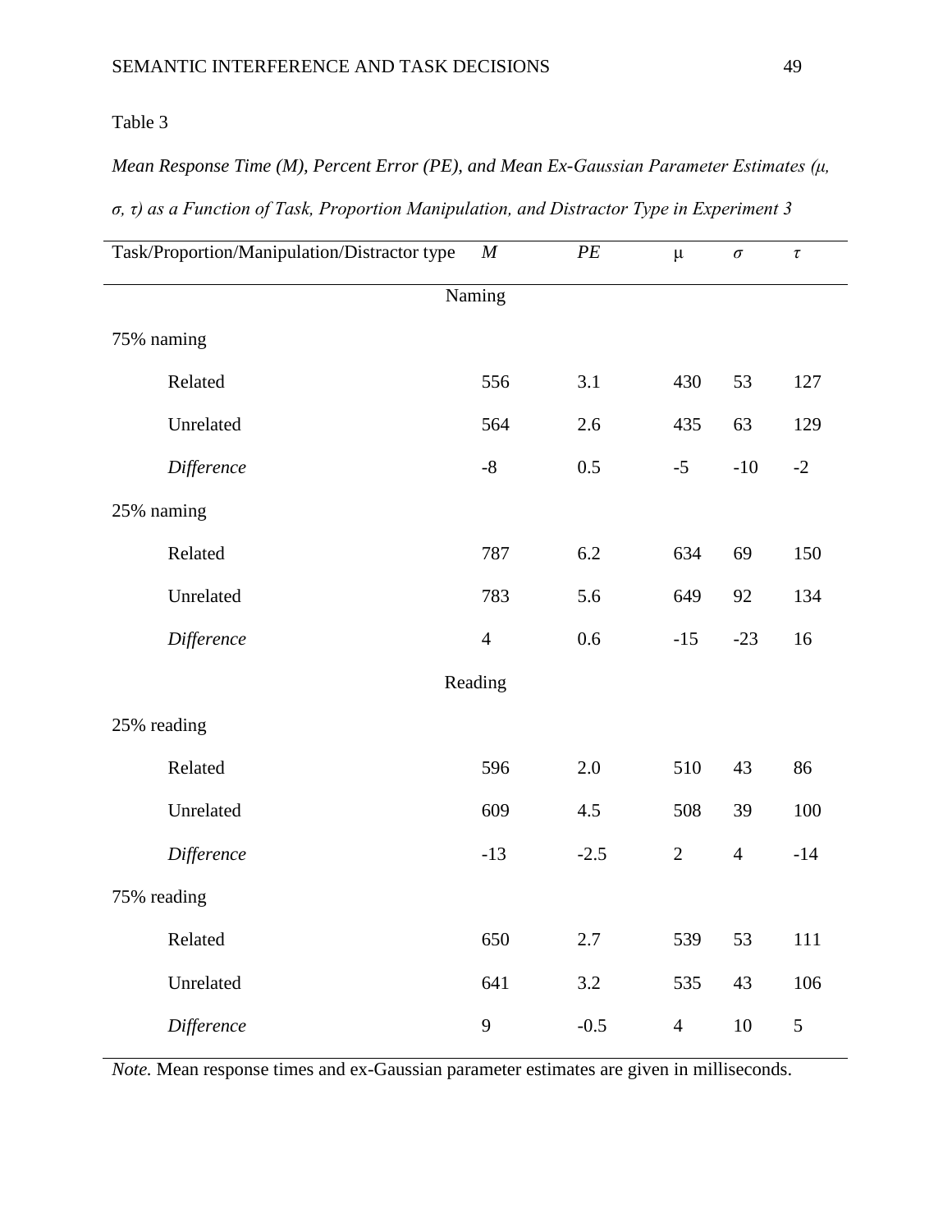Table 3

*Mean Response Time (M), Percent Error (PE), and Mean Ex-Gaussian Parameter Estimates (μ, σ, τ) as a Function of Task, Proportion Manipulation, and Distractor Type in Experiment 3*

| Task/Proportion/Manipulation/Distractor type | *M* | *PE* | μ | *σ* | *τ* |
|---|---|---|---|---|---|
| | Naming | | | | |
| 75% naming | | | | | |
| Related | 556 | 3.1 | 430 | 53 | 127 |
| Unrelated | 564 | 2.6 | 435 | 63 | 129 |
| *Difference* | -8 | 0.5 | -5 | -10 | -2 |
| 25% naming | | | | | |
| Related | 787 | 6.2 | 634 | 69 | 150 |
| Unrelated | 783 | 5.6 | 649 | 92 | 134 |
| *Difference* | 4 | 0.6 | -15 | -23 | 16 |
| | Reading | | | | |
| 25% reading | | | | | |
| Related | 596 | 2.0 | 510 | 43 | 86 |
| Unrelated | 609 | 4.5 | 508 | 39 | 100 |
| *Difference* | -13 | -2.5 | 2 | 4 | -14 |
| 75% reading | | | | | |
| Related | 650 | 2.7 | 539 | 53 | 111 |
| Unrelated | 641 | 3.2 | 535 | 43 | 106 |
| *Difference* | 9 | -0.5 | 4 | 10 | 5 |

*Note.* Mean response times and ex-Gaussian parameter estimates are given in milliseconds.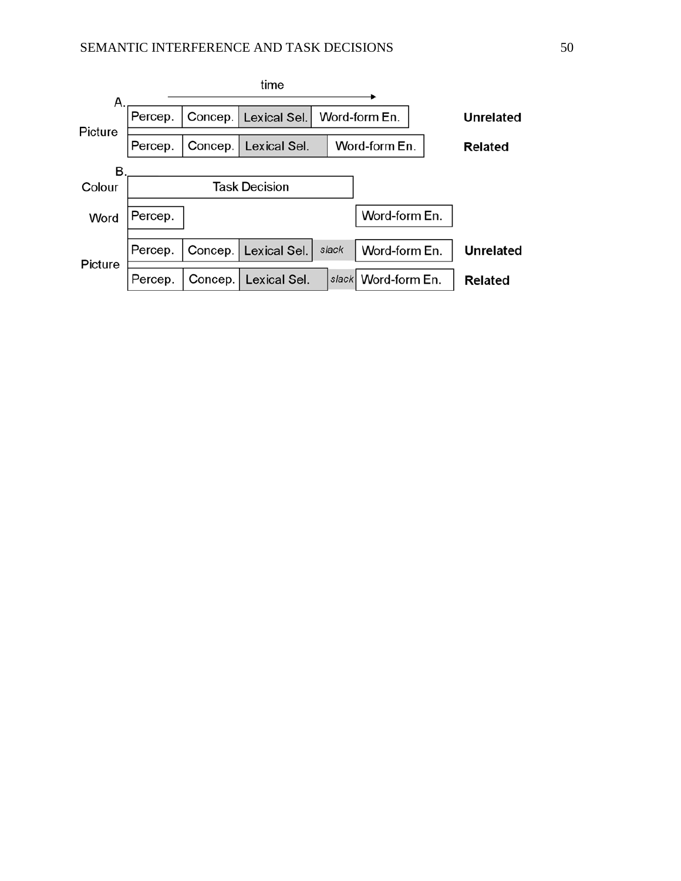time →

A.

| | | | | | |
|---|---|---|---|---|---|
| Picture | Percep. | Concep. | Lexical Sel. | Word-form En. | **Unrelated** |
| | Percep. | Concep. | Lexical Sel. | Word-form En. | **Related** |

B.

| | | | | | | |
|---|---|---|---|---|---|---|
| Colour | Task Decision | | | | | |
| Word | Percep. | | | | Word-form En. | |
| Picture | Percep. | Concep. | Lexical Sel. | *slack* | Word-form En. | **Unrelated** |
| | Percep. | Concep. | Lexical Sel. | *slack* | Word-form En. | **Related** |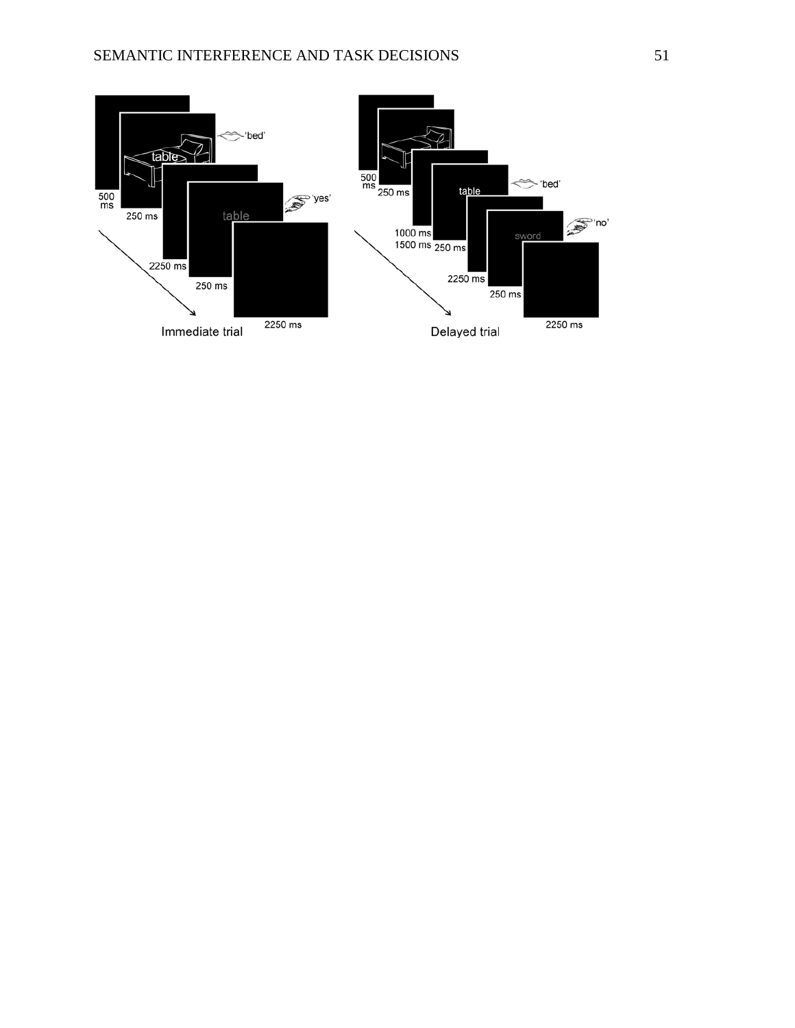500 ms

table

'bed'

250 ms

2250 ms

table

'yes'

250 ms

2250 ms

Immediate trial

500 ms

250 ms

table

'bed'

1000 ms
1500 ms

250 ms

2250 ms

sword

'no'

250 ms

2250 ms

Delayed trial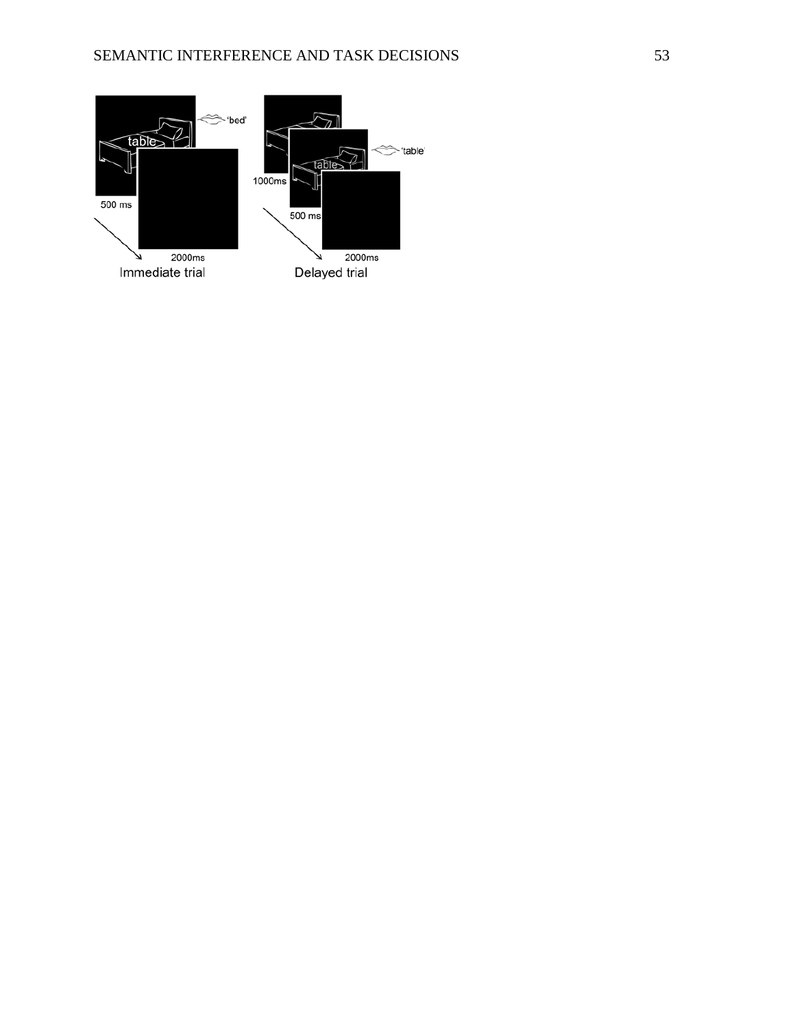'bed'

table

500 ms

2000ms

Immediate trial

'table'

table

1000ms

500 ms

2000ms

Delayed trial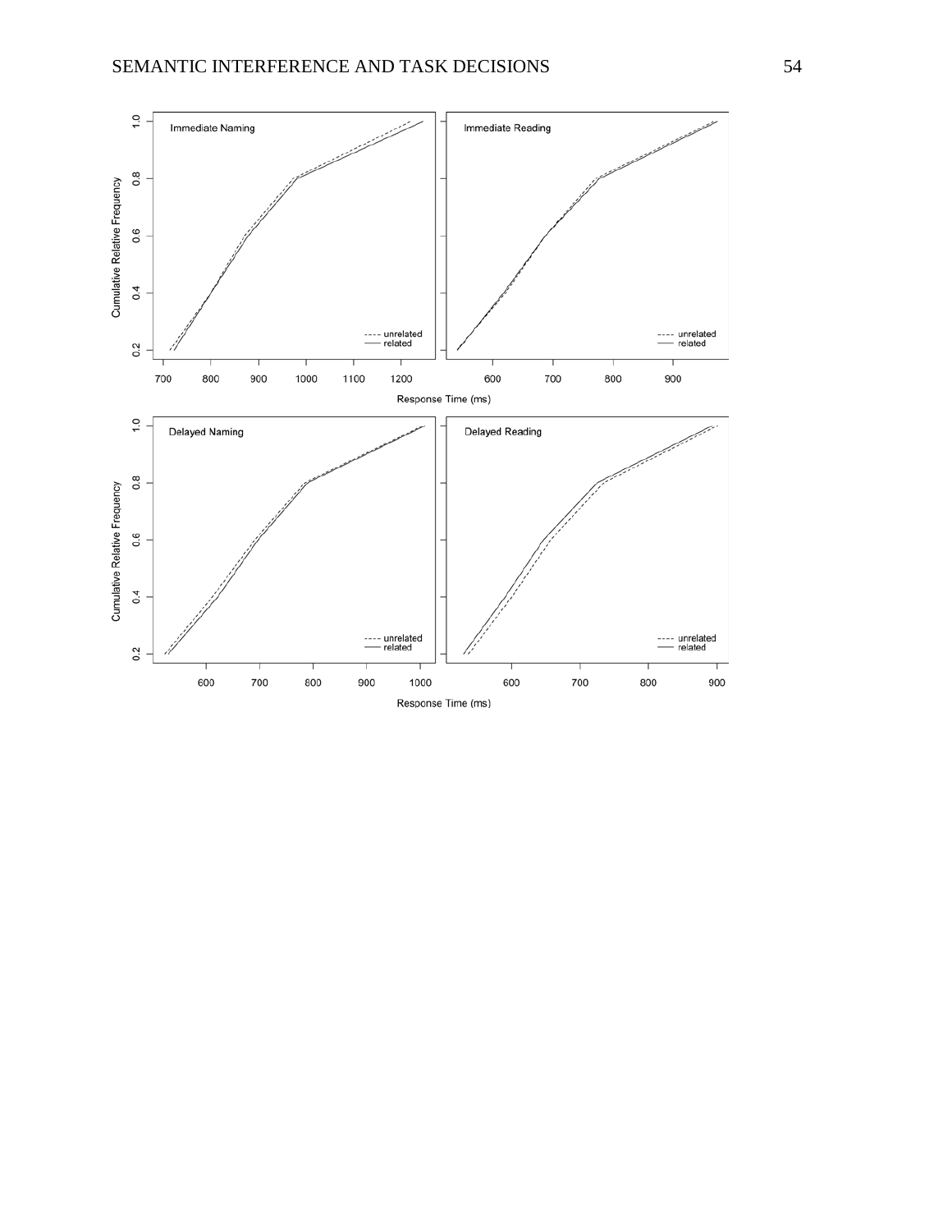Immediate Naming

Immediate Reading

Delayed Naming

Delayed Reading

Cumulative Relative Frequency

Response Time (ms)

---- unrelated
—— related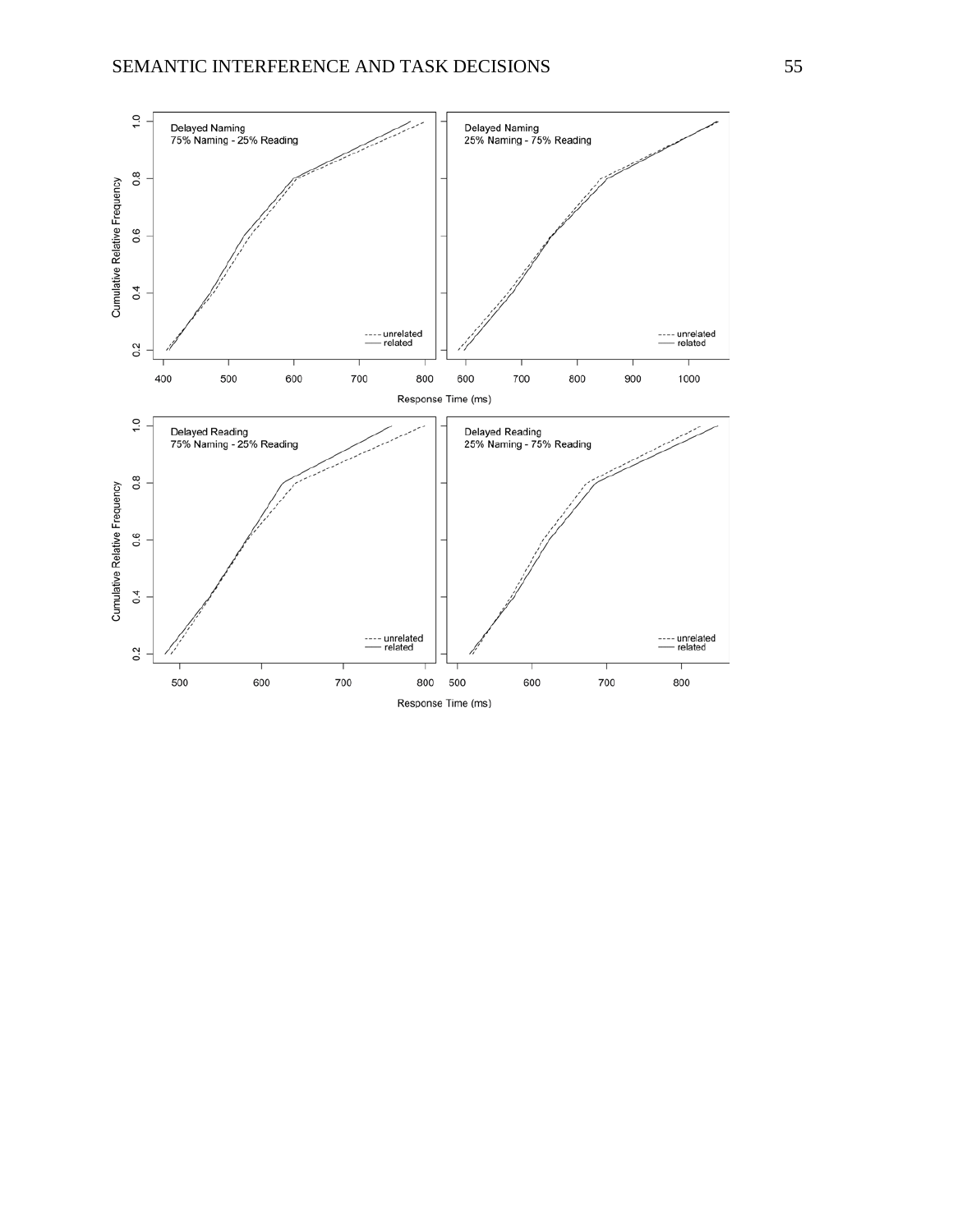Delayed Naming
75% Naming - 25% Reading

Delayed Naming
25% Naming - 75% Reading

Delayed Reading
75% Naming - 25% Reading

Delayed Reading
25% Naming - 75% Reading

Cumulative Relative Frequency

Response Time (ms)

unrelated
related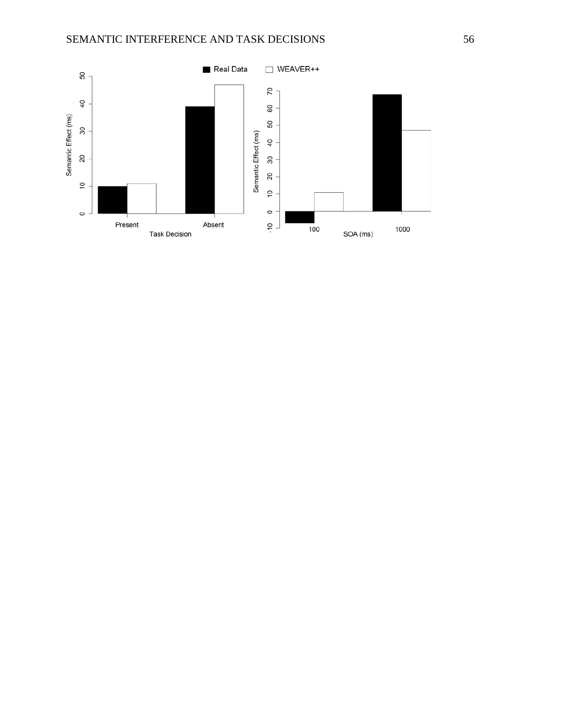Real Data ■ WEAVER++ □

Semantic Effect (ms)

Present | Absent

Task Decision

Semantic Effect (ms)

100 | 1000

SOA (ms)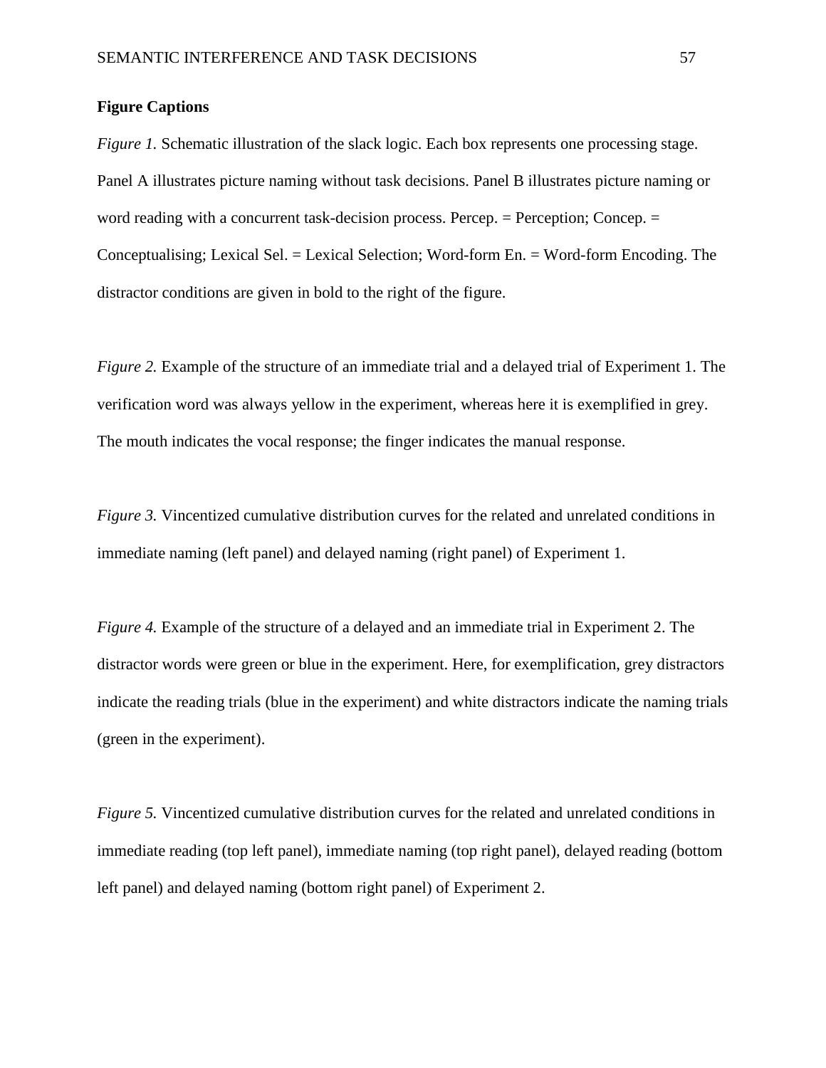**Figure Captions**

*Figure 1.* Schematic illustration of the slack logic. Each box represents one processing stage. Panel A illustrates picture naming without task decisions. Panel B illustrates picture naming or word reading with a concurrent task-decision process. Percep. = Perception; Concep. = Conceptualising; Lexical Sel. = Lexical Selection; Word-form En. = Word-form Encoding. The distractor conditions are given in bold to the right of the figure.

*Figure 2.* Example of the structure of an immediate trial and a delayed trial of Experiment 1. The verification word was always yellow in the experiment, whereas here it is exemplified in grey. The mouth indicates the vocal response; the finger indicates the manual response.

*Figure 3.* Vincentized cumulative distribution curves for the related and unrelated conditions in immediate naming (left panel) and delayed naming (right panel) of Experiment 1.

*Figure 4.* Example of the structure of a delayed and an immediate trial in Experiment 2. The distractor words were green or blue in the experiment. Here, for exemplification, grey distractors indicate the reading trials (blue in the experiment) and white distractors indicate the naming trials (green in the experiment).

*Figure 5.* Vincentized cumulative distribution curves for the related and unrelated conditions in immediate reading (top left panel), immediate naming (top right panel), delayed reading (bottom left panel) and delayed naming (bottom right panel) of Experiment 2.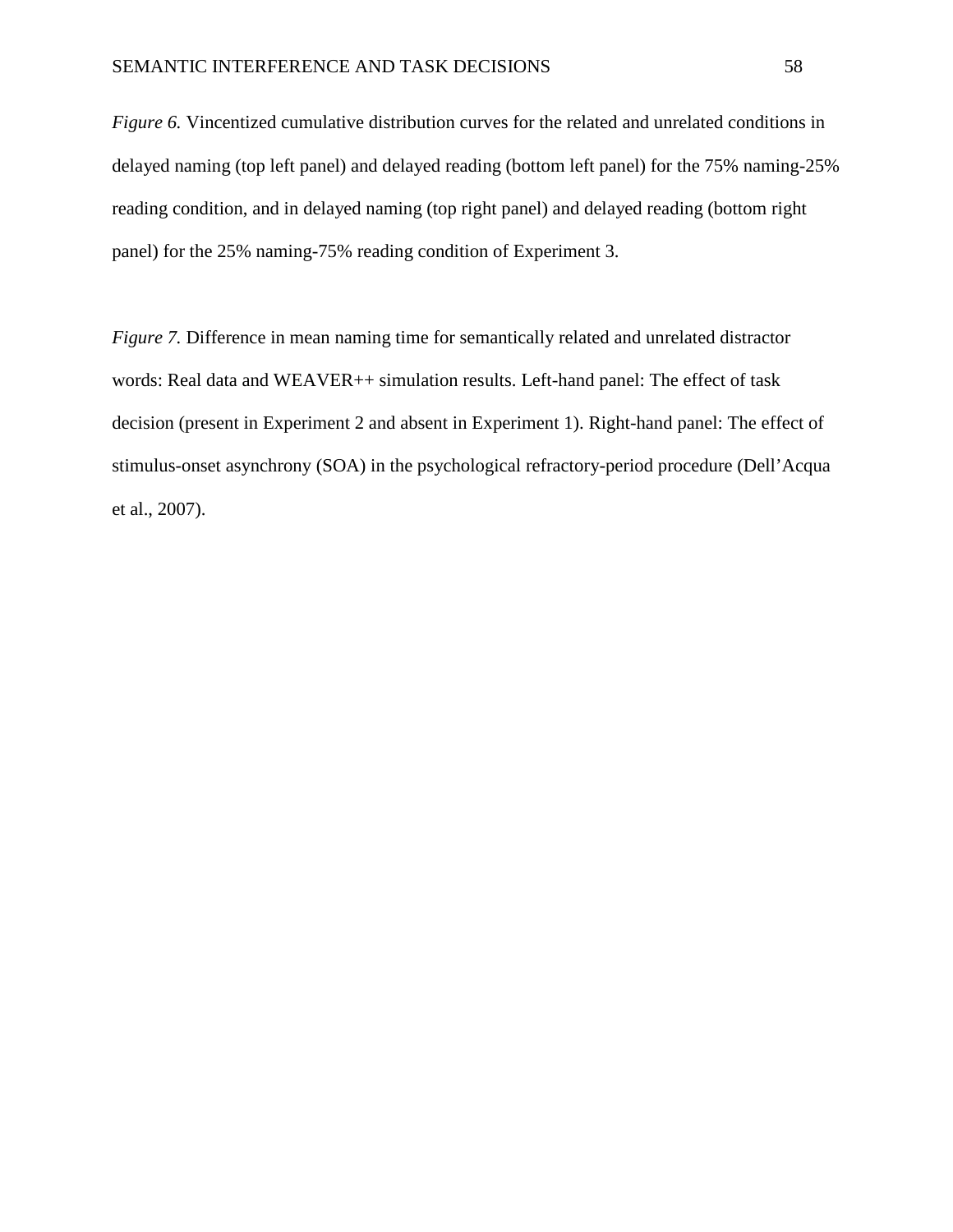*Figure 6.* Vincentized cumulative distribution curves for the related and unrelated conditions in delayed naming (top left panel) and delayed reading (bottom left panel) for the 75% naming-25% reading condition, and in delayed naming (top right panel) and delayed reading (bottom right panel) for the 25% naming-75% reading condition of Experiment 3.

*Figure 7.* Difference in mean naming time for semantically related and unrelated distractor words: Real data and WEAVER++ simulation results. Left-hand panel: The effect of task decision (present in Experiment 2 and absent in Experiment 1). Right-hand panel: The effect of stimulus-onset asynchrony (SOA) in the psychological refractory-period procedure (Dell'Acqua et al., 2007).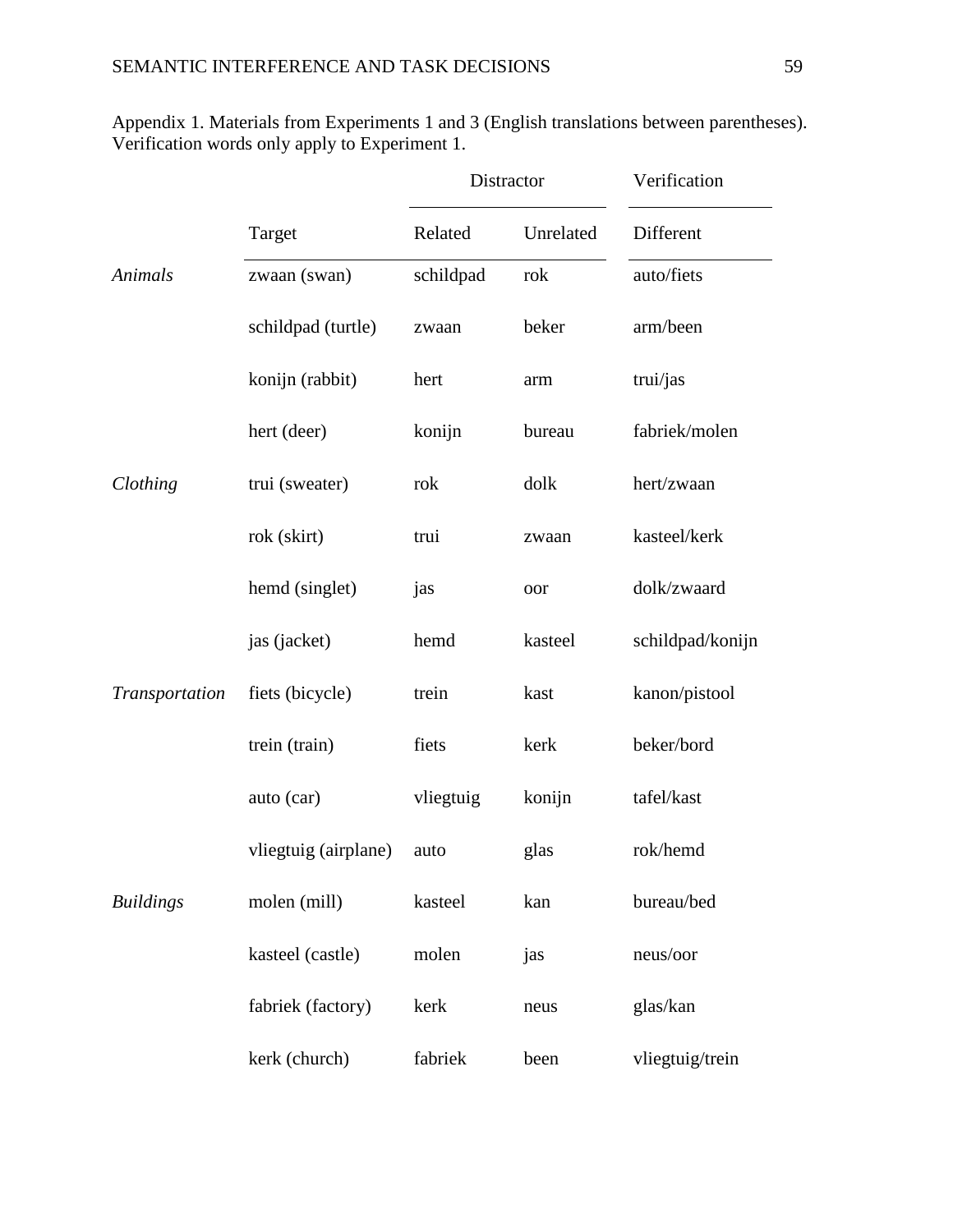Appendix 1. Materials from Experiments 1 and 3 (English translations between parentheses). Verification words only apply to Experiment 1.

| | | Distractor | | Verification |
|---|---|---|---|---|
| | Target | Related | Unrelated | Different |
| *Animals* | zwaan (swan) | schildpad | rok | auto/fiets |
| | schildpad (turtle) | zwaan | beker | arm/been |
| | konijn (rabbit) | hert | arm | trui/jas |
| | hert (deer) | konijn | bureau | fabriek/molen |
| *Clothing* | trui (sweater) | rok | dolk | hert/zwaan |
| | rok (skirt) | trui | zwaan | kasteel/kerk |
| | hemd (singlet) | jas | oor | dolk/zwaard |
| | jas (jacket) | hemd | kasteel | schildpad/konijn |
| *Transportation* | fiets (bicycle) | trein | kast | kanon/pistool |
| | trein (train) | fiets | kerk | beker/bord |
| | auto (car) | vliegtuig | konijn | tafel/kast |
| | vliegtuig (airplane) | auto | glas | rok/hemd |
| *Buildings* | molen (mill) | kasteel | kan | bureau/bed |
| | kasteel (castle) | molen | jas | neus/oor |
| | fabriek (factory) | kerk | neus | glas/kan |
| | kerk (church) | fabriek | been | vliegtuig/trein |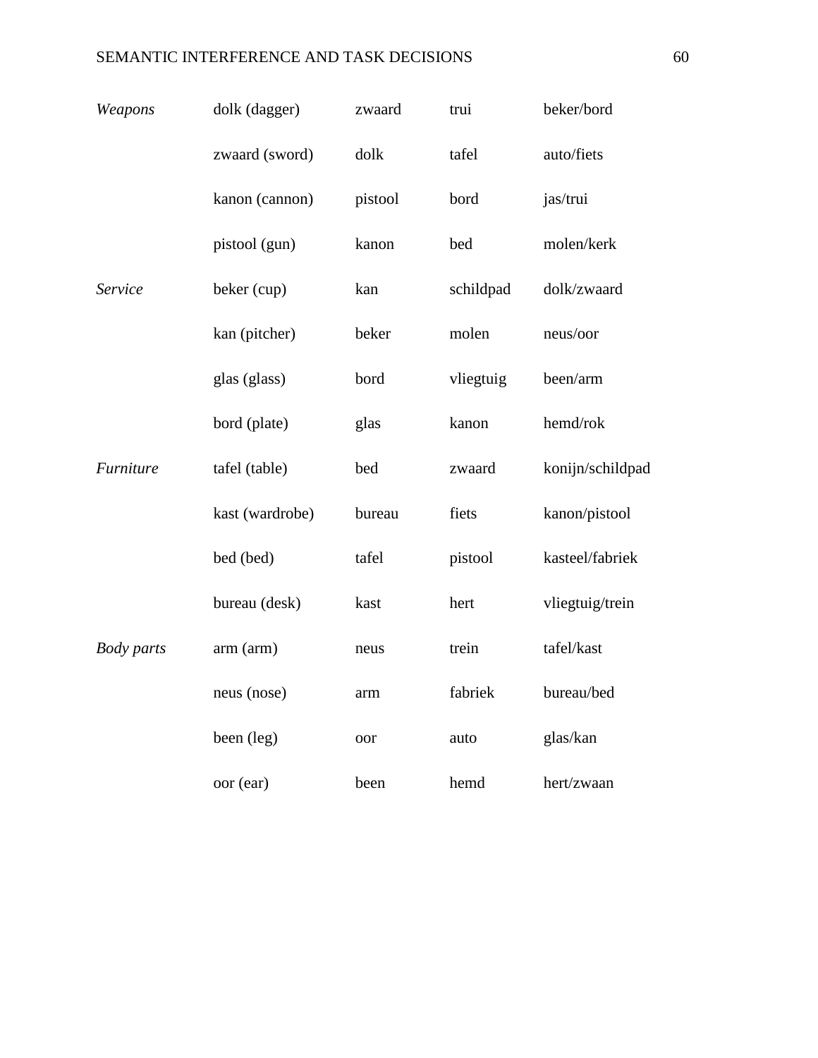| | | | | |
|---|---|---|---|---|
| *Weapons* | dolk (dagger) | zwaard | trui | beker/bord |
| | zwaard (sword) | dolk | tafel | auto/fiets |
| | kanon (cannon) | pistool | bord | jas/trui |
| | pistool (gun) | kanon | bed | molen/kerk |
| *Service* | beker (cup) | kan | schildpad | dolk/zwaard |
| | kan (pitcher) | beker | molen | neus/oor |
| | glas (glass) | bord | vliegtuig | been/arm |
| | bord (plate) | glas | kanon | hemd/rok |
| *Furniture* | tafel (table) | bed | zwaard | konijn/schildpad |
| | kast (wardrobe) | bureau | fiets | kanon/pistool |
| | bed (bed) | tafel | pistool | kasteel/fabriek |
| | bureau (desk) | kast | hert | vliegtuig/trein |
| *Body parts* | arm (arm) | neus | trein | tafel/kast |
| | neus (nose) | arm | fabriek | bureau/bed |
| | been (leg) | oor | auto | glas/kan |
| | oor (ear) | been | hemd | hert/zwaan |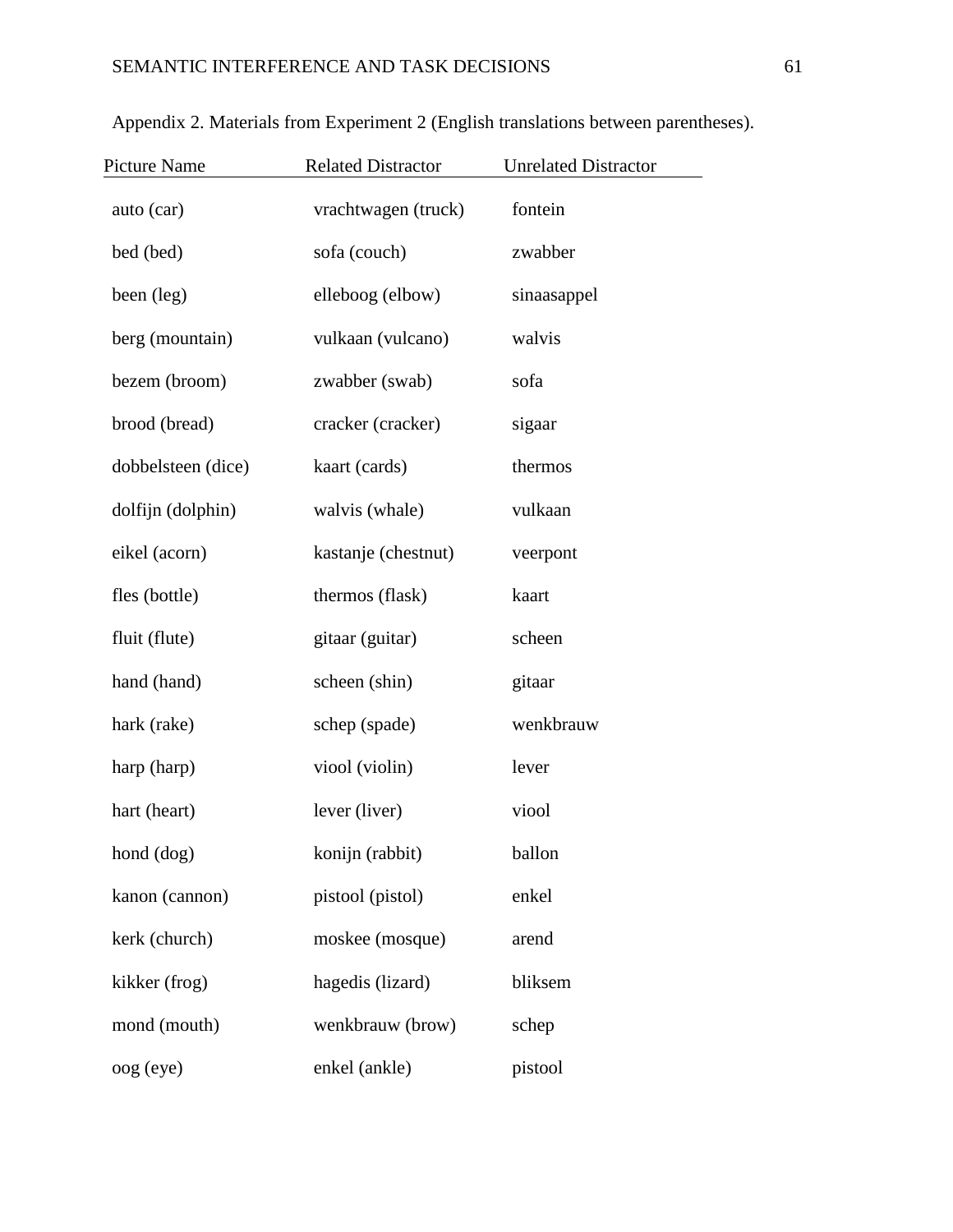Appendix 2. Materials from Experiment 2 (English translations between parentheses).

| Picture Name | Related Distractor | Unrelated Distractor |
|---|---|---|
| auto (car) | vrachtwagen (truck) | fontein |
| bed (bed) | sofa (couch) | zwabber |
| been (leg) | elleboog (elbow) | sinaasappel |
| berg (mountain) | vulkaan (vulcano) | walvis |
| bezem (broom) | zwabber (swab) | sofa |
| brood (bread) | cracker (cracker) | sigaar |
| dobbelsteen (dice) | kaart (cards) | thermos |
| dolfijn (dolphin) | walvis (whale) | vulkaan |
| eikel (acorn) | kastanje (chestnut) | veerpont |
| fles (bottle) | thermos (flask) | kaart |
| fluit (flute) | gitaar (guitar) | scheen |
| hand (hand) | scheen (shin) | gitaar |
| hark (rake) | schep (spade) | wenkbrauw |
| harp (harp) | viool (violin) | lever |
| hart (heart) | lever (liver) | viool |
| hond (dog) | konijn (rabbit) | ballon |
| kanon (cannon) | pistool (pistol) | enkel |
| kerk (church) | moskee (mosque) | arend |
| kikker (frog) | hagedis (lizard) | bliksem |
| mond (mouth) | wenkbrauw (brow) | schep |
| oog (eye) | enkel (ankle) | pistool |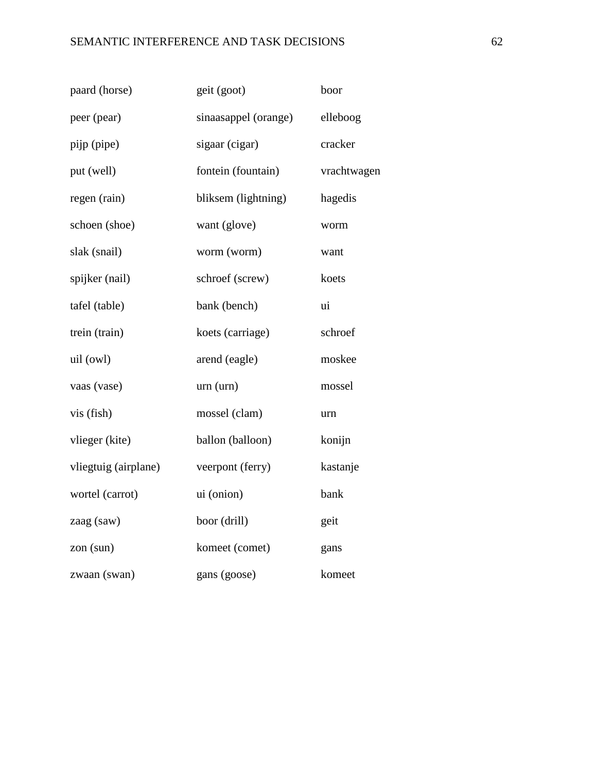| | | |
|---|---|---|
| paard (horse) | geit (goot) | boor |
| peer (pear) | sinaasappel (orange) | elleboog |
| pijp (pipe) | sigaar (cigar) | cracker |
| put (well) | fontein (fountain) | vrachtwagen |
| regen (rain) | bliksem (lightning) | hagedis |
| schoen (shoe) | want (glove) | worm |
| slak (snail) | worm (worm) | want |
| spijker (nail) | schroef (screw) | koets |
| tafel (table) | bank (bench) | ui |
| trein (train) | koets (carriage) | schroef |
| uil (owl) | arend (eagle) | moskee |
| vaas (vase) | urn (urn) | mossel |
| vis (fish) | mossel (clam) | urn |
| vlieger (kite) | ballon (balloon) | konijn |
| vliegtuig (airplane) | veerpont (ferry) | kastanje |
| wortel (carrot) | ui (onion) | bank |
| zaag (saw) | boor (drill) | geit |
| zon (sun) | komeet (comet) | gans |
| zwaan (swan) | gans (goose) | komeet |